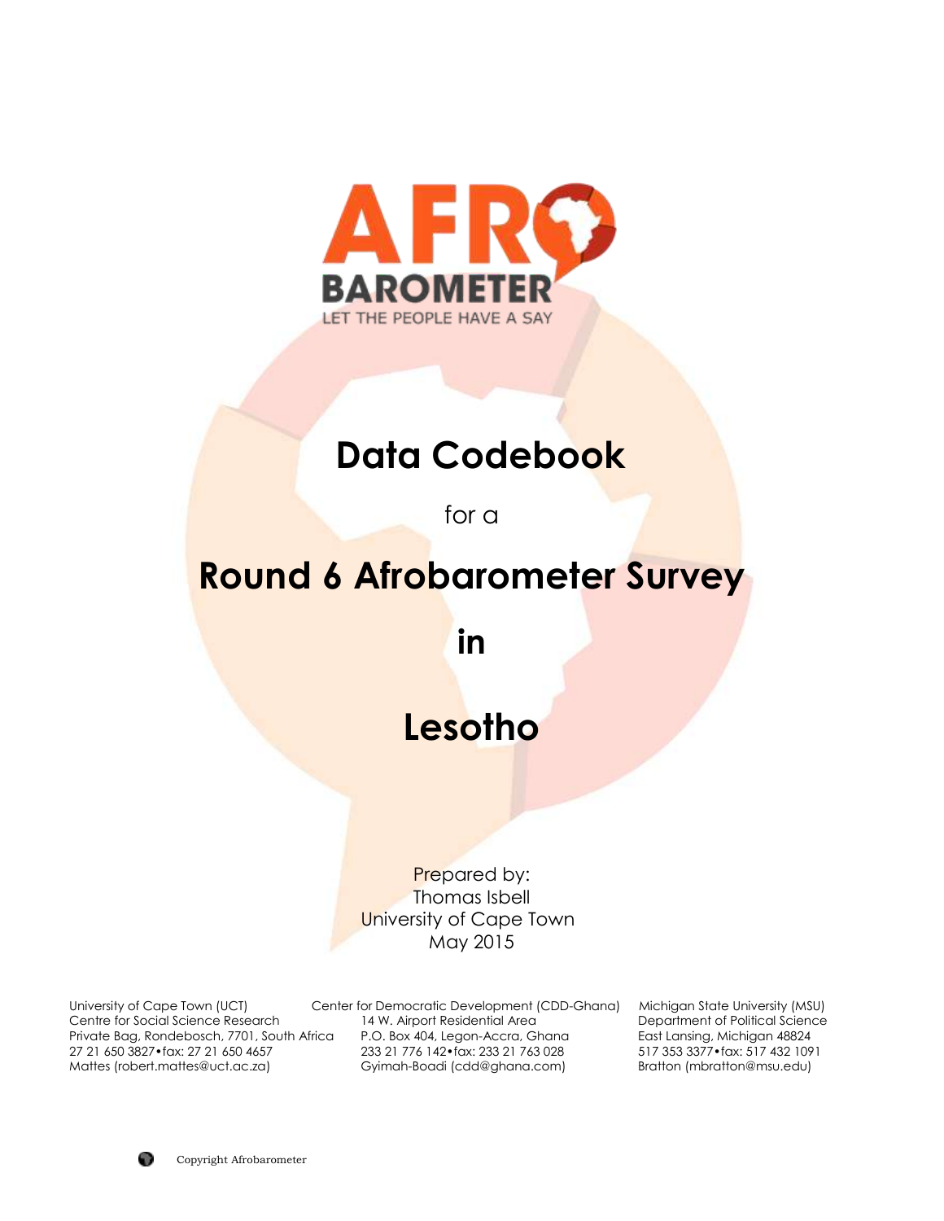AFRO BAROMETER

LET THE PEOPLE HAVE A SAY

# Data Codebook

for a

# Round 6 Afrobarometer Survey

# in

# Lesotho

Prepared by:
Thomas Isbell
University of Cape Town
May 2015

University of Cape Town (UCT)
Centre for Social Science Research
Private Bag, Rondebosch, 7701, South Africa
27 21 650 3827•fax: 27 21 650 4657
Mattes (robert.mattes@uct.ac.za)

Center for Democratic Development (CDD-Ghana)
14 W. Airport Residential Area
P.O. Box 404, Legon-Accra, Ghana
233 21 776 142•fax: 233 21 763 028
Gyimah-Boadi (cdd@ghana.com)

Michigan State University (MSU)
Department of Political Science
East Lansing, Michigan 48824
517 353 3377•fax: 517 432 1091
Bratton (mbratton@msu.edu)

Copyright Afrobarometer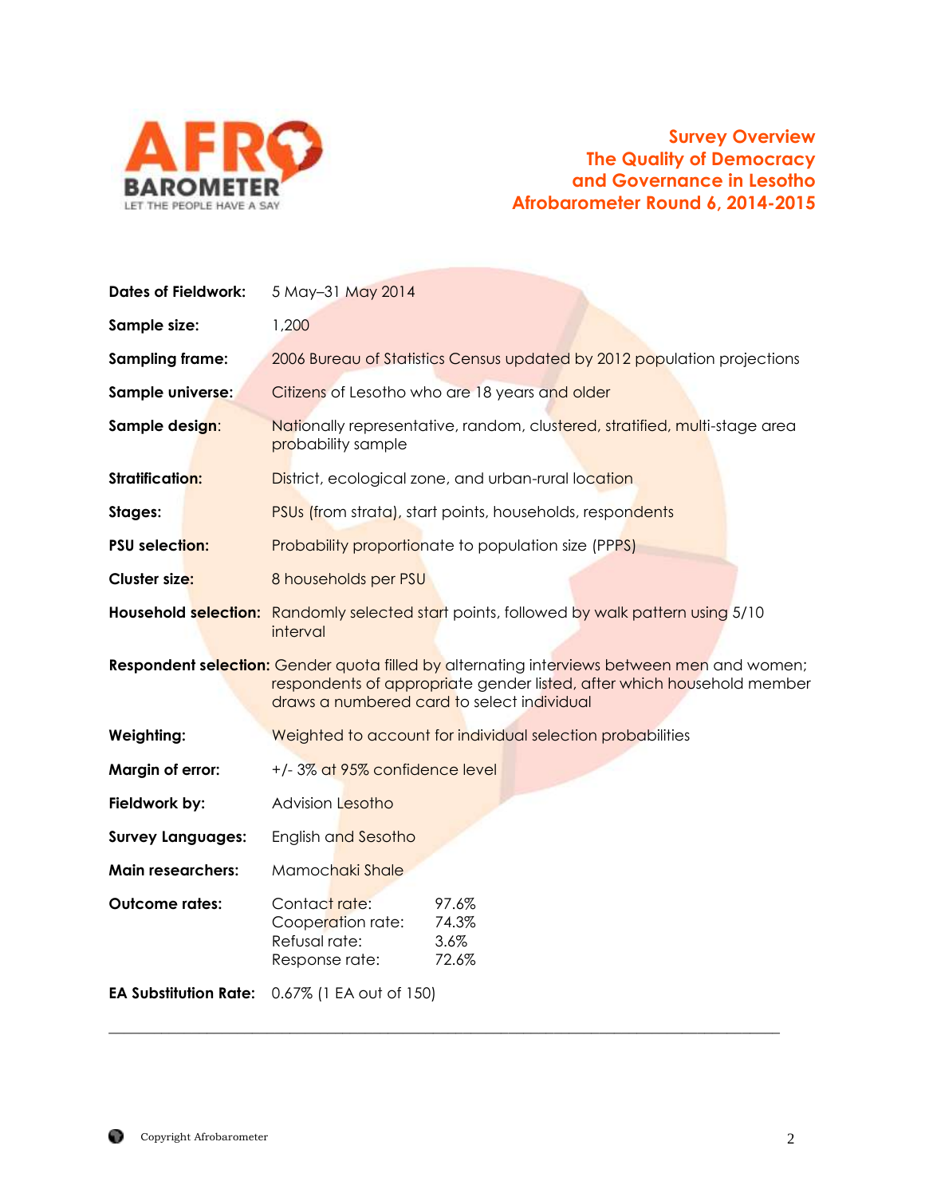# Survey Overview
# The Quality of Democracy and Governance in Lesotho
# Afrobarometer Round 6, 2014-2015

| | |
|---|---|
| **Dates of Fieldwork:** | 5 May–31 May 2014 |
| **Sample size:** | 1,200 |
| **Sampling frame:** | 2006 Bureau of Statistics Census updated by 2012 population projections |
| **Sample universe:** | Citizens of Lesotho who are 18 years and older |
| **Sample design:** | Nationally representative, random, clustered, stratified, multi-stage area probability sample |
| **Stratification:** | District, ecological zone, and urban-rural location |
| **Stages:** | PSUs (from strata), start points, households, respondents |
| **PSU selection:** | Probability proportionate to population size (PPPS) |
| **Cluster size:** | 8 households per PSU |
| **Household selection:** | Randomly selected start points, followed by walk pattern using 5/10 interval |
| **Respondent selection:** | Gender quota filled by alternating interviews between men and women; respondents of appropriate gender listed, after which household member draws a numbered card to select individual |
| **Weighting:** | Weighted to account for individual selection probabilities |
| **Margin of error:** | +/- 3% at 95% confidence level |
| **Fieldwork by:** | Advision Lesotho |
| **Survey Languages:** | English and Sesotho |
| **Main researchers:** | Mamochaki Shale |
| **Outcome rates:** | Contact rate: 97.6%<br>Cooperation rate: 74.3%<br>Refusal rate: 3.6%<br>Response rate: 72.6% |
| **EA Substitution Rate:** | 0.67% (1 EA out of 150) |

---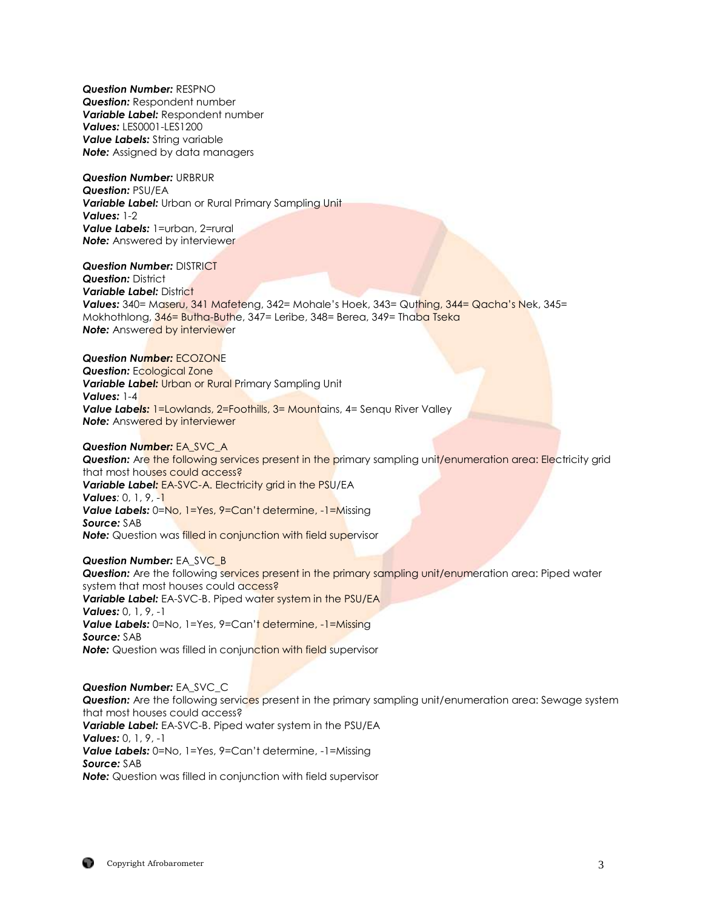***Question Number:*** RESPNO
***Question:*** Respondent number
***Variable Label:*** Respondent number
***Values:*** LES0001-LES1200
***Value Labels:*** String variable
***Note:*** Assigned by data managers

***Question Number:*** URBRUR
***Question:*** PSU/EA
***Variable Label:*** Urban or Rural Primary Sampling Unit
***Values:*** 1-2
***Value Labels:*** 1=urban, 2=rural
***Note:*** Answered by interviewer

***Question Number:*** DISTRICT
***Question:*** District
***Variable Label:*** District
***Values:*** 340= Maseru, 341 Mafeteng, 342= Mohale's Hoek, 343= Quthing, 344= Qacha's Nek, 345= Mokhothlong, 346= Butha-Buthe, 347= Leribe, 348= Berea, 349= Thaba Tseka
***Note:*** Answered by interviewer

***Question Number:*** ECOZONE
***Question:*** Ecological Zone
***Variable Label:*** Urban or Rural Primary Sampling Unit
***Values:*** 1-4
***Value Labels:*** 1=Lowlands, 2=Foothills, 3= Mountains, 4= Senqu River Valley
***Note:*** Answered by interviewer

***Question Number:*** EA_SVC_A
***Question:*** Are the following services present in the primary sampling unit/enumeration area: Electricity grid that most houses could access?
***Variable Label:*** EA-SVC-A. Electricity grid in the PSU/EA
***Values***: 0, 1, 9, -1
***Value Labels:*** 0=No, 1=Yes, 9=Can't determine, -1=Missing
***Source:*** SAB
***Note:*** Question was filled in conjunction with field supervisor

***Question Number:*** EA_SVC_B
***Question:*** Are the following services present in the primary sampling unit/enumeration area: Piped water system that most houses could access?
***Variable Label:*** EA-SVC-B. Piped water system in the PSU/EA
***Values:*** 0, 1, 9, -1
***Value Labels:*** 0=No, 1=Yes, 9=Can't determine, -1=Missing
***Source:*** SAB
***Note:*** Question was filled in conjunction with field supervisor

***Question Number:*** EA_SVC_C
***Question:*** Are the following services present in the primary sampling unit/enumeration area: Sewage system that most houses could access?
***Variable Label:*** EA-SVC-B. Piped water system in the PSU/EA
***Values:*** 0, 1, 9, -1
***Value Labels:*** 0=No, 1=Yes, 9=Can't determine, -1=Missing
***Source:*** SAB
***Note:*** Question was filled in conjunction with field supervisor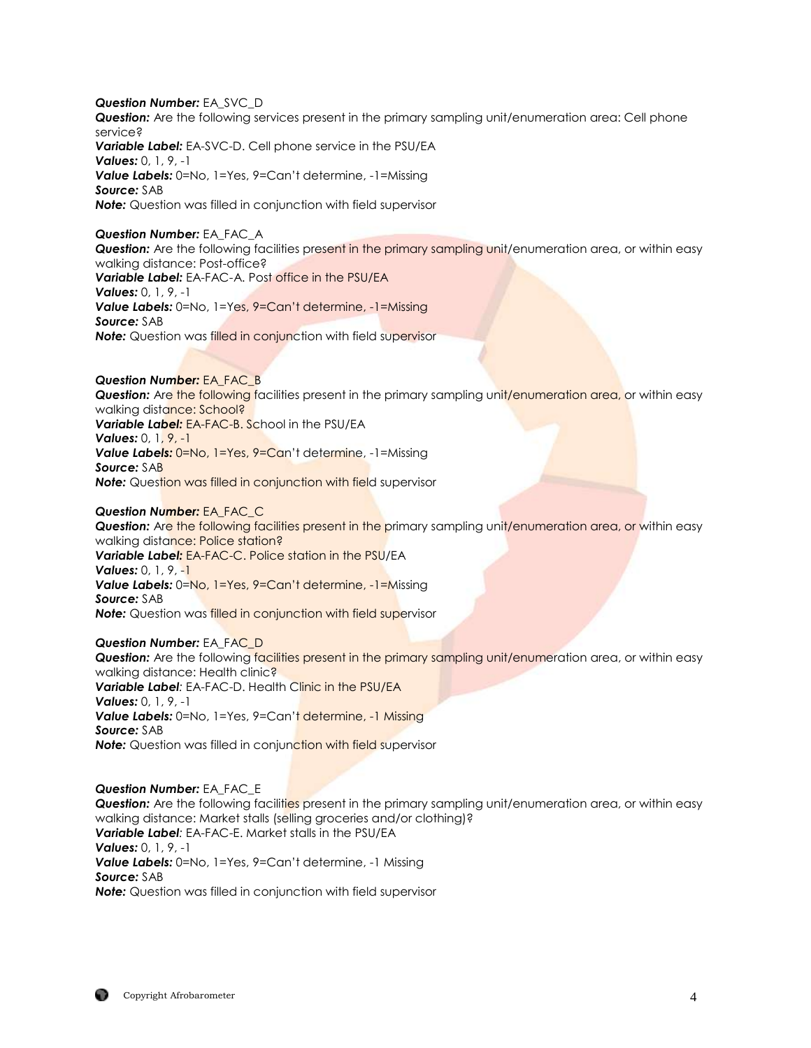***Question Number:*** EA_SVC_D
***Question:*** Are the following services present in the primary sampling unit/enumeration area: Cell phone service?
***Variable Label:*** EA-SVC-D. Cell phone service in the PSU/EA
***Values:*** 0, 1, 9, -1
***Value Labels:*** 0=No, 1=Yes, 9=Can't determine, -1=Missing
***Source:*** SAB
***Note:*** Question was filled in conjunction with field supervisor

***Question Number:*** EA_FAC_A
***Question:*** Are the following facilities present in the primary sampling unit/enumeration area, or within easy walking distance: Post-office?
***Variable Label:*** EA-FAC-A. Post office in the PSU/EA
***Values:*** 0, 1, 9, -1
***Value Labels:*** 0=No, 1=Yes, 9=Can't determine, -1=Missing
***Source:*** SAB
***Note:*** Question was filled in conjunction with field supervisor

***Question Number:*** EA_FAC_B
***Question:*** Are the following facilities present in the primary sampling unit/enumeration area, or within easy walking distance: School?
***Variable Label:*** EA-FAC-B. School in the PSU/EA
***Values:*** 0, 1, 9, -1
***Value Labels:*** 0=No, 1=Yes, 9=Can't determine, -1=Missing
***Source:*** SAB
***Note:*** Question was filled in conjunction with field supervisor

***Question Number:*** EA_FAC_C
***Question:*** Are the following facilities present in the primary sampling unit/enumeration area, or within easy walking distance: Police station?
***Variable Label:*** EA-FAC-C. Police station in the PSU/EA
***Values:*** 0, 1, 9, -1
***Value Labels:*** 0=No, 1=Yes, 9=Can't determine, -1=Missing
***Source:*** SAB
***Note:*** Question was filled in conjunction with field supervisor

***Question Number:*** EA_FAC_D
***Question:*** Are the following facilities present in the primary sampling unit/enumeration area, or within easy walking distance: Health clinic?
***Variable Label****:* EA-FAC-D. Health Clinic in the PSU/EA
***Values:*** 0, 1, 9, -1
***Value Labels:*** 0=No, 1=Yes, 9=Can't determine, -1 Missing
***Source:*** SAB
***Note:*** Question was filled in conjunction with field supervisor

***Question Number:*** EA_FAC_E
***Question:*** Are the following facilities present in the primary sampling unit/enumeration area, or within easy walking distance: Market stalls (selling groceries and/or clothing)?
***Variable Label****:* EA-FAC-E. Market stalls in the PSU/EA
***Values:*** 0, 1, 9, -1
***Value Labels:*** 0=No, 1=Yes, 9=Can't determine, -1 Missing
***Source:*** SAB
***Note:*** Question was filled in conjunction with field supervisor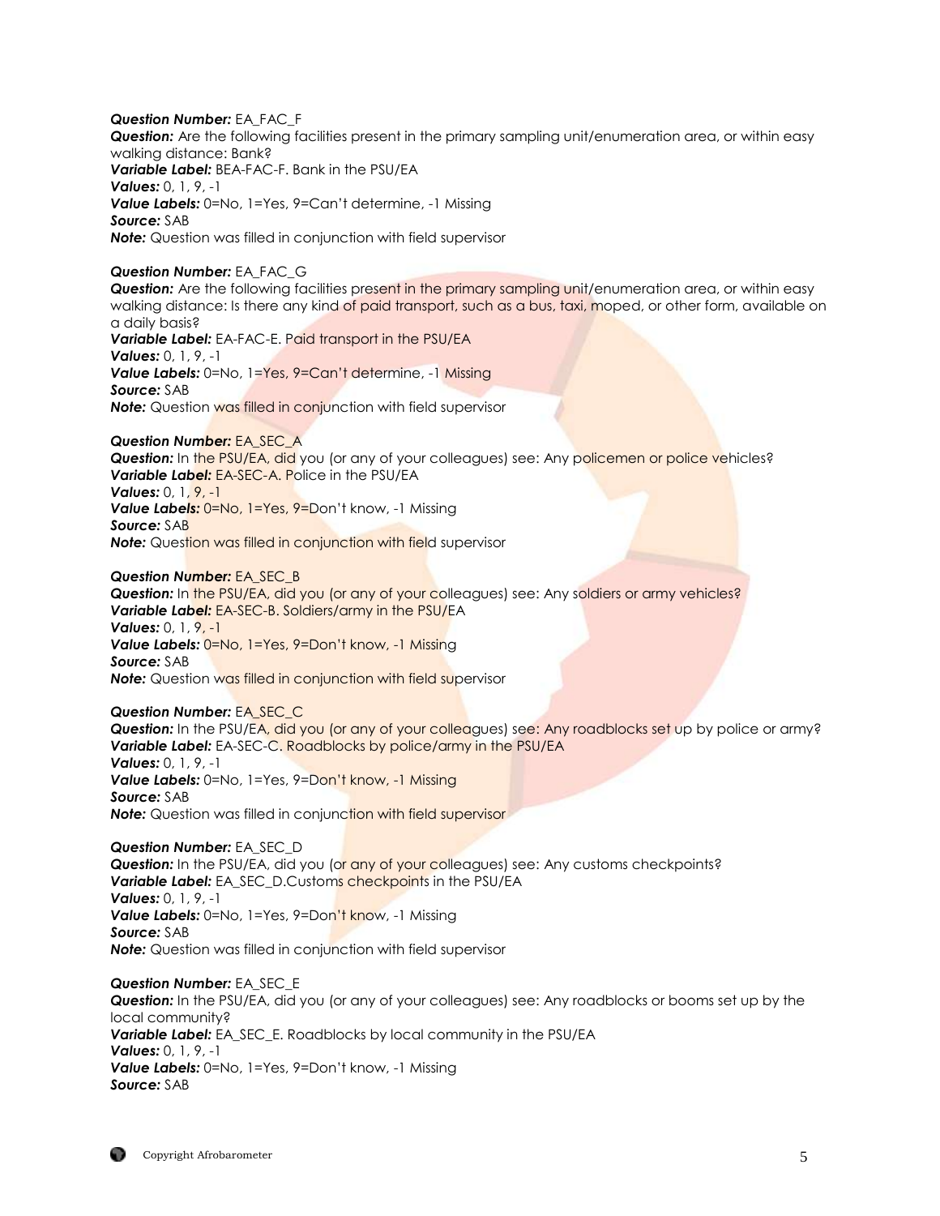***Question Number:*** EA_FAC_F
***Question:*** Are the following facilities present in the primary sampling unit/enumeration area, or within easy walking distance: Bank?
***Variable Label:*** BEA-FAC-F. Bank in the PSU/EA
***Values:*** 0, 1, 9, -1
***Value Labels:*** 0=No, 1=Yes, 9=Can't determine, -1 Missing
***Source:*** SAB
***Note:*** Question was filled in conjunction with field supervisor

***Question Number:*** EA_FAC_G
***Question:*** Are the following facilities present in the primary sampling unit/enumeration area, or within easy walking distance: Is there any kind of paid transport, such as a bus, taxi, moped, or other form, available on a daily basis?
***Variable Label:*** EA-FAC-E. Paid transport in the PSU/EA
***Values:*** 0, 1, 9, -1
***Value Labels:*** 0=No, 1=Yes, 9=Can't determine, -1 Missing
***Source:*** SAB
***Note:*** Question was filled in conjunction with field supervisor

***Question Number:*** EA_SEC_A
***Question:*** In the PSU/EA, did you (or any of your colleagues) see: Any policemen or police vehicles?
***Variable Label:*** EA-SEC-A. Police in the PSU/EA
***Values:*** 0, 1, 9, -1
***Value Labels:*** 0=No, 1=Yes, 9=Don't know, -1 Missing
***Source:*** SAB
***Note:*** Question was filled in conjunction with field supervisor

***Question Number:*** EA_SEC_B
***Question:*** In the PSU/EA, did you (or any of your colleagues) see: Any soldiers or army vehicles?
***Variable Label:*** EA-SEC-B. Soldiers/army in the PSU/EA
***Values:*** 0, 1, 9, -1
***Value Labels:*** 0=No, 1=Yes, 9=Don't know, -1 Missing
***Source:*** SAB
***Note:*** Question was filled in conjunction with field supervisor

***Question Number:*** EA_SEC_C
***Question:*** In the PSU/EA, did you (or any of your colleagues) see: Any roadblocks set up by police or army?
***Variable Label:*** EA-SEC-C. Roadblocks by police/army in the PSU/EA
***Values:*** 0, 1, 9, -1
***Value Labels:*** 0=No, 1=Yes, 9=Don't know, -1 Missing
***Source:*** SAB
***Note:*** Question was filled in conjunction with field supervisor

***Question Number:*** EA_SEC_D
***Question:*** In the PSU/EA, did you (or any of your colleagues) see: Any customs checkpoints?
***Variable Label:*** EA_SEC_D.Customs checkpoints in the PSU/EA
***Values:*** 0, 1, 9, -1
***Value Labels:*** 0=No, 1=Yes, 9=Don't know, -1 Missing
***Source:*** SAB
***Note:*** Question was filled in conjunction with field supervisor

***Question Number:*** EA_SEC_E
***Question:*** In the PSU/EA, did you (or any of your colleagues) see: Any roadblocks or booms set up by the local community?
***Variable Label:*** EA_SEC_E. Roadblocks by local community in the PSU/EA
***Values:*** 0, 1, 9, -1
***Value Labels:*** 0=No, 1=Yes, 9=Don't know, -1 Missing
***Source:*** SAB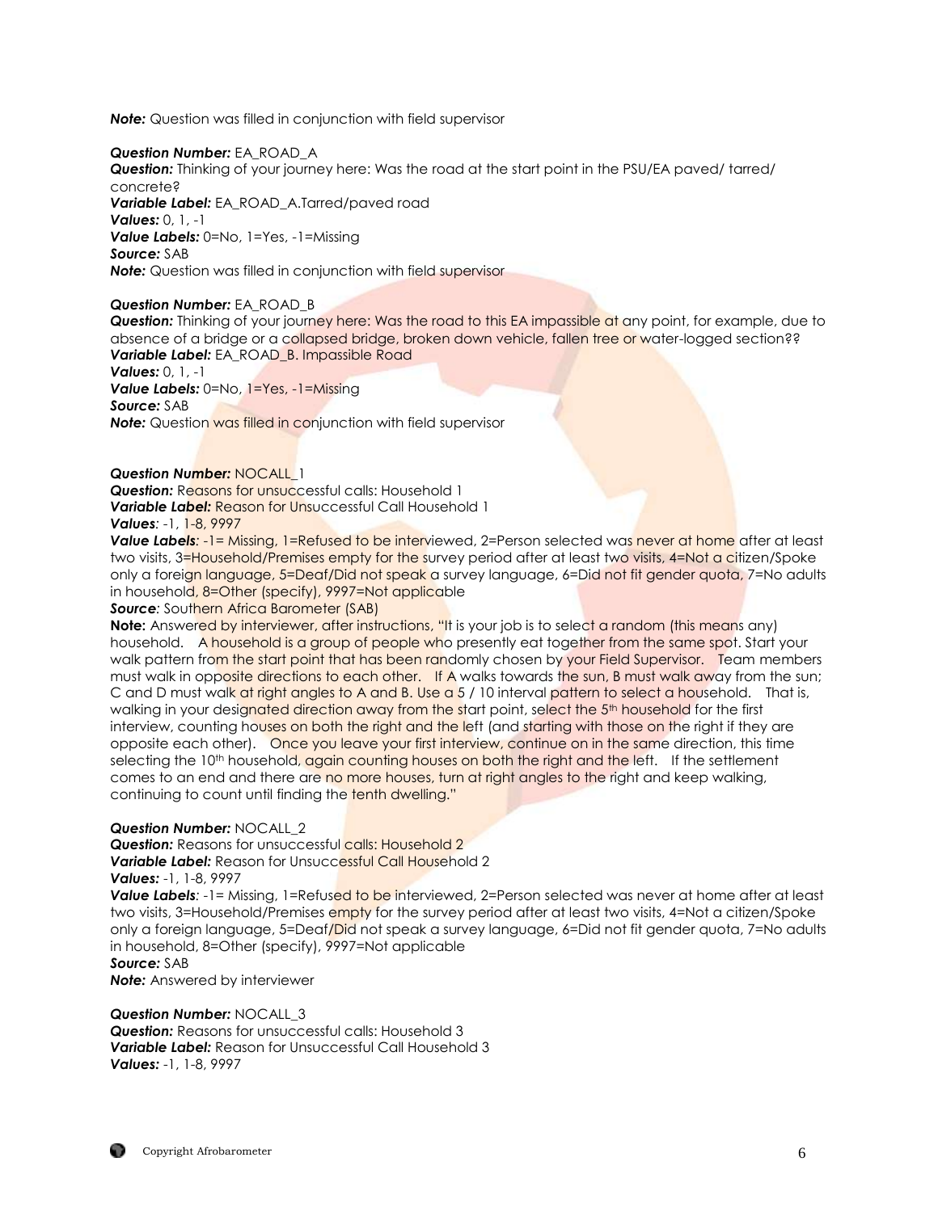***Note:*** Question was filled in conjunction with field supervisor

***Question Number:*** EA_ROAD_A
***Question:*** Thinking of your journey here: Was the road at the start point in the PSU/EA paved/ tarred/ concrete?
***Variable Label:*** EA_ROAD_A.Tarred/paved road
***Values:*** 0, 1, -1
***Value Labels:*** 0=No, 1=Yes, -1=Missing
***Source:*** SAB
***Note:*** Question was filled in conjunction with field supervisor

***Question Number:*** EA_ROAD_B
***Question:*** Thinking of your journey here: Was the road to this EA impassible at any point, for example, due to absence of a bridge or a collapsed bridge, broken down vehicle, fallen tree or water-logged section??
***Variable Label:*** EA_ROAD_B. Impassible Road
***Values:*** 0, 1, -1
***Value Labels:*** 0=No, 1=Yes, -1=Missing
***Source:*** SAB
***Note:*** Question was filled in conjunction with field supervisor

***Question Number:*** NOCALL_1
***Question:*** Reasons for unsuccessful calls: Household 1
***Variable Label:*** Reason for Unsuccessful Call Household 1
***Values***: -1, 1-8, 9997
***Value Labels***: -1= Missing, 1=Refused to be interviewed, 2=Person selected was never at home after at least two visits, 3=Household/Premises empty for the survey period after at least two visits, 4=Not a citizen/Spoke only a foreign language, 5=Deaf/Did not speak a survey language, 6=Did not fit gender quota, 7=No adults in household, 8=Other (specify), 9997=Not applicable
***Source***: Southern Africa Barometer (SAB)
**Note:** Answered by interviewer, after instructions, "It is your job is to select a random (this means any) household. A household is a group of people who presently eat together from the same spot. Start your walk pattern from the start point that has been randomly chosen by your Field Supervisor. Team members must walk in opposite directions to each other. If A walks towards the sun, B must walk away from the sun; C and D must walk at right angles to A and B. Use a 5 / 10 interval pattern to select a household. That is, walking in your designated direction away from the start point, select the 5th household for the first interview, counting houses on both the right and the left (and starting with those on the right if they are opposite each other). Once you leave your first interview, continue on in the same direction, this time selecting the 10th household, again counting houses on both the right and the left. If the settlement comes to an end and there are no more houses, turn at right angles to the right and keep walking, continuing to count until finding the tenth dwelling."

***Question Number:*** NOCALL_2
***Question:*** Reasons for unsuccessful calls: Household 2
***Variable Label:*** Reason for Unsuccessful Call Household 2
***Values:*** -1, 1-8, 9997
***Value Labels***: -1= Missing, 1=Refused to be interviewed, 2=Person selected was never at home after at least two visits, 3=Household/Premises empty for the survey period after at least two visits, 4=Not a citizen/Spoke only a foreign language, 5=Deaf/Did not speak a survey language, 6=Did not fit gender quota, 7=No adults in household, 8=Other (specify), 9997=Not applicable
***Source:*** SAB
***Note:*** Answered by interviewer

***Question Number:*** NOCALL_3
***Question:*** Reasons for unsuccessful calls: Household 3
***Variable Label:*** Reason for Unsuccessful Call Household 3
***Values:*** -1, 1-8, 9997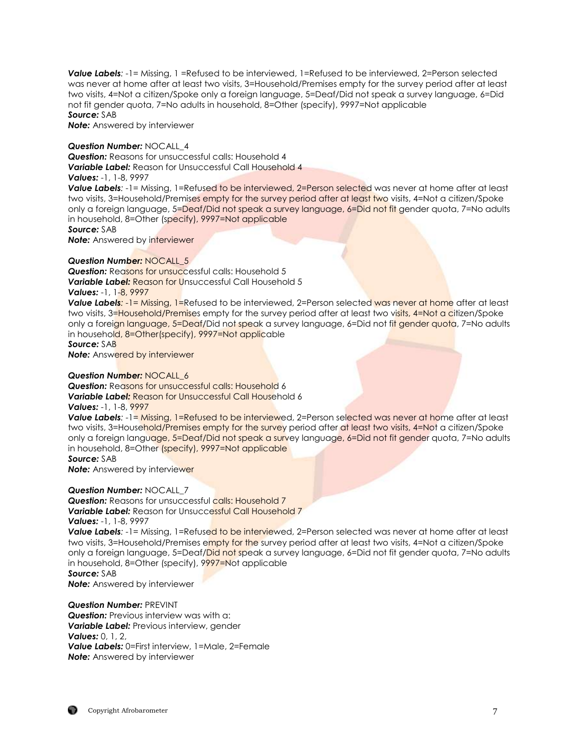***Value Labels**:* -1= Missing, 1 =Refused to be interviewed, 1=Refused to be interviewed, 2=Person selected was never at home after at least two visits, 3=Household/Premises empty for the survey period after at least two visits, 4=Not a citizen/Spoke only a foreign language, 5=Deaf/Did not speak a survey language, 6=Did not fit gender quota, 7=No adults in household, 8=Other (specify), 9997=Not applicable
***Source:*** SAB
***Note:*** Answered by interviewer

***Question Number:*** NOCALL_4
***Question:*** Reasons for unsuccessful calls: Household 4
***Variable Label:*** Reason for Unsuccessful Call Household 4
***Values:*** -1, 1-8, 9997
***Value Labels**:* -1= Missing, 1=Refused to be interviewed, 2=Person selected was never at home after at least two visits, 3=Household/Premises empty for the survey period after at least two visits, 4=Not a citizen/Spoke only a foreign language, 5=Deaf/Did not speak a survey language, 6=Did not fit gender quota, 7=No adults in household, 8=Other (specify), 9997=Not applicable
***Source:*** SAB
***Note:*** Answered by interviewer

***Question Number:*** NOCALL_5
***Question:*** Reasons for unsuccessful calls: Household 5
***Variable Label:*** Reason for Unsuccessful Call Household 5
***Values:*** -1, 1-8, 9997
***Value Labels**:* -1= Missing, 1=Refused to be interviewed, 2=Person selected was never at home after at least two visits, 3=Household/Premises empty for the survey period after at least two visits, 4=Not a citizen/Spoke only a foreign language, 5=Deaf/Did not speak a survey language, 6=Did not fit gender quota, 7=No adults in household, 8=Other(specify), 9997=Not applicable
***Source:*** SAB
***Note:*** Answered by interviewer

***Question Number:*** NOCALL_6
***Question:*** Reasons for unsuccessful calls: Household 6
***Variable Label:*** Reason for Unsuccessful Call Household 6
***Values:*** -1, 1-8, 9997
***Value Labels**:* -1= Missing, 1=Refused to be interviewed, 2=Person selected was never at home after at least two visits, 3=Household/Premises empty for the survey period after at least two visits, 4=Not a citizen/Spoke only a foreign language, 5=Deaf/Did not speak a survey language, 6=Did not fit gender quota, 7=No adults in household, 8=Other (specify), 9997=Not applicable
***Source:*** SAB
***Note:*** Answered by interviewer

***Question Number:*** NOCALL_7
***Question:*** Reasons for unsuccessful calls: Household 7
***Variable Label:*** Reason for Unsuccessful Call Household 7
***Values:*** -1, 1-8, 9997
***Value Labels**:* -1= Missing, 1=Refused to be interviewed, 2=Person selected was never at home after at least two visits, 3=Household/Premises empty for the survey period after at least two visits, 4=Not a citizen/Spoke only a foreign language, 5=Deaf/Did not speak a survey language, 6=Did not fit gender quota, 7=No adults in household, 8=Other (specify), 9997=Not applicable
***Source:*** SAB
***Note:*** Answered by interviewer

***Question Number:*** PREVINT
***Question:*** Previous interview was with a:
***Variable Label:*** Previous interview, gender
***Values:*** 0, 1, 2,
***Value Labels:*** 0=First interview, 1=Male, 2=Female
***Note:*** Answered by interviewer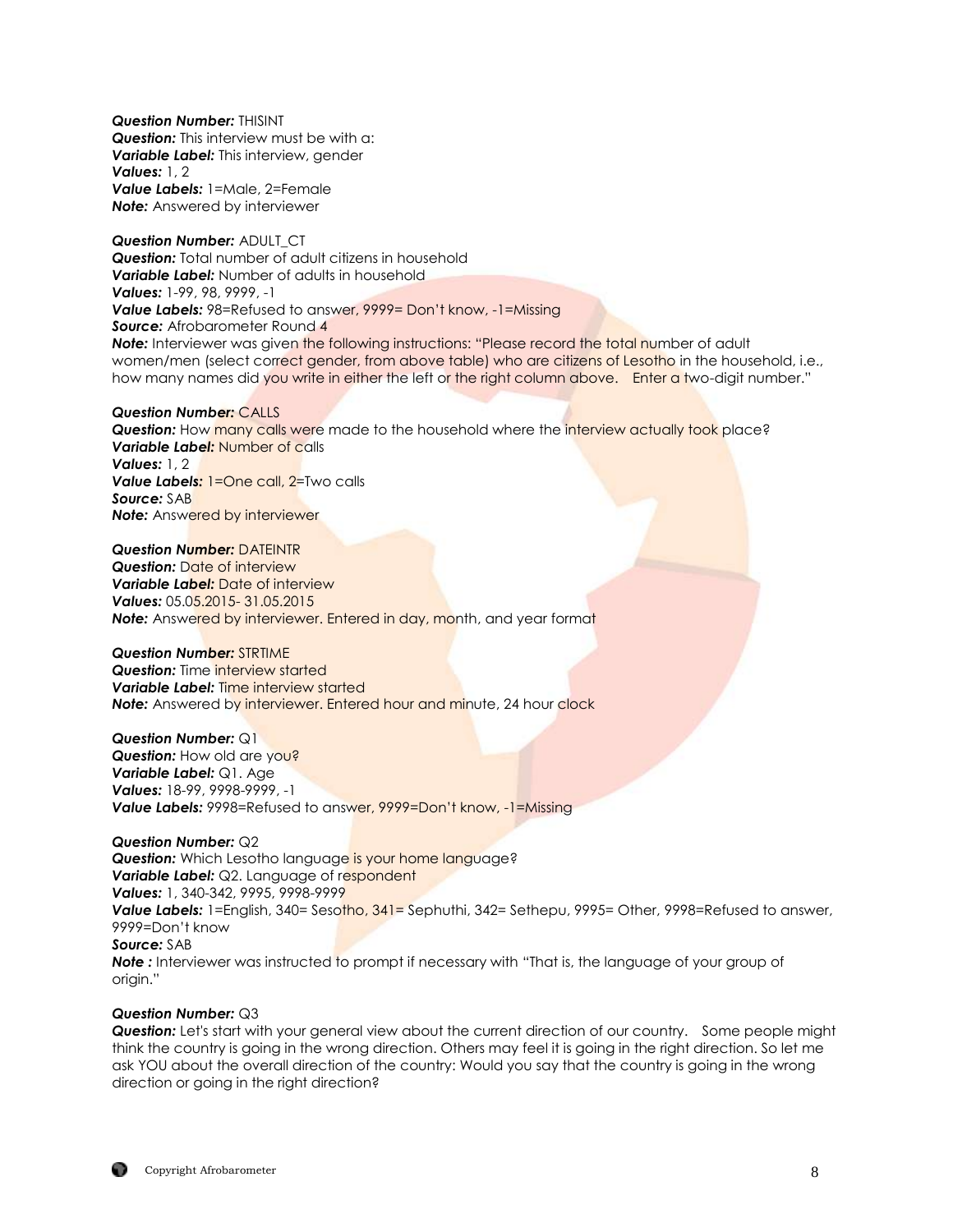***Question Number:*** THISINT
***Question:*** This interview must be with a:
***Variable Label:*** This interview, gender
***Values:*** 1, 2
***Value Labels:*** 1=Male, 2=Female
***Note:*** Answered by interviewer

***Question Number:*** ADULT_CT
***Question:*** Total number of adult citizens in household
***Variable Label:*** Number of adults in household
***Values:*** 1-99, 98, 9999, -1
***Value Labels:*** 98=Refused to answer, 9999= Don't know, -1=Missing
***Source:*** Afrobarometer Round 4
***Note:*** Interviewer was given the following instructions: "Please record the total number of adult women/men (select correct gender, from above table) who are citizens of Lesotho in the household, i.e., how many names did you write in either the left or the right column above. Enter a two-digit number."

***Question Number:*** CALLS
***Question:*** How many calls were made to the household where the interview actually took place?
***Variable Label:*** Number of calls
***Values:*** 1, 2
***Value Labels:*** 1=One call, 2=Two calls
***Source:*** SAB
***Note:*** Answered by interviewer

***Question Number:*** DATEINTR
***Question:*** Date of interview
***Variable Label:*** Date of interview
***Values:*** 05.05.2015- 31.05.2015
***Note:*** Answered by interviewer. Entered in day, month, and year format

***Question Number:*** STRTIME
***Question:*** Time interview started
***Variable Label:*** Time interview started
***Note:*** Answered by interviewer. Entered hour and minute, 24 hour clock

***Question Number:*** Q1
***Question:*** How old are you?
***Variable Label:*** Q1. Age
***Values:*** 18-99, 9998-9999, -1
***Value Labels:*** 9998=Refused to answer, 9999=Don't know, -1=Missing

***Question Number:*** Q2
***Question:*** Which Lesotho language is your home language?
***Variable Label:*** Q2. Language of respondent
***Values:*** 1, 340-342, 9995, 9998-9999
***Value Labels:*** 1=English, 340= Sesotho, 341= Sephuthi, 342= Sethepu, 9995= Other, 9998=Refused to answer, 9999=Don't know
***Source:*** SAB
***Note :*** Interviewer was instructed to prompt if necessary with "That is, the language of your group of origin."

***Question Number:*** Q3
***Question:*** Let's start with your general view about the current direction of our country. Some people might think the country is going in the wrong direction. Others may feel it is going in the right direction. So let me ask YOU about the overall direction of the country: Would you say that the country is going in the wrong direction or going in the right direction?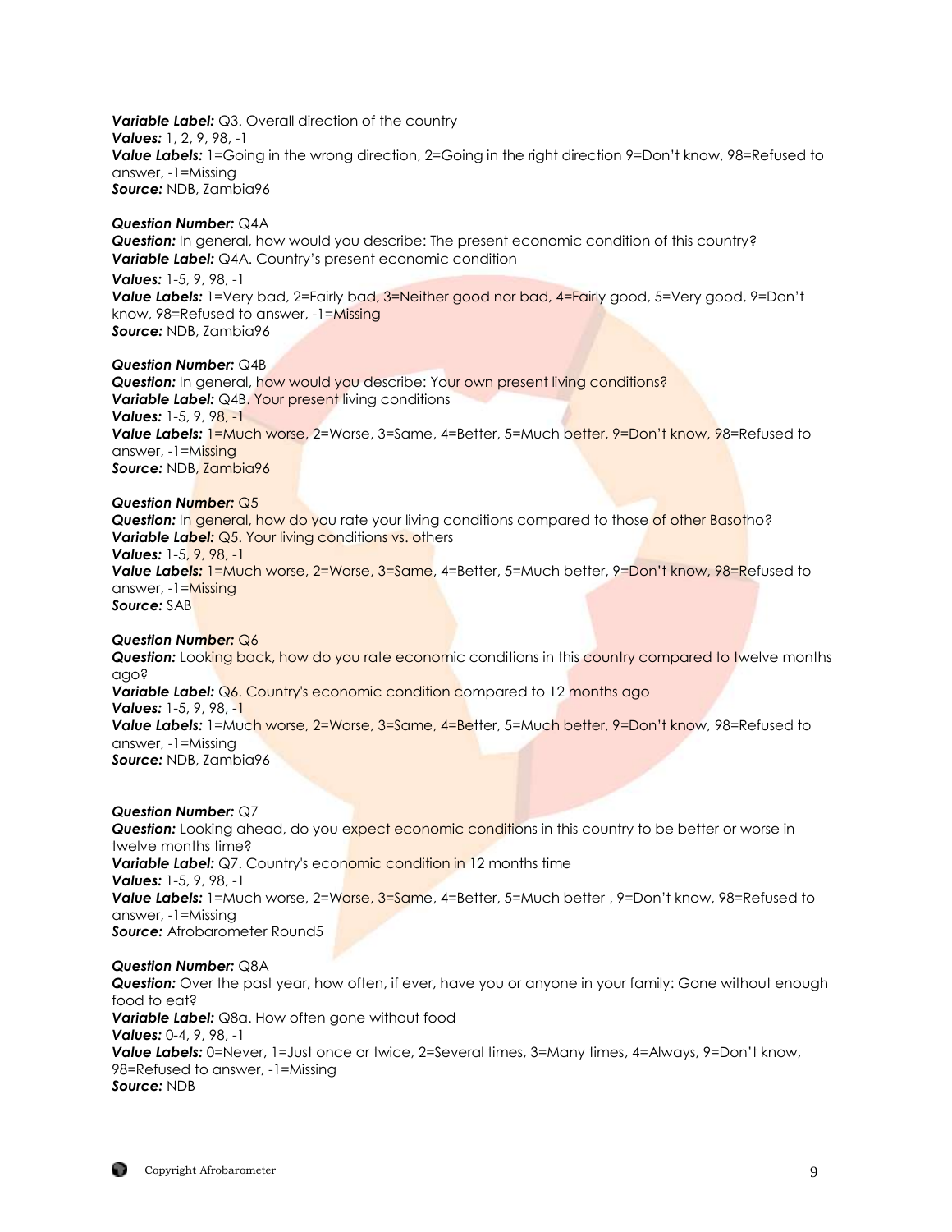***Variable Label:*** Q3. Overall direction of the country
***Values:*** 1, 2, 9, 98, -1
***Value Labels:*** 1=Going in the wrong direction, 2=Going in the right direction 9=Don't know, 98=Refused to answer, -1=Missing
***Source:*** NDB, Zambia96

***Question Number:*** Q4A
***Question:*** In general, how would you describe: The present economic condition of this country?
***Variable Label:*** Q4A. Country's present economic condition
***Values:*** 1-5, 9, 98, -1
***Value Labels:*** 1=Very bad, 2=Fairly bad, 3=Neither good nor bad, 4=Fairly good, 5=Very good, 9=Don't know, 98=Refused to answer, -1=Missing
***Source:*** NDB, Zambia96

***Question Number:*** Q4B
***Question:*** In general, how would you describe: Your own present living conditions?
***Variable Label:*** Q4B. Your present living conditions
***Values:*** 1-5, 9, 98, -1
***Value Labels:*** 1=Much worse, 2=Worse, 3=Same, 4=Better, 5=Much better, 9=Don't know, 98=Refused to answer, -1=Missing
***Source:*** NDB, Zambia96

***Question Number:*** Q5
***Question:*** In general, how do you rate your living conditions compared to those of other Basotho?
***Variable Label:*** Q5. Your living conditions vs. others
***Values:*** 1-5, 9, 98, -1
***Value Labels:*** 1=Much worse, 2=Worse, 3=Same, 4=Better, 5=Much better, 9=Don't know, 98=Refused to answer, -1=Missing
***Source:*** SAB

***Question Number:*** Q6
***Question:*** Looking back, how do you rate economic conditions in this country compared to twelve months ago?
***Variable Label:*** Q6. Country's economic condition compared to 12 months ago
***Values:*** 1-5, 9, 98, -1
***Value Labels:*** 1=Much worse, 2=Worse, 3=Same, 4=Better, 5=Much better, 9=Don't know, 98=Refused to answer, -1=Missing
***Source:*** NDB, Zambia96

***Question Number:*** Q7
***Question:*** Looking ahead, do you expect economic conditions in this country to be better or worse in twelve months time?
***Variable Label:*** Q7. Country's economic condition in 12 months time
***Values:*** 1-5, 9, 98, -1
***Value Labels:*** 1=Much worse, 2=Worse, 3=Same, 4=Better, 5=Much better , 9=Don't know, 98=Refused to answer, -1=Missing
***Source:*** Afrobarometer Round5

***Question Number:*** Q8A
***Question:*** Over the past year, how often, if ever, have you or anyone in your family: Gone without enough food to eat?
***Variable Label:*** Q8a. How often gone without food
***Values:*** 0-4, 9, 98, -1
***Value Labels:*** 0=Never, 1=Just once or twice, 2=Several times, 3=Many times, 4=Always, 9=Don't know, 98=Refused to answer, -1=Missing
***Source:*** NDB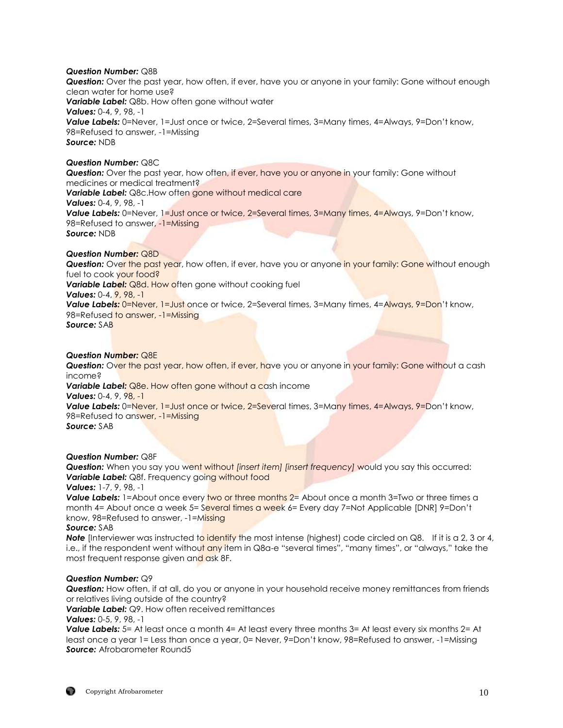***Question Number:*** Q8B
***Question:*** Over the past year, how often, if ever, have you or anyone in your family: Gone without enough clean water for home use?
***Variable Label:*** Q8b. How often gone without water
***Values:*** 0-4, 9, 98, -1
***Value Labels:*** 0=Never, 1=Just once or twice, 2=Several times, 3=Many times, 4=Always, 9=Don't know, 98=Refused to answer, -1=Missing
***Source:*** NDB

***Question Number:*** Q8C
***Question:*** Over the past year, how often, if ever, have you or anyone in your family: Gone without medicines or medical treatment?
***Variable Label:*** Q8c.How often gone without medical care
***Values:*** 0-4, 9, 98, -1
***Value Labels:*** 0=Never, 1=Just once or twice, 2=Several times, 3=Many times, 4=Always, 9=Don't know, 98=Refused to answer, -1=Missing
***Source:*** NDB

***Question Number:*** Q8D
***Question:*** Over the past year, how often, if ever, have you or anyone in your family: Gone without enough fuel to cook your food?
***Variable Label:*** Q8d. How often gone without cooking fuel
***Values:*** 0-4, 9, 98, -1
***Value Labels:*** 0=Never, 1=Just once or twice, 2=Several times, 3=Many times, 4=Always, 9=Don't know, 98=Refused to answer, -1=Missing
***Source:*** SAB

***Question Number:*** Q8E
***Question:*** Over the past year, how often, if ever, have you or anyone in your family: Gone without a cash income?
***Variable Label:*** Q8e. How often gone without a cash income
***Values:*** 0-4, 9, 98, -1
***Value Labels:*** 0=Never, 1=Just once or twice, 2=Several times, 3=Many times, 4=Always, 9=Don't know, 98=Refused to answer, -1=Missing
***Source:*** SAB

***Question Number:*** Q8F
***Question:*** When you say you went without *[insert item] [insert frequency]* would you say this occurred:
***Variable Label:*** Q8f. Frequency going without food
***Values:*** 1-7, 9, 98, -1
***Value Labels:*** 1=About once every two or three months 2= About once a month 3=Two or three times a month 4= About once a week 5= Several times a week 6= Every day 7=Not Applicable [DNR] 9=Don't know, 98=Refused to answer, -1=Missing
***Source:*** SAB
***Note*** [Interviewer was instructed to identify the most intense (highest) code circled on Q8. If it is a 2, 3 or 4, i.e., if the respondent went without any item in Q8a-e "several times", "many times", or "always," take the most frequent response given and ask 8F.

***Question Number:*** Q9
***Question:*** How often, if at all, do you or anyone in your household receive money remittances from friends or relatives living outside of the country?
***Variable Label:*** Q9. How often received remittances
***Values:*** 0-5, 9, 98, -1
***Value Labels:*** 5= At least once a month 4= At least every three months 3= At least every six months 2= At least once a year 1= Less than once a year, 0= Never, 9=Don't know, 98=Refused to answer, -1=Missing
***Source:*** Afrobarometer Round5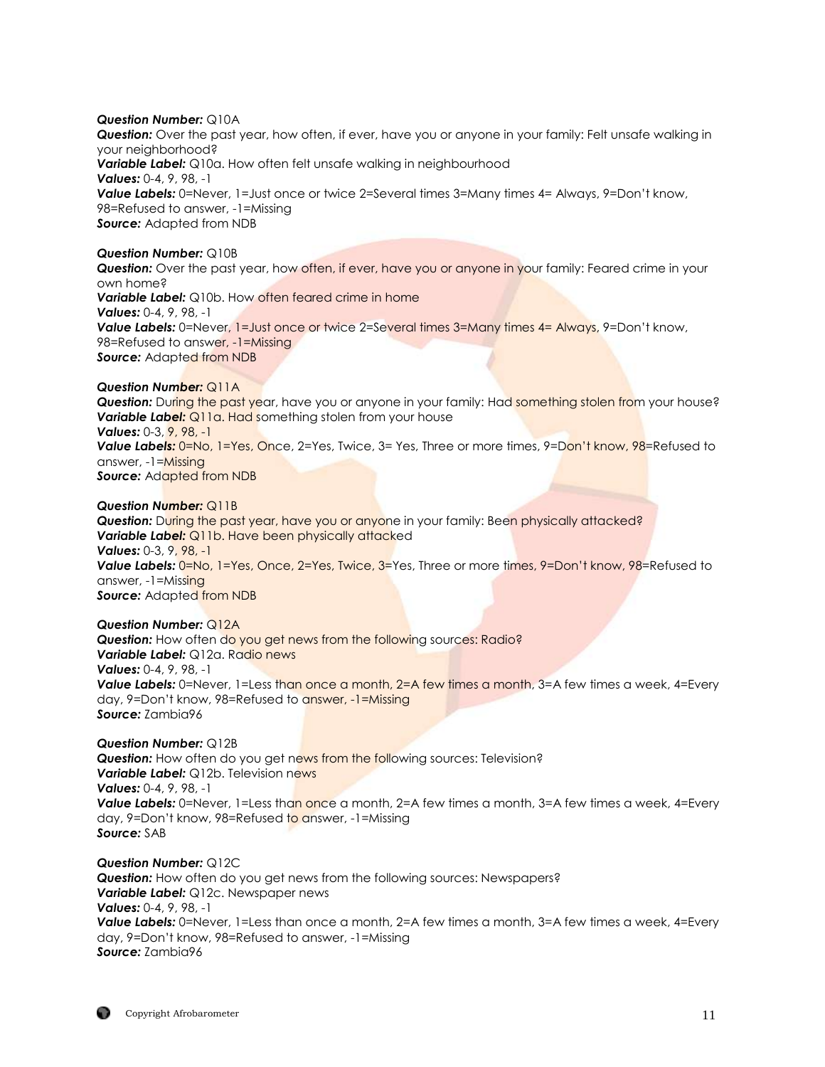***Question Number:*** Q10A
***Question:*** Over the past year, how often, if ever, have you or anyone in your family: Felt unsafe walking in your neighborhood?
***Variable Label:*** Q10a. How often felt unsafe walking in neighbourhood
***Values:*** 0-4, 9, 98, -1
***Value Labels:*** 0=Never, 1=Just once or twice 2=Several times 3=Many times 4= Always, 9=Don't know, 98=Refused to answer, -1=Missing
***Source:*** Adapted from NDB

***Question Number:*** Q10B
***Question:*** Over the past year, how often, if ever, have you or anyone in your family: Feared crime in your own home?
***Variable Label:*** Q10b. How often feared crime in home
***Values:*** 0-4, 9, 98, -1
***Value Labels:*** 0=Never, 1=Just once or twice 2=Several times 3=Many times 4= Always, 9=Don't know, 98=Refused to answer, -1=Missing
***Source:*** Adapted from NDB

***Question Number:*** Q11A
***Question:*** During the past year, have you or anyone in your family: Had something stolen from your house?
***Variable Label:*** Q11a. Had something stolen from your house
***Values:*** 0-3, 9, 98, -1
***Value Labels:*** 0=No, 1=Yes, Once, 2=Yes, Twice, 3= Yes, Three or more times, 9=Don't know, 98=Refused to answer, -1=Missing
***Source:*** Adapted from NDB

***Question Number:*** Q11B
***Question:*** During the past year, have you or anyone in your family: Been physically attacked?
***Variable Label:*** Q11b. Have been physically attacked
***Values:*** 0-3, 9, 98, -1
***Value Labels:*** 0=No, 1=Yes, Once, 2=Yes, Twice, 3=Yes, Three or more times, 9=Don't know, 98=Refused to answer, -1=Missing
***Source:*** Adapted from NDB

***Question Number:*** Q12A
***Question:*** How often do you get news from the following sources: Radio?
***Variable Label:*** Q12a. Radio news
***Values:*** 0-4, 9, 98, -1
***Value Labels:*** 0=Never, 1=Less than once a month, 2=A few times a month, 3=A few times a week, 4=Every day, 9=Don't know, 98=Refused to answer, -1=Missing
***Source:*** Zambia96

***Question Number:*** Q12B
***Question:*** How often do you get news from the following sources: Television?
***Variable Label:*** Q12b. Television news
***Values:*** 0-4, 9, 98, -1
***Value Labels:*** 0=Never, 1=Less than once a month, 2=A few times a month, 3=A few times a week, 4=Every day, 9=Don't know, 98=Refused to answer, -1=Missing
***Source:*** SAB

***Question Number:*** Q12C
***Question:*** How often do you get news from the following sources: Newspapers?
***Variable Label:*** Q12c. Newspaper news
***Values:*** 0-4, 9, 98, -1
***Value Labels:*** 0=Never, 1=Less than once a month, 2=A few times a month, 3=A few times a week, 4=Every day, 9=Don't know, 98=Refused to answer, -1=Missing
***Source:*** Zambia96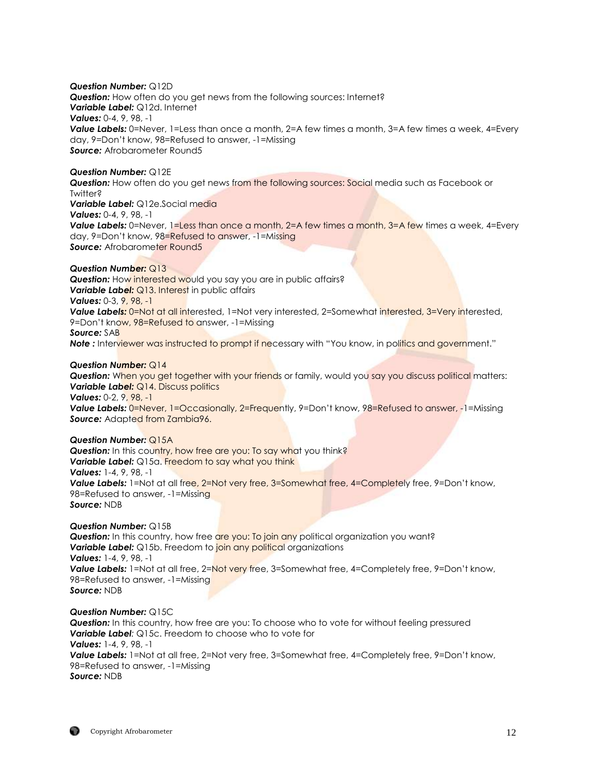***Question Number:*** Q12D
***Question:*** How often do you get news from the following sources: Internet?
***Variable Label:*** Q12d. Internet
***Values:*** 0-4, 9, 98, -1
***Value Labels:*** 0=Never, 1=Less than once a month, 2=A few times a month, 3=A few times a week, 4=Every day, 9=Don't know, 98=Refused to answer, -1=Missing
***Source:*** Afrobarometer Round5

***Question Number:*** Q12E
***Question:*** How often do you get news from the following sources: Social media such as Facebook or Twitter?
***Variable Label:*** Q12e.Social media
***Values:*** 0-4, 9, 98, -1
***Value Labels:*** 0=Never, 1=Less than once a month, 2=A few times a month, 3=A few times a week, 4=Every day, 9=Don't know, 98=Refused to answer, -1=Missing
***Source:*** Afrobarometer Round5

***Question Number:*** Q13
***Question:*** How interested would you say you are in public affairs?
***Variable Label:*** Q13. Interest in public affairs
***Values:*** 0-3, 9, 98, -1
***Value Labels:*** 0=Not at all interested, 1=Not very interested, 2=Somewhat interested, 3=Very interested, 9=Don't know, 98=Refused to answer, -1=Missing
***Source:*** SAB
***Note :*** Interviewer was instructed to prompt if necessary with "You know, in politics and government."

***Question Number:*** Q14
***Question:*** When you get together with your friends or family, would you say you discuss political matters:
***Variable Label:*** Q14. Discuss politics
***Values:*** 0-2, 9, 98, -1
***Value Labels:*** 0=Never, 1=Occasionally, 2=Frequently, 9=Don't know, 98=Refused to answer, -1=Missing
***Source:*** Adapted from Zambia96.

***Question Number:*** Q15A
***Question:*** In this country, how free are you: To say what you think?
***Variable Label:*** Q15a. Freedom to say what you think
***Values:*** 1-4, 9, 98, -1
***Value Labels:*** 1=Not at all free, 2=Not very free, 3=Somewhat free, 4=Completely free, 9=Don't know, 98=Refused to answer, -1=Missing
***Source:*** NDB

***Question Number:*** Q15B
***Question:*** In this country, how free are you: To join any political organization you want?
***Variable Label:*** Q15b. Freedom to join any political organizations
***Values:*** 1-4, 9, 98, -1
***Value Labels:*** 1=Not at all free, 2=Not very free, 3=Somewhat free, 4=Completely free, 9=Don't know, 98=Refused to answer, -1=Missing
***Source:*** NDB

***Question Number:*** Q15C
***Question:*** In this country, how free are you: To choose who to vote for without feeling pressured
***Variable Label***: Q15c. Freedom to choose who to vote for
***Values:*** 1-4, 9, 98, -1
***Value Labels:*** 1=Not at all free, 2=Not very free, 3=Somewhat free, 4=Completely free, 9=Don't know, 98=Refused to answer, -1=Missing
***Source:*** NDB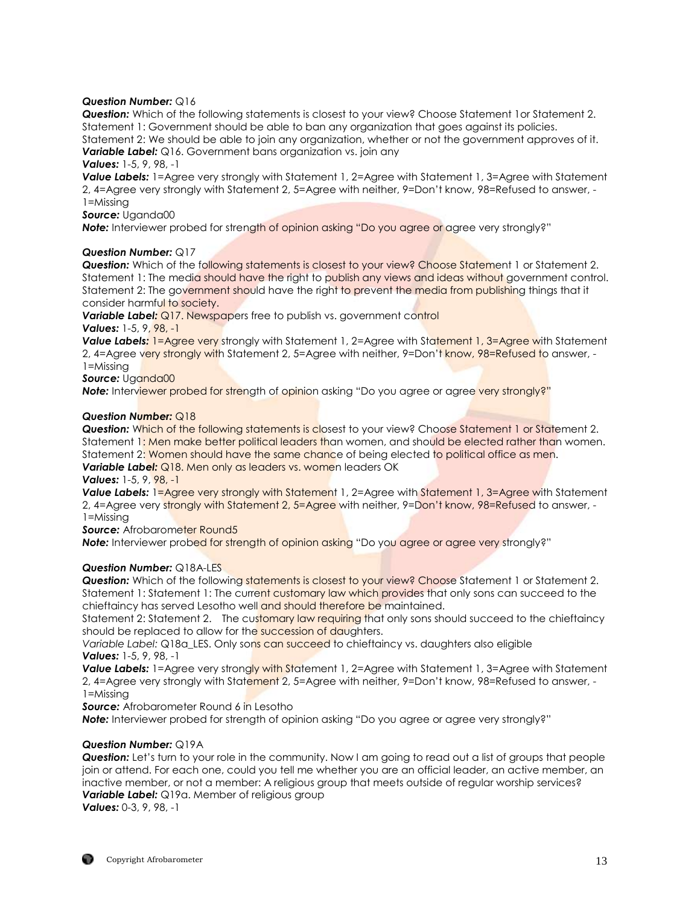***Question Number:*** Q16
***Question:*** Which of the following statements is closest to your view? Choose Statement 1or Statement 2. Statement 1: Government should be able to ban any organization that goes against its policies. Statement 2: We should be able to join any organization, whether or not the government approves of it.
***Variable Label:*** Q16. Government bans organization vs. join any
***Values:*** 1-5, 9, 98, -1
***Value Labels:*** 1=Agree very strongly with Statement 1, 2=Agree with Statement 1, 3=Agree with Statement 2, 4=Agree very strongly with Statement 2, 5=Agree with neither, 9=Don't know, 98=Refused to answer, -1=Missing
***Source:*** Uganda00
***Note:*** Interviewer probed for strength of opinion asking "Do you agree or agree very strongly?"

***Question Number:*** Q17
***Question:*** Which of the following statements is closest to your view? Choose Statement 1 or Statement 2. Statement 1: The media should have the right to publish any views and ideas without government control. Statement 2: The government should have the right to prevent the media from publishing things that it consider harmful to society.
***Variable Label:*** Q17. Newspapers free to publish vs. government control
***Values:*** 1-5, 9, 98, -1
***Value Labels:*** 1=Agree very strongly with Statement 1, 2=Agree with Statement 1, 3=Agree with Statement 2, 4=Agree very strongly with Statement 2, 5=Agree with neither, 9=Don't know, 98=Refused to answer, -1=Missing
***Source:*** Uganda00
***Note:*** Interviewer probed for strength of opinion asking "Do you agree or agree very strongly?"

***Question Number:*** Q18
***Question:*** Which of the following statements is closest to your view? Choose Statement 1 or Statement 2. Statement 1: Men make better political leaders than women, and should be elected rather than women. Statement 2: Women should have the same chance of being elected to political office as men.
***Variable Label:*** Q18. Men only as leaders vs. women leaders OK
***Values:*** 1-5, 9, 98, -1
***Value Labels:*** 1=Agree very strongly with Statement 1, 2=Agree with Statement 1, 3=Agree with Statement 2, 4=Agree very strongly with Statement 2, 5=Agree with neither, 9=Don't know, 98=Refused to answer, -1=Missing
***Source:*** Afrobarometer Round5
***Note:*** Interviewer probed for strength of opinion asking "Do you agree or agree very strongly?"

***Question Number:*** Q18A-LES
***Question:*** Which of the following statements is closest to your view? Choose Statement 1 or Statement 2. Statement 1: Statement 1: The current customary law which provides that only sons can succeed to the chieftaincy has served Lesotho well and should therefore be maintained.
Statement 2: Statement 2. The customary law requiring that only sons should succeed to the chieftaincy should be replaced to allow for the succession of daughters.
*Variable Label:* Q18a_LES. Only sons can succeed to chieftaincy vs. daughters also eligible
***Values:*** 1-5, 9, 98, -1
***Value Labels:*** 1=Agree very strongly with Statement 1, 2=Agree with Statement 1, 3=Agree with Statement 2, 4=Agree very strongly with Statement 2, 5=Agree with neither, 9=Don't know, 98=Refused to answer, -1=Missing
***Source:*** Afrobarometer Round 6 in Lesotho
***Note:*** Interviewer probed for strength of opinion asking "Do you agree or agree very strongly?"

***Question Number:*** Q19A
***Question:*** Let's turn to your role in the community. Now I am going to read out a list of groups that people join or attend. For each one, could you tell me whether you are an official leader, an active member, an inactive member, or not a member: A religious group that meets outside of regular worship services?
***Variable Label:*** Q19a. Member of religious group
***Values:*** 0-3, 9, 98, -1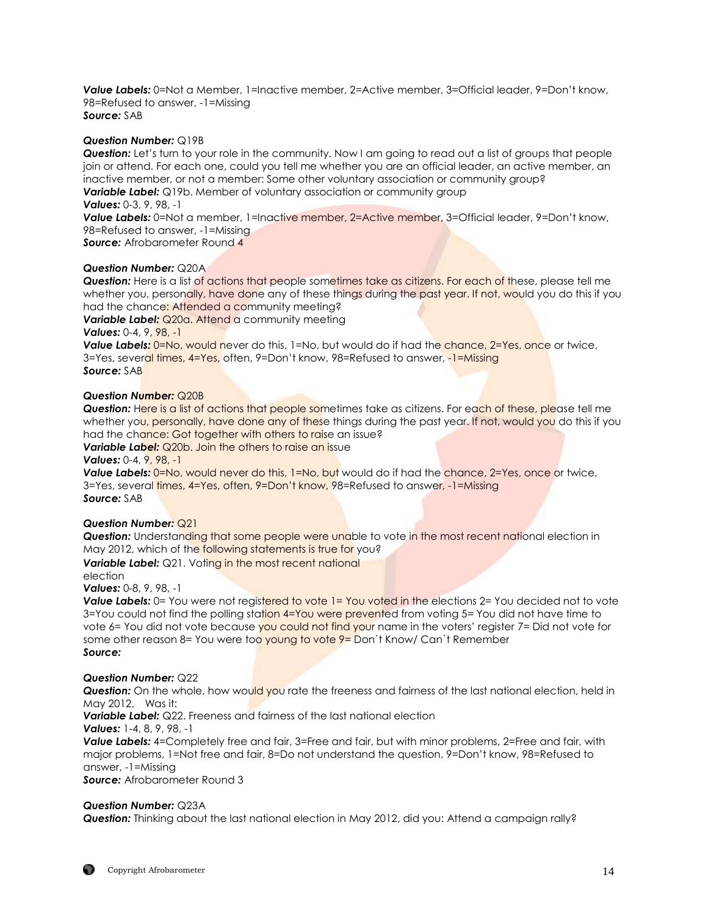***Value Labels:*** 0=Not a Member, 1=Inactive member, 2=Active member, 3=Official leader, 9=Don't know, 98=Refused to answer, -1=Missing
***Source:*** SAB

***Question Number:*** Q19B
***Question:*** Let's turn to your role in the community. Now I am going to read out a list of groups that people join or attend. For each one, could you tell me whether you are an official leader, an active member, an inactive member, or not a member: Some other voluntary association or community group?
***Variable Label:*** Q19b. Member of voluntary association or community group
***Values:*** 0-3, 9, 98, -1
***Value Labels:*** 0=Not a member, 1=Inactive member, 2=Active member, 3=Official leader, 9=Don't know, 98=Refused to answer, -1=Missing
***Source:*** Afrobarometer Round 4

***Question Number:*** Q20A
***Question:*** Here is a list of actions that people sometimes take as citizens. For each of these, please tell me whether you, personally, have done any of these things during the past year. If not, would you do this if you had the chance: Attended a community meeting?
***Variable Label:*** Q20a. Attend a community meeting
***Values:*** 0-4, 9, 98, -1
***Value Labels:*** 0=No, would never do this, 1=No, but would do if had the chance, 2=Yes, once or twice, 3=Yes, several times, 4=Yes, often, 9=Don't know, 98=Refused to answer, -1=Missing
***Source:*** SAB

***Question Number:*** Q20B
***Question:*** Here is a list of actions that people sometimes take as citizens. For each of these, please tell me whether you, personally, have done any of these things during the past year. If not, would you do this if you had the chance: Got together with others to raise an issue?
***Variable Label:*** Q20b. Join the others to raise an issue
***Values:*** 0-4, 9, 98, -1
***Value Labels:*** 0=No, would never do this, 1=No, but would do if had the chance, 2=Yes, once or twice, 3=Yes, several times, 4=Yes, often, 9=Don't know, 98=Refused to answer, -1=Missing
***Source:*** SAB

***Question Number:*** Q21
***Question:*** Understanding that some people were unable to vote in the most recent national election in May 2012, which of the following statements is true for you?
***Variable Label:*** Q21. Voting in the most recent national election
***Values:*** 0-8, 9, 98, -1
***Value Labels:*** 0= You were not registered to vote 1= You voted in the elections 2= You decided not to vote 3=You could not find the polling station 4=You were prevented from voting 5= You did not have time to vote 6= You did not vote because you could not find your name in the voters' register 7= Did not vote for some other reason 8= You were too young to vote 9= Don`t Know/ Can`t Remember
***Source:***

***Question Number:*** Q22
***Question:*** On the whole, how would you rate the freeness and fairness of the last national election, held in May 2012. Was it:
***Variable Label:*** Q22. Freeness and fairness of the last national election
***Values:*** 1-4, 8, 9, 98, -1
***Value Labels:*** 4=Completely free and fair, 3=Free and fair, but with minor problems, 2=Free and fair, with major problems, 1=Not free and fair, 8=Do not understand the question, 9=Don't know, 98=Refused to answer, -1=Missing
***Source:*** Afrobarometer Round 3

***Question Number:*** Q23A
***Question:*** Thinking about the last national election in May 2012, did you: Attend a campaign rally?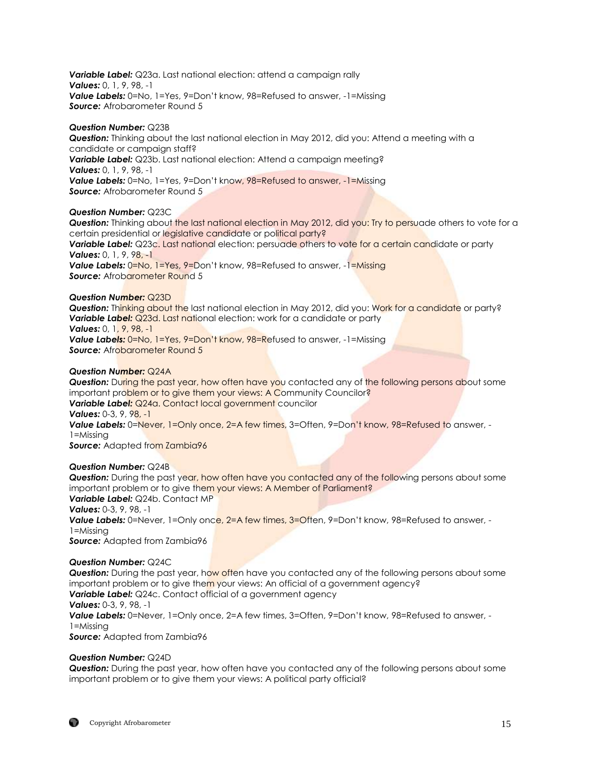***Variable Label:*** Q23a. Last national election: attend a campaign rally
***Values:*** 0, 1, 9, 98, -1
***Value Labels:*** 0=No, 1=Yes, 9=Don't know, 98=Refused to answer, -1=Missing
***Source:*** Afrobarometer Round 5

***Question Number:*** Q23B
***Question:*** Thinking about the last national election in May 2012, did you: Attend a meeting with a candidate or campaign staff?
***Variable Label:*** Q23b. Last national election: Attend a campaign meeting?
***Values:*** 0, 1, 9, 98, -1
***Value Labels:*** 0=No, 1=Yes, 9=Don't know, 98=Refused to answer, -1=Missing
***Source:*** Afrobarometer Round 5

***Question Number:*** Q23C
***Question:*** Thinking about the last national election in May 2012, did you: Try to persuade others to vote for a certain presidential or legislative candidate or political party?
***Variable Label:*** Q23c. Last national election: persuade others to vote for a certain candidate or party
***Values:*** 0, 1, 9, 98, -1
***Value Labels:*** 0=No, 1=Yes, 9=Don't know, 98=Refused to answer, -1=Missing
***Source:*** Afrobarometer Round 5

***Question Number:*** Q23D
***Question:*** Thinking about the last national election in May 2012, did you: Work for a candidate or party?
***Variable Label:*** Q23d. Last national election: work for a candidate or party
***Values:*** 0, 1, 9, 98, -1
***Value Labels:*** 0=No, 1=Yes, 9=Don't know, 98=Refused to answer, -1=Missing
***Source:*** Afrobarometer Round 5

***Question Number:*** Q24A
***Question:*** During the past year, how often have you contacted any of the following persons about some important problem or to give them your views: A Community Councilor?
***Variable Label:*** Q24a. Contact local government councilor
***Values:*** 0-3, 9, 98, -1
***Value Labels:*** 0=Never, 1=Only once, 2=A few times, 3=Often, 9=Don't know, 98=Refused to answer, -1=Missing
***Source:*** Adapted from Zambia96

***Question Number:*** Q24B
***Question:*** During the past year, how often have you contacted any of the following persons about some important problem or to give them your views: A Member of Parliament?
***Variable Label:*** Q24b. Contact MP
***Values:*** 0-3, 9, 98, -1
***Value Labels:*** 0=Never, 1=Only once, 2=A few times, 3=Often, 9=Don't know, 98=Refused to answer, -1=Missing
***Source:*** Adapted from Zambia96

***Question Number:*** Q24C
***Question:*** During the past year, how often have you contacted any of the following persons about some important problem or to give them your views: An official of a government agency?
***Variable Label:*** Q24c. Contact official of a government agency
***Values:*** 0-3, 9, 98, -1
***Value Labels:*** 0=Never, 1=Only once, 2=A few times, 3=Often, 9=Don't know, 98=Refused to answer, -1=Missing
***Source:*** Adapted from Zambia96

***Question Number:*** Q24D
***Question:*** During the past year, how often have you contacted any of the following persons about some important problem or to give them your views: A political party official?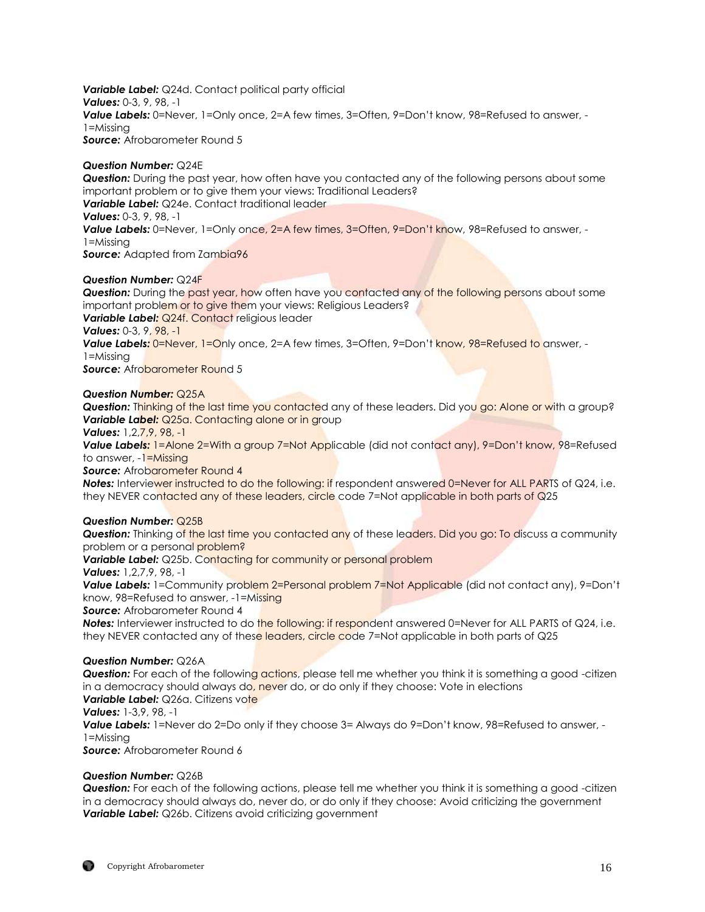***Variable Label:*** Q24d. Contact political party official
***Values:*** 0-3, 9, 98, -1
***Value Labels:*** 0=Never, 1=Only once, 2=A few times, 3=Often, 9=Don't know, 98=Refused to answer, -1=Missing
***Source:*** Afrobarometer Round 5

***Question Number:*** Q24E
***Question:*** During the past year, how often have you contacted any of the following persons about some important problem or to give them your views: Traditional Leaders?
***Variable Label:*** Q24e. Contact traditional leader
***Values:*** 0-3, 9, 98, -1
***Value Labels:*** 0=Never, 1=Only once, 2=A few times, 3=Often, 9=Don't know, 98=Refused to answer, -1=Missing
***Source:*** Adapted from Zambia96

***Question Number:*** Q24F
***Question:*** During the past year, how often have you contacted any of the following persons about some important problem or to give them your views: Religious Leaders?
***Variable Label:*** Q24f. Contact religious leader
***Values:*** 0-3, 9, 98, -1
***Value Labels:*** 0=Never, 1=Only once, 2=A few times, 3=Often, 9=Don't know, 98=Refused to answer, -1=Missing
***Source:*** Afrobarometer Round 5

***Question Number:*** Q25A
***Question:*** Thinking of the last time you contacted any of these leaders. Did you go: Alone or with a group?
***Variable Label:*** Q25a. Contacting alone or in group
***Values:*** 1,2,7,9, 98, -1
***Value Labels:*** 1=Alone 2=With a group 7=Not Applicable (did not contact any), 9=Don't know, 98=Refused to answer, -1=Missing
***Source:*** Afrobarometer Round 4
***Notes:*** Interviewer instructed to do the following: if respondent answered 0=Never for ALL PARTS of Q24, i.e. they NEVER contacted any of these leaders, circle code 7=Not applicable in both parts of Q25

***Question Number:*** Q25B
***Question:*** Thinking of the last time you contacted any of these leaders. Did you go: To discuss a community problem or a personal problem?
***Variable Label:*** Q25b. Contacting for community or personal problem
***Values:*** 1,2,7,9, 98, -1
***Value Labels:*** 1=Community problem 2=Personal problem 7=Not Applicable (did not contact any), 9=Don't know, 98=Refused to answer, -1=Missing
***Source:*** Afrobarometer Round 4
***Notes:*** Interviewer instructed to do the following: if respondent answered 0=Never for ALL PARTS of Q24, i.e. they NEVER contacted any of these leaders, circle code 7=Not applicable in both parts of Q25

***Question Number:*** Q26A
***Question:*** For each of the following actions, please tell me whether you think it is something a good -citizen in a democracy should always do, never do, or do only if they choose: Vote in elections
***Variable Label:*** Q26a. Citizens vote
***Values:*** 1-3,9, 98, -1
***Value Labels:*** 1=Never do 2=Do only if they choose 3= Always do 9=Don't know, 98=Refused to answer, -1=Missing
***Source:*** Afrobarometer Round 6

***Question Number:*** Q26B
***Question:*** For each of the following actions, please tell me whether you think it is something a good -citizen in a democracy should always do, never do, or do only if they choose: Avoid criticizing the government
***Variable Label:*** Q26b. Citizens avoid criticizing government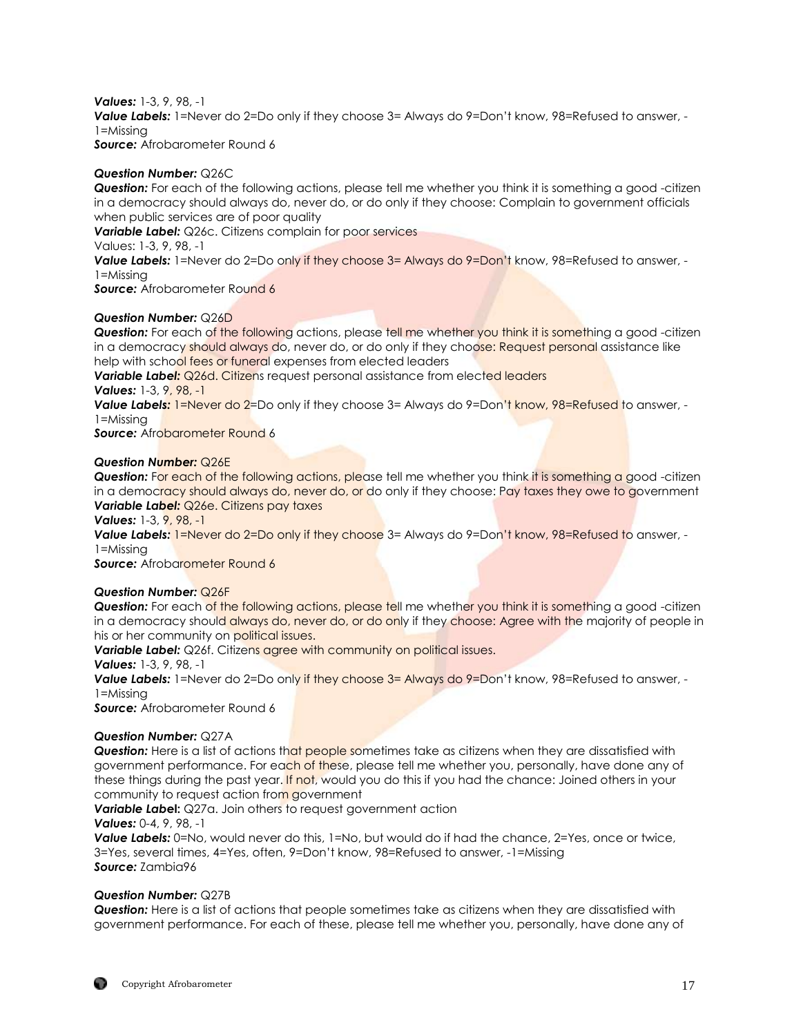***Values:*** 1-3, 9, 98, -1
***Value Labels:*** 1=Never do 2=Do only if they choose 3= Always do 9=Don't know, 98=Refused to answer, -1=Missing
***Source:*** Afrobarometer Round 6

***Question Number:*** Q26C
***Question:*** For each of the following actions, please tell me whether you think it is something a good -citizen in a democracy should always do, never do, or do only if they choose: Complain to government officials when public services are of poor quality
***Variable Label:*** Q26c. Citizens complain for poor services
Values: 1-3, 9, 98, -1
***Value Labels:*** 1=Never do 2=Do only if they choose 3= Always do 9=Don't know, 98=Refused to answer, -1=Missing
***Source:*** Afrobarometer Round 6

***Question Number:*** Q26D
***Question:*** For each of the following actions, please tell me whether you think it is something a good -citizen in a democracy should always do, never do, or do only if they choose: Request personal assistance like help with school fees or funeral expenses from elected leaders
***Variable Label:*** Q26d. Citizens request personal assistance from elected leaders
***Values:*** 1-3, 9, 98, -1
***Value Labels:*** 1=Never do 2=Do only if they choose 3= Always do 9=Don't know, 98=Refused to answer, -1=Missing
***Source:*** Afrobarometer Round 6

***Question Number:*** Q26E
***Question:*** For each of the following actions, please tell me whether you think it is something a good -citizen in a democracy should always do, never do, or do only if they choose: Pay taxes they owe to government
***Variable Label:*** Q26e. Citizens pay taxes
***Values:*** 1-3, 9, 98, -1
***Value Labels:*** 1=Never do 2=Do only if they choose 3= Always do 9=Don't know, 98=Refused to answer, -1=Missing
***Source:*** Afrobarometer Round 6

***Question Number:*** Q26F
***Question:*** For each of the following actions, please tell me whether you think it is something a good -citizen in a democracy should always do, never do, or do only if they choose: Agree with the majority of people in his or her community on political issues.
***Variable Label:*** Q26f. Citizens agree with community on political issues.
***Values:*** 1-3, 9, 98, -1
***Value Labels:*** 1=Never do 2=Do only if they choose 3= Always do 9=Don't know, 98=Refused to answer, -1=Missing
***Source:*** Afrobarometer Round 6

***Question Number:*** Q27A
***Question:*** Here is a list of actions that people sometimes take as citizens when they are dissatisfied with government performance. For each of these, please tell me whether you, personally, have done any of these things during the past year. If not, would you do this if you had the chance: Joined others in your community to request action from government
***Variable Label*:** Q27a. Join others to request government action
***Values:*** 0-4, 9, 98, -1
***Value Labels:*** 0=No, would never do this, 1=No, but would do if had the chance, 2=Yes, once or twice, 3=Yes, several times, 4=Yes, often, 9=Don't know, 98=Refused to answer, -1=Missing
***Source:*** Zambia96

***Question Number:*** Q27B
***Question:*** Here is a list of actions that people sometimes take as citizens when they are dissatisfied with government performance. For each of these, please tell me whether you, personally, have done any of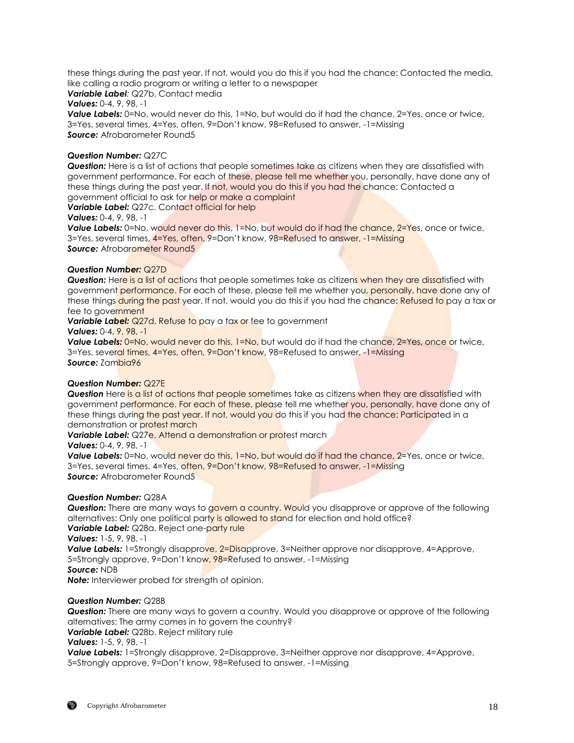these things during the past year. If not, would you do this if you had the chance: Contacted the media, like calling a radio program or writing a letter to a newspaper
***Variable Label***: Q27b. Contact media
***Values:*** 0-4, 9, 98, -1
***Value Labels:*** 0=No, would never do this, 1=No, but would do if had the chance, 2=Yes, once or twice, 3=Yes, several times, 4=Yes, often, 9=Don't know, 98=Refused to answer, -1=Missing
***Source:*** Afrobarometer Round5

***Question Number:*** Q27C
***Question:*** Here is a list of actions that people sometimes take as citizens when they are dissatisfied with government performance. For each of these, please tell me whether you, personally, have done any of these things during the past year. If not, would you do this if you had the chance: Contacted a government official to ask for help or make a complaint
***Variable Label:*** Q27c. Contact official for help
***Values:*** 0-4, 9, 98, -1
***Value Labels:*** 0=No, would never do this, 1=No, but would do if had the chance, 2=Yes, once or twice, 3=Yes, several times, 4=Yes, often, 9=Don't know, 98=Refused to answer, -1=Missing
***Source:*** Afrobarometer Round5

***Question Number:*** Q27D
***Question:*** Here is a list of actions that people sometimes take as citizens when they are dissatisfied with government performance. For each of these, please tell me whether you, personally, have done any of these things during the past year. If not, would you do this if you had the chance: Refused to pay a tax or fee to government
***Variable Label:*** Q27d. Refuse to pay a tax or fee to government
***Values:*** 0-4, 9, 98, -1
***Value Labels:*** 0=No, would never do this, 1=No, but would do if had the chance, 2=Yes, once or twice, 3=Yes, several times, 4=Yes, often, 9=Don't know, 98=Refused to answer, -1=Missing
***Source:*** Zambia96

***Question Number:*** Q27E
***Question*** Here is a list of actions that people sometimes take as citizens when they are dissatisfied with government performance. For each of these, please tell me whether you, personally, have done any of these things during the past year. If not, would you do this if you had the chance: Participated in a demonstration or protest march
***Variable Label:*** Q27e. Attend a demonstration or protest march
***Values:*** 0-4, 9, 98, -1
***Value Labels:*** 0=No, would never do this, 1=No, but would do if had the chance, 2=Yes, once or twice, 3=Yes, several times, 4=Yes, often, 9=Don't know, 98=Refused to answer, -1=Missing
***Source:*** Afrobarometer Round5

***Question Number:*** Q28A
***Question:*** There are many ways to govern a country. Would you disapprove or approve of the following alternatives: Only one political party is allowed to stand for election and hold office?
***Variable Label:*** Q28a. Reject one-party rule
***Values:*** 1-5, 9, 98, -1
***Value Labels:*** 1=Strongly disapprove, 2=Disapprove, 3=Neither approve nor disapprove, 4=Approve, 5=Strongly approve, 9=Don't know, 98=Refused to answer, -1=Missing
***Source:*** NDB
***Note:*** Interviewer probed for strength of opinion.

***Question Number:*** Q28B
***Question:*** There are many ways to govern a country. Would you disapprove or approve of the following alternatives: The army comes in to govern the country?
***Variable Label:*** Q28b. Reject military rule
***Values:*** 1-5, 9, 98, -1
***Value Labels:*** 1=Strongly disapprove, 2=Disapprove, 3=Neither approve nor disapprove, 4=Approve, 5=Strongly approve, 9=Don't know, 98=Refused to answer, -1=Missing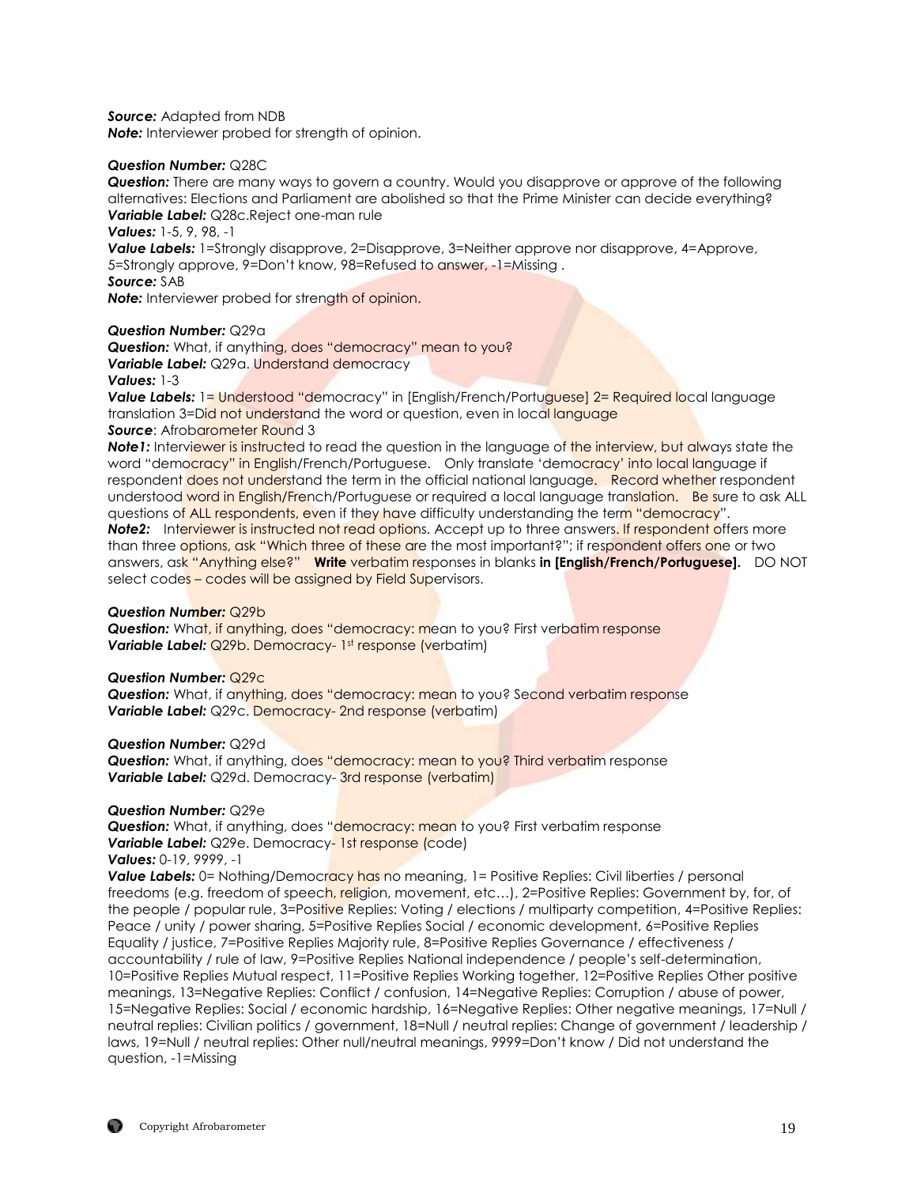***Source:*** Adapted from NDB
***Note:*** Interviewer probed for strength of opinion.

***Question Number:*** Q28C
***Question:*** There are many ways to govern a country. Would you disapprove or approve of the following alternatives: Elections and Parliament are abolished so that the Prime Minister can decide everything?
***Variable Label:*** Q28c.Reject one-man rule
***Values:*** 1-5, 9, 98, -1
***Value Labels:*** 1=Strongly disapprove, 2=Disapprove, 3=Neither approve nor disapprove, 4=Approve, 5=Strongly approve, 9=Don't know, 98=Refused to answer, -1=Missing .
***Source:*** SAB
***Note:*** Interviewer probed for strength of opinion.

***Question Number:*** Q29a
***Question:*** What, if anything, does "democracy" mean to you?
***Variable Label:*** Q29a. Understand democracy
***Values:*** 1-3
***Value Labels:*** 1= Understood "democracy" in [English/French/Portuguese] 2= Required local language translation 3=Did not understand the word or question, even in local language
***Source***: Afrobarometer Round 3
***Note1:*** Interviewer is instructed to read the question in the language of the interview, but always state the word "democracy" in English/French/Portuguese. Only translate 'democracy' into local language if respondent does not understand the term in the official national language. Record whether respondent understood word in English/French/Portuguese or required a local language translation. Be sure to ask ALL questions of ALL respondents, even if they have difficulty understanding the term "democracy".
***Note2:*** Interviewer is instructed not read options. Accept up to three answers. If respondent offers more than three options, ask "Which three of these are the most important?"; if respondent offers one or two answers, ask "Anything else?" **Write** verbatim responses in blanks **in [English/French/Portuguese].** DO NOT select codes – codes will be assigned by Field Supervisors.

***Question Number:*** Q29b
***Question:*** What, if anything, does "democracy: mean to you? First verbatim response
***Variable Label:*** Q29b. Democracy- 1st response (verbatim)

***Question Number:*** Q29c
***Question:*** What, if anything, does "democracy: mean to you? Second verbatim response
***Variable Label:*** Q29c. Democracy- 2nd response (verbatim)

***Question Number:*** Q29d
***Question:*** What, if anything, does "democracy: mean to you? Third verbatim response
***Variable Label:*** Q29d. Democracy- 3rd response (verbatim)

***Question Number:*** Q29e
***Question:*** What, if anything, does "democracy: mean to you? First verbatim response
***Variable Label:*** Q29e. Democracy- 1st response (code)
***Values:*** 0-19, 9999, -1
***Value Labels:*** 0= Nothing/Democracy has no meaning, 1= Positive Replies: Civil liberties / personal freedoms (e.g. freedom of speech, religion, movement, etc…), 2=Positive Replies: Government by, for, of the people / popular rule, 3=Positive Replies: Voting / elections / multiparty competition, 4=Positive Replies: Peace / unity / power sharing, 5=Positive Replies Social / economic development, 6=Positive Replies Equality / justice, 7=Positive Replies Majority rule, 8=Positive Replies Governance / effectiveness / accountability / rule of law, 9=Positive Replies National independence / people's self-determination, 10=Positive Replies Mutual respect, 11=Positive Replies Working together, 12=Positive Replies Other positive meanings, 13=Negative Replies: Conflict / confusion, 14=Negative Replies: Corruption / abuse of power, 15=Negative Replies: Social / economic hardship, 16=Negative Replies: Other negative meanings, 17=Null / neutral replies: Civilian politics / government, 18=Null / neutral replies: Change of government / leadership / laws, 19=Null / neutral replies: Other null/neutral meanings, 9999=Don't know / Did not understand the question, -1=Missing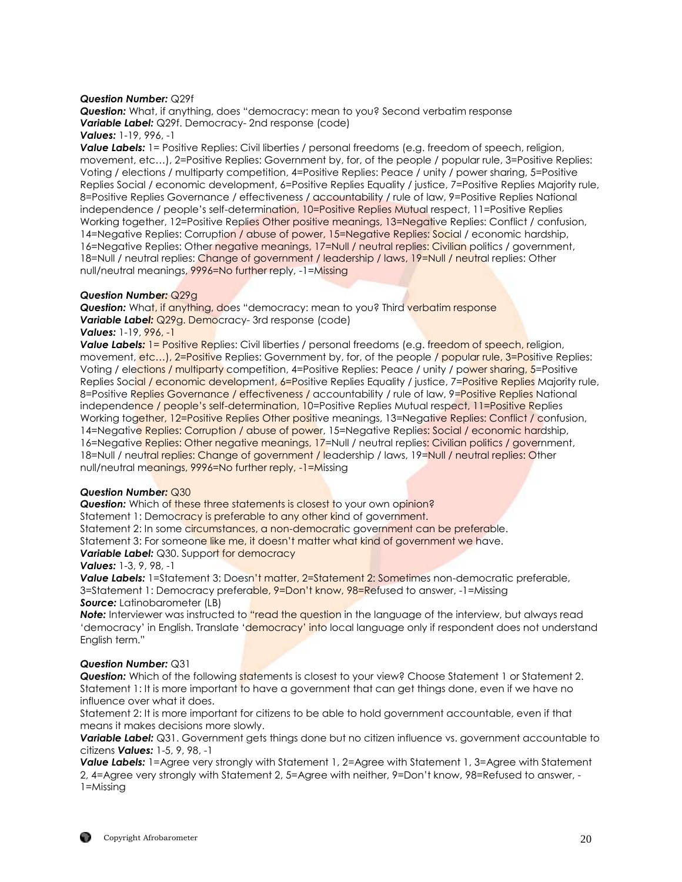***Question Number:*** Q29f
***Question:*** What, if anything, does "democracy: mean to you? Second verbatim response
***Variable Label:*** Q29f. Democracy- 2nd response (code)
***Values:*** 1-19, 996, -1
***Value Labels:*** 1= Positive Replies: Civil liberties / personal freedoms (e.g. freedom of speech, religion, movement, etc…), 2=Positive Replies: Government by, for, of the people / popular rule, 3=Positive Replies: Voting / elections / multiparty competition, 4=Positive Replies: Peace / unity / power sharing, 5=Positive Replies Social / economic development, 6=Positive Replies Equality / justice, 7=Positive Replies Majority rule, 8=Positive Replies Governance / effectiveness / accountability / rule of law, 9=Positive Replies National independence / people's self-determination, 10=Positive Replies Mutual respect, 11=Positive Replies Working together, 12=Positive Replies Other positive meanings, 13=Negative Replies: Conflict / confusion, 14=Negative Replies: Corruption / abuse of power, 15=Negative Replies: Social / economic hardship, 16=Negative Replies: Other negative meanings, 17=Null / neutral replies: Civilian politics / government, 18=Null / neutral replies: Change of government / leadership / laws, 19=Null / neutral replies: Other null/neutral meanings, 9996=No further reply, -1=Missing

***Question Number:*** Q29g
***Question:*** What, if anything, does "democracy: mean to you? Third verbatim response
***Variable Label:*** Q29g. Democracy- 3rd response (code)
***Values:*** 1-19, 996, -1
***Value Labels:*** 1= Positive Replies: Civil liberties / personal freedoms (e.g. freedom of speech, religion, movement, etc…), 2=Positive Replies: Government by, for, of the people / popular rule, 3=Positive Replies: Voting / elections / multiparty competition, 4=Positive Replies: Peace / unity / power sharing, 5=Positive Replies Social / economic development, 6=Positive Replies Equality / justice, 7=Positive Replies Majority rule, 8=Positive Replies Governance / effectiveness / accountability / rule of law, 9=Positive Replies National independence / people's self-determination, 10=Positive Replies Mutual respect, 11=Positive Replies Working together, 12=Positive Replies Other positive meanings, 13=Negative Replies: Conflict / confusion, 14=Negative Replies: Corruption / abuse of power, 15=Negative Replies: Social / economic hardship, 16=Negative Replies: Other negative meanings, 17=Null / neutral replies: Civilian politics / government, 18=Null / neutral replies: Change of government / leadership / laws, 19=Null / neutral replies: Other null/neutral meanings, 9996=No further reply, -1=Missing

***Question Number:*** Q30
***Question:*** Which of these three statements is closest to your own opinion?
Statement 1: Democracy is preferable to any other kind of government.
Statement 2: In some circumstances, a non-democratic government can be preferable.
Statement 3: For someone like me, it doesn't matter what kind of government we have.
***Variable Label:*** Q30. Support for democracy
***Values:*** 1-3, 9, 98, -1
***Value Labels:*** 1=Statement 3: Doesn't matter, 2=Statement 2: Sometimes non-democratic preferable, 3=Statement 1: Democracy preferable, 9=Don't know, 98=Refused to answer, -1=Missing
***Source:*** Latinobarometer (LB)
***Note:*** Interviewer was instructed to "read the question in the language of the interview, but always read 'democracy' in English. Translate 'democracy' into local language only if respondent does not understand English term."

***Question Number:*** Q31
***Question:*** Which of the following statements is closest to your view? Choose Statement 1 or Statement 2.
Statement 1: It is more important to have a government that can get things done, even if we have no influence over what it does.
Statement 2: It is more important for citizens to be able to hold government accountable, even if that means it makes decisions more slowly.
***Variable Label:*** Q31. Government gets things done but no citizen influence vs. government accountable to citizens ***Values:*** 1-5, 9, 98, -1
***Value Labels:*** 1=Agree very strongly with Statement 1, 2=Agree with Statement 1, 3=Agree with Statement 2, 4=Agree very strongly with Statement 2, 5=Agree with neither, 9=Don't know, 98=Refused to answer, -1=Missing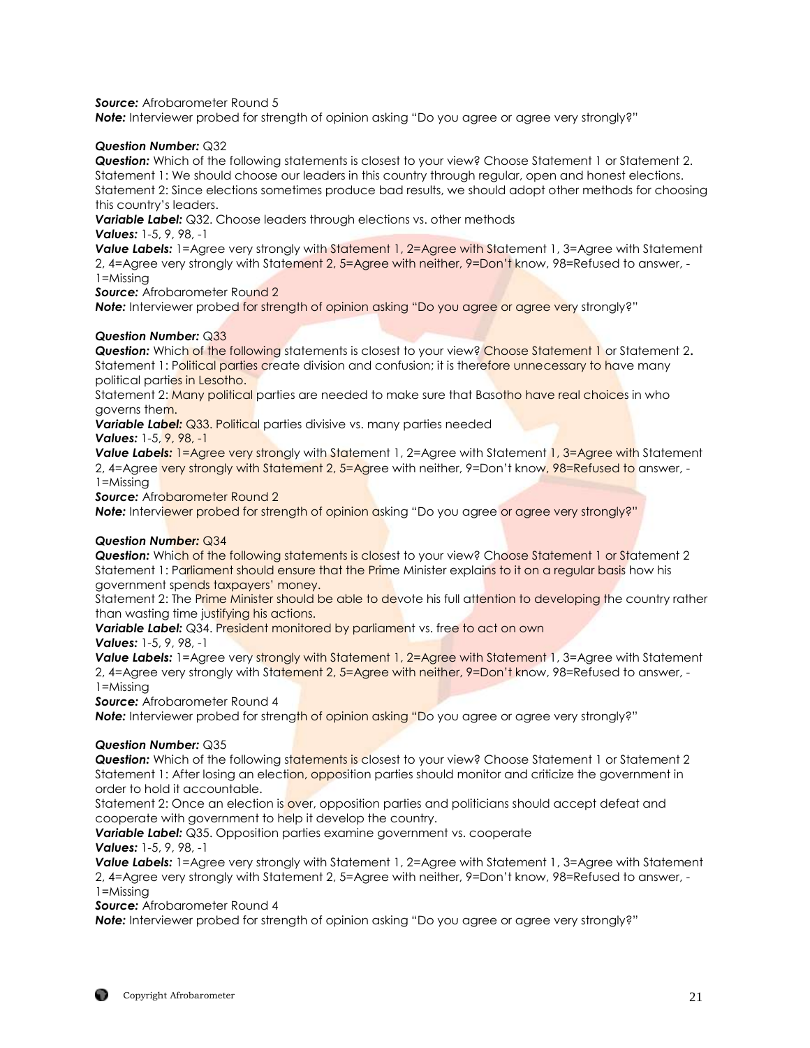***Source:*** Afrobarometer Round 5
***Note:*** Interviewer probed for strength of opinion asking "Do you agree or agree very strongly?"

***Question Number:*** Q32
***Question:*** Which of the following statements is closest to your view? Choose Statement 1 or Statement 2.
Statement 1: We should choose our leaders in this country through regular, open and honest elections.
Statement 2: Since elections sometimes produce bad results, we should adopt other methods for choosing this country's leaders.
***Variable Label:*** Q32. Choose leaders through elections vs. other methods
***Values:*** 1-5, 9, 98, -1
***Value Labels:*** 1=Agree very strongly with Statement 1, 2=Agree with Statement 1, 3=Agree with Statement 2, 4=Agree very strongly with Statement 2, 5=Agree with neither, 9=Don't know, 98=Refused to answer, -1=Missing
***Source:*** Afrobarometer Round 2
***Note:*** Interviewer probed for strength of opinion asking "Do you agree or agree very strongly?"

***Question Number:*** Q33
***Question:*** Which of the following statements is closest to your view? Choose Statement 1 or Statement 2**.**
Statement 1: Political parties create division and confusion; it is therefore unnecessary to have many political parties in Lesotho.
Statement 2: Many political parties are needed to make sure that Basotho have real choices in who governs them.
***Variable Label:*** Q33. Political parties divisive vs. many parties needed
***Values:*** 1-5, 9, 98, -1
***Value Labels:*** 1=Agree very strongly with Statement 1, 2=Agree with Statement 1, 3=Agree with Statement 2, 4=Agree very strongly with Statement 2, 5=Agree with neither, 9=Don't know, 98=Refused to answer, -1=Missing
***Source:*** Afrobarometer Round 2
***Note:*** Interviewer probed for strength of opinion asking "Do you agree or agree very strongly?"

***Question Number:*** Q34
***Question:*** Which of the following statements is closest to your view? Choose Statement 1 or Statement 2
Statement 1: Parliament should ensure that the Prime Minister explains to it on a regular basis how his government spends taxpayers' money.
Statement 2: The Prime Minister should be able to devote his full attention to developing the country rather than wasting time justifying his actions.
***Variable Label:*** Q34. President monitored by parliament vs. free to act on own
***Values:*** 1-5, 9, 98, -1
***Value Labels:*** 1=Agree very strongly with Statement 1, 2=Agree with Statement 1, 3=Agree with Statement 2, 4=Agree very strongly with Statement 2, 5=Agree with neither, 9=Don't know, 98=Refused to answer, -1=Missing
***Source:*** Afrobarometer Round 4
***Note:*** Interviewer probed for strength of opinion asking "Do you agree or agree very strongly?"

***Question Number:*** Q35
***Question:*** Which of the following statements is closest to your view? Choose Statement 1 or Statement 2
Statement 1: After losing an election, opposition parties should monitor and criticize the government in order to hold it accountable.
Statement 2: Once an election is over, opposition parties and politicians should accept defeat and cooperate with government to help it develop the country.
***Variable Label:*** Q35. Opposition parties examine government vs. cooperate
***Values:*** 1-5, 9, 98, -1
***Value Labels:*** 1=Agree very strongly with Statement 1, 2=Agree with Statement 1, 3=Agree with Statement 2, 4=Agree very strongly with Statement 2, 5=Agree with neither, 9=Don't know, 98=Refused to answer, -1=Missing
***Source:*** Afrobarometer Round 4
***Note:*** Interviewer probed for strength of opinion asking "Do you agree or agree very strongly?"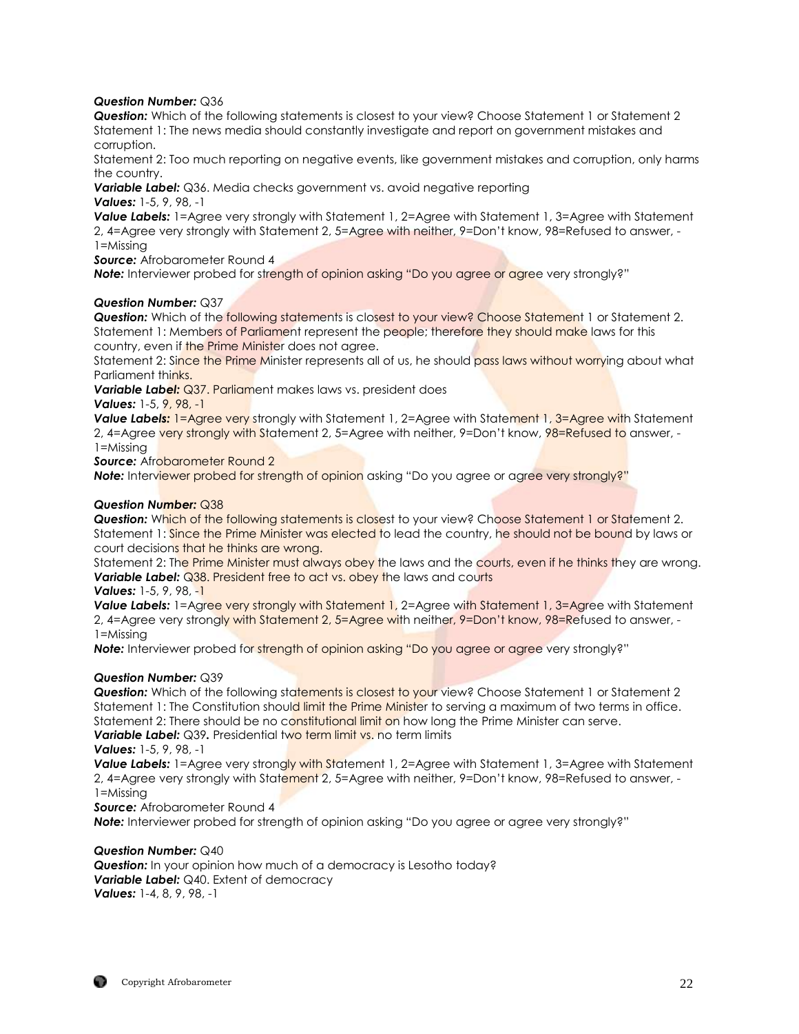***Question Number:*** Q36
***Question:*** Which of the following statements is closest to your view? Choose Statement 1 or Statement 2
Statement 1: The news media should constantly investigate and report on government mistakes and corruption.
Statement 2: Too much reporting on negative events, like government mistakes and corruption, only harms the country.
***Variable Label:*** Q36. Media checks government vs. avoid negative reporting
***Values:*** 1-5, 9, 98, -1
***Value Labels:*** 1=Agree very strongly with Statement 1, 2=Agree with Statement 1, 3=Agree with Statement 2, 4=Agree very strongly with Statement 2, 5=Agree with neither, 9=Don't know, 98=Refused to answer, -1=Missing
***Source:*** Afrobarometer Round 4
***Note:*** Interviewer probed for strength of opinion asking "Do you agree or agree very strongly?"

***Question Number:*** Q37
***Question:*** Which of the following statements is closest to your view? Choose Statement 1 or Statement 2.
Statement 1: Members of Parliament represent the people; therefore they should make laws for this country, even if the Prime Minister does not agree.
Statement 2: Since the Prime Minister represents all of us, he should pass laws without worrying about what Parliament thinks.
***Variable Label:*** Q37. Parliament makes laws vs. president does
***Values:*** 1-5, 9, 98, -1
***Value Labels:*** 1=Agree very strongly with Statement 1, 2=Agree with Statement 1, 3=Agree with Statement 2, 4=Agree very strongly with Statement 2, 5=Agree with neither, 9=Don't know, 98=Refused to answer, -1=Missing
***Source:*** Afrobarometer Round 2
***Note:*** Interviewer probed for strength of opinion asking "Do you agree or agree very strongly?"

***Question Number:*** Q38
***Question:*** Which of the following statements is closest to your view? Choose Statement 1 or Statement 2.
Statement 1: Since the Prime Minister was elected to lead the country, he should not be bound by laws or court decisions that he thinks are wrong.
Statement 2: The Prime Minister must always obey the laws and the courts, even if he thinks they are wrong.
***Variable Label:*** Q38. President free to act vs. obey the laws and courts
***Values:*** 1-5, 9, 98, -1
***Value Labels:*** 1=Agree very strongly with Statement 1, 2=Agree with Statement 1, 3=Agree with Statement 2, 4=Agree very strongly with Statement 2, 5=Agree with neither, 9=Don't know, 98=Refused to answer, -1=Missing
***Note:*** Interviewer probed for strength of opinion asking "Do you agree or agree very strongly?"

***Question Number:*** Q39
***Question:*** Which of the following statements is closest to your view? Choose Statement 1 or Statement 2
Statement 1: The Constitution should limit the Prime Minister to serving a maximum of two terms in office.
Statement 2: There should be no constitutional limit on how long the Prime Minister can serve.
***Variable Label:*** Q39**.** Presidential two term limit vs. no term limits
***Values:*** 1-5, 9, 98, -1
***Value Labels:*** 1=Agree very strongly with Statement 1, 2=Agree with Statement 1, 3=Agree with Statement 2, 4=Agree very strongly with Statement 2, 5=Agree with neither, 9=Don't know, 98=Refused to answer, -1=Missing
***Source:*** Afrobarometer Round 4
***Note:*** Interviewer probed for strength of opinion asking "Do you agree or agree very strongly?"

***Question Number:*** Q40
***Question:*** In your opinion how much of a democracy is Lesotho today?
***Variable Label:*** Q40. Extent of democracy
***Values:*** 1-4, 8, 9, 98, -1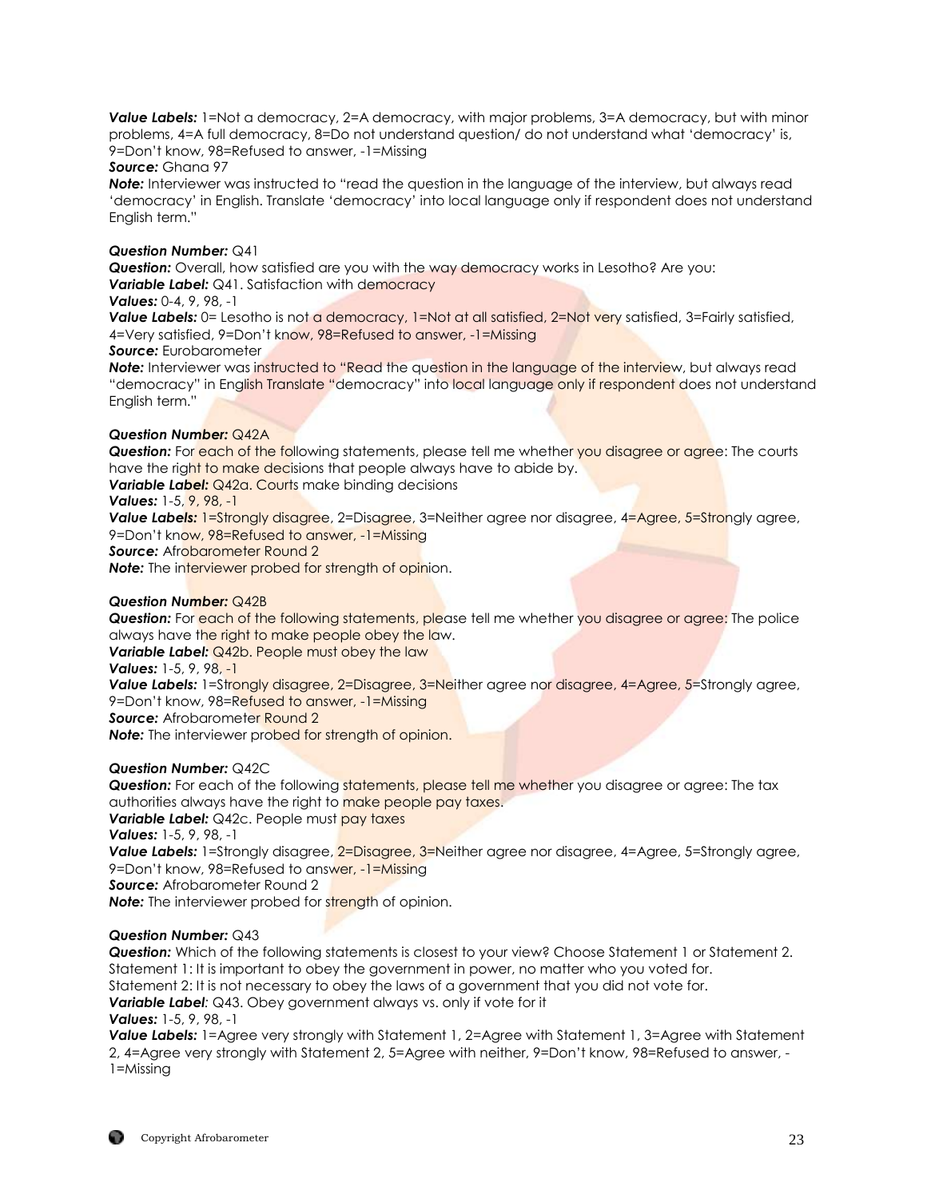***Value Labels:*** 1=Not a democracy, 2=A democracy, with major problems, 3=A democracy, but with minor problems, 4=A full democracy, 8=Do not understand question/ do not understand what 'democracy' is, 9=Don't know, 98=Refused to answer, -1=Missing
***Source:*** Ghana 97
***Note:*** Interviewer was instructed to "read the question in the language of the interview, but always read 'democracy' in English. Translate 'democracy' into local language only if respondent does not understand English term."

***Question Number:*** Q41
***Question:*** Overall, how satisfied are you with the way democracy works in Lesotho? Are you:
***Variable Label:*** Q41. Satisfaction with democracy
***Values:*** 0-4, 9, 98, -1
***Value Labels:*** 0= Lesotho is not a democracy, 1=Not at all satisfied, 2=Not very satisfied, 3=Fairly satisfied, 4=Very satisfied, 9=Don't know, 98=Refused to answer, -1=Missing
***Source:*** Eurobarometer
***Note:*** Interviewer was instructed to "Read the question in the language of the interview, but always read "democracy" in English Translate "democracy" into local language only if respondent does not understand English term."

***Question Number:*** Q42A
***Question:*** For each of the following statements, please tell me whether you disagree or agree: The courts have the right to make decisions that people always have to abide by.
***Variable Label:*** Q42a. Courts make binding decisions
***Values:*** 1-5, 9, 98, -1
***Value Labels:*** 1=Strongly disagree, 2=Disagree, 3=Neither agree nor disagree, 4=Agree, 5=Strongly agree, 9=Don't know, 98=Refused to answer, -1=Missing
***Source:*** Afrobarometer Round 2
***Note:*** The interviewer probed for strength of opinion.

***Question Number:*** Q42B
***Question:*** For each of the following statements, please tell me whether you disagree or agree: The police always have the right to make people obey the law.
***Variable Label:*** Q42b. People must obey the law
***Values:*** 1-5, 9, 98, -1
***Value Labels:*** 1=Strongly disagree, 2=Disagree, 3=Neither agree nor disagree, 4=Agree, 5=Strongly agree, 9=Don't know, 98=Refused to answer, -1=Missing
***Source:*** Afrobarometer Round 2
***Note:*** The interviewer probed for strength of opinion.

***Question Number:*** Q42C
***Question:*** For each of the following statements, please tell me whether you disagree or agree: The tax authorities always have the right to make people pay taxes.
***Variable Label:*** Q42c. People must pay taxes
***Values:*** 1-5, 9, 98, -1
***Value Labels:*** 1=Strongly disagree, 2=Disagree, 3=Neither agree nor disagree, 4=Agree, 5=Strongly agree, 9=Don't know, 98=Refused to answer, -1=Missing
***Source:*** Afrobarometer Round 2
***Note:*** The interviewer probed for strength of opinion.

***Question Number:*** Q43
***Question:*** Which of the following statements is closest to your view? Choose Statement 1 or Statement 2.
Statement 1: It is important to obey the government in power, no matter who you voted for.
Statement 2: It is not necessary to obey the laws of a government that you did not vote for.
***Variable Label:*** Q43. Obey government always vs. only if vote for it
***Values:*** 1-5, 9, 98, -1
***Value Labels:*** 1=Agree very strongly with Statement 1, 2=Agree with Statement 1, 3=Agree with Statement 2, 4=Agree very strongly with Statement 2, 5=Agree with neither, 9=Don't know, 98=Refused to answer, -1=Missing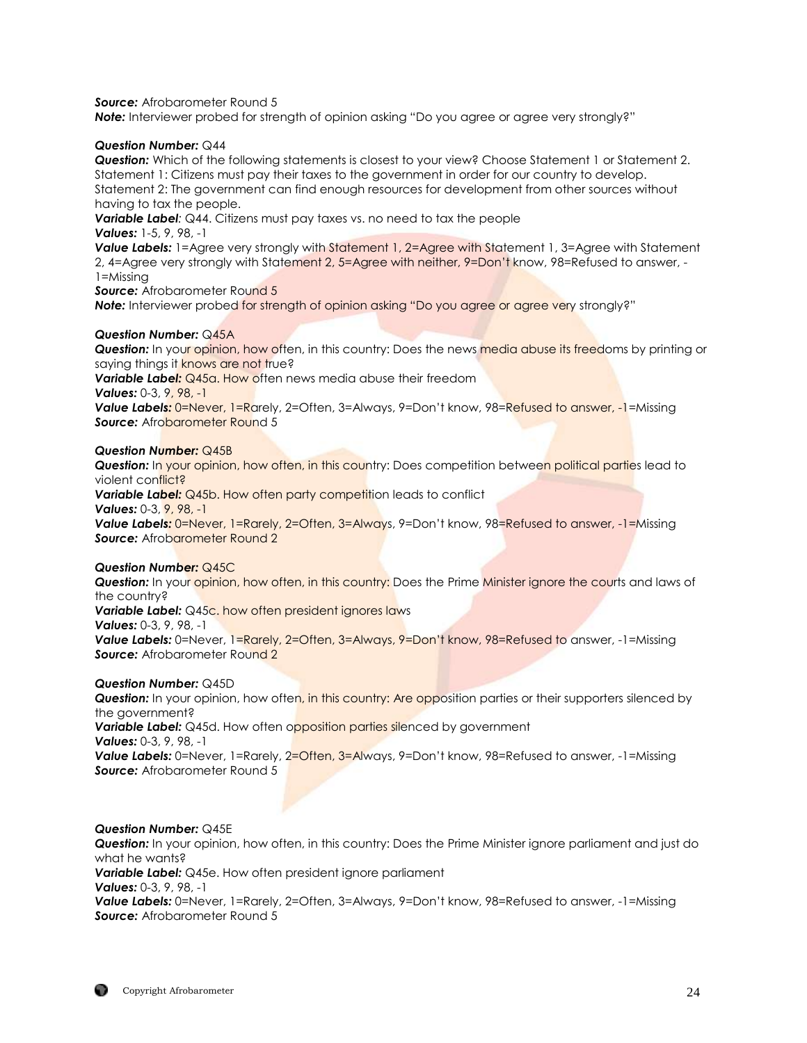***Source:*** Afrobarometer Round 5
***Note:*** Interviewer probed for strength of opinion asking "Do you agree or agree very strongly?"

***Question Number:*** Q44
***Question:*** Which of the following statements is closest to your view? Choose Statement 1 or Statement 2.
Statement 1: Citizens must pay their taxes to the government in order for our country to develop.
Statement 2: The government can find enough resources for development from other sources without having to tax the people.
***Variable Label***: Q44. Citizens must pay taxes vs. no need to tax the people
***Values:*** 1-5, 9, 98, -1
***Value Labels:*** 1=Agree very strongly with Statement 1, 2=Agree with Statement 1, 3=Agree with Statement 2, 4=Agree very strongly with Statement 2, 5=Agree with neither, 9=Don't know, 98=Refused to answer, -1=Missing
***Source:*** Afrobarometer Round 5
***Note:*** Interviewer probed for strength of opinion asking "Do you agree or agree very strongly?"

***Question Number:*** Q45A
***Question:*** In your opinion, how often, in this country: Does the news media abuse its freedoms by printing or saying things it knows are not true?
***Variable Label:*** Q45a. How often news media abuse their freedom
***Values:*** 0-3, 9, 98, -1
***Value Labels:*** 0=Never, 1=Rarely, 2=Often, 3=Always, 9=Don't know, 98=Refused to answer, -1=Missing
***Source:*** Afrobarometer Round 5

***Question Number:*** Q45B
***Question:*** In your opinion, how often, in this country: Does competition between political parties lead to violent conflict?
***Variable Label:*** Q45b. How often party competition leads to conflict
***Values:*** 0-3, 9, 98, -1
***Value Labels:*** 0=Never, 1=Rarely, 2=Often, 3=Always, 9=Don't know, 98=Refused to answer, -1=Missing
***Source:*** Afrobarometer Round 2

***Question Number:*** Q45C
***Question:*** In your opinion, how often, in this country: Does the Prime Minister ignore the courts and laws of the country?
***Variable Label:*** Q45c. how often president ignores laws
***Values:*** 0-3, 9, 98, -1
***Value Labels:*** 0=Never, 1=Rarely, 2=Often, 3=Always, 9=Don't know, 98=Refused to answer, -1=Missing
***Source:*** Afrobarometer Round 2

***Question Number:*** Q45D
***Question:*** In your opinion, how often, in this country: Are opposition parties or their supporters silenced by the government?
***Variable Label:*** Q45d. How often opposition parties silenced by government
***Values:*** 0-3, 9, 98, -1
***Value Labels:*** 0=Never, 1=Rarely, 2=Often, 3=Always, 9=Don't know, 98=Refused to answer, -1=Missing
***Source:*** Afrobarometer Round 5

***Question Number:*** Q45E
***Question:*** In your opinion, how often, in this country: Does the Prime Minister ignore parliament and just do what he wants?
***Variable Label:*** Q45e. How often president ignore parliament
***Values:*** 0-3, 9, 98, -1
***Value Labels:*** 0=Never, 1=Rarely, 2=Often, 3=Always, 9=Don't know, 98=Refused to answer, -1=Missing
***Source:*** Afrobarometer Round 5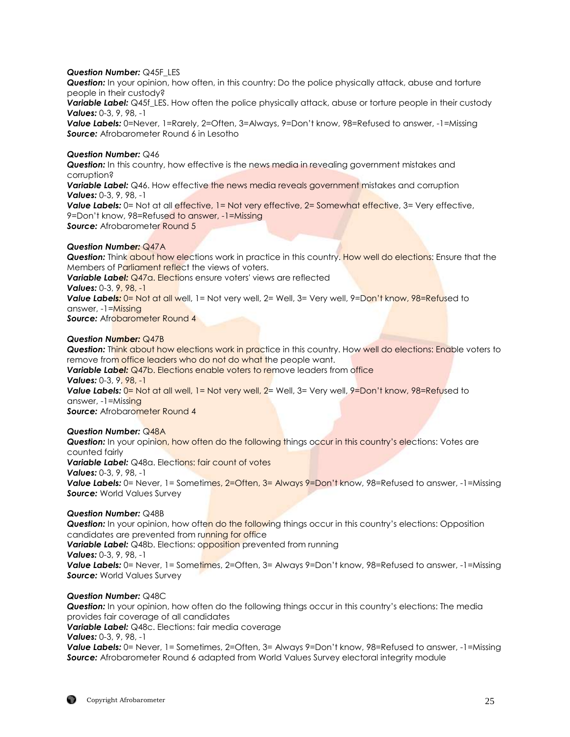***Question Number:*** Q45F_LES
***Question:*** In your opinion, how often, in this country: Do the police physically attack, abuse and torture people in their custody?
***Variable Label:*** Q45f_LES. How often the police physically attack, abuse or torture people in their custody
***Values:*** 0-3, 9, 98, -1
***Value Labels:*** 0=Never, 1=Rarely, 2=Often, 3=Always, 9=Don't know, 98=Refused to answer, -1=Missing
***Source:*** Afrobarometer Round 6 in Lesotho

***Question Number:*** Q46
***Question:*** In this country, how effective is the news media in revealing government mistakes and corruption?
***Variable Label:*** Q46. How effective the news media reveals government mistakes and corruption
***Values:*** 0-3, 9, 98, -1
***Value Labels:*** 0= Not at all effective, 1= Not very effective, 2= Somewhat effective, 3= Very effective, 9=Don't know, 98=Refused to answer, -1=Missing
***Source:*** Afrobarometer Round 5

***Question Number:*** Q47A
***Question:*** Think about how elections work in practice in this country. How well do elections: Ensure that the Members of Parliament reflect the views of voters.
***Variable Label:*** Q47a. Elections ensure voters' views are reflected
***Values:*** 0-3, 9, 98, -1
***Value Labels:*** 0= Not at all well, 1= Not very well, 2= Well, 3= Very well, 9=Don't know, 98=Refused to answer, -1=Missing
***Source:*** Afrobarometer Round 4

***Question Number:*** Q47B
***Question:*** Think about how elections work in practice in this country. How well do elections: Enable voters to remove from office leaders who do not do what the people want.
***Variable Label:*** Q47b. Elections enable voters to remove leaders from office
***Values:*** 0-3, 9, 98, -1
***Value Labels:*** 0= Not at all well, 1= Not very well, 2= Well, 3= Very well, 9=Don't know, 98=Refused to answer, -1=Missing
***Source:*** Afrobarometer Round 4

***Question Number:*** Q48A
***Question:*** In your opinion, how often do the following things occur in this country's elections: Votes are counted fairly
***Variable Label:*** Q48a. Elections: fair count of votes
***Values:*** 0-3, 9, 98, -1
***Value Labels:*** 0= Never, 1= Sometimes, 2=Often, 3= Always 9=Don't know, 98=Refused to answer, -1=Missing
***Source:*** World Values Survey

***Question Number:*** Q48B
***Question:*** In your opinion, how often do the following things occur in this country's elections: Opposition candidates are prevented from running for office
***Variable Label:*** Q48b. Elections: opposition prevented from running
***Values:*** 0-3, 9, 98, -1
***Value Labels:*** 0= Never, 1= Sometimes, 2=Often, 3= Always 9=Don't know, 98=Refused to answer, -1=Missing
***Source:*** World Values Survey

***Question Number:*** Q48C
***Question:*** In your opinion, how often do the following things occur in this country's elections: The media provides fair coverage of all candidates
***Variable Label:*** Q48c. Elections: fair media coverage
***Values:*** 0-3, 9, 98, -1
***Value Labels:*** 0= Never, 1= Sometimes, 2=Often, 3= Always 9=Don't know, 98=Refused to answer, -1=Missing
***Source:*** Afrobarometer Round 6 adapted from World Values Survey electoral integrity module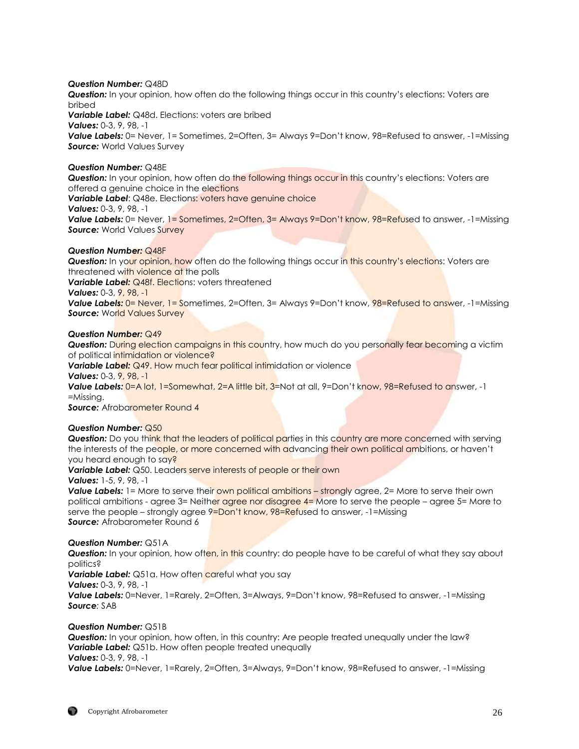***Question Number:*** Q48D
***Question:*** In your opinion, how often do the following things occur in this country's elections: Voters are bribed
***Variable Label:*** Q48d. Elections: voters are bribed
***Values:*** 0-3, 9, 98, -1
***Value Labels:*** 0= Never, 1= Sometimes, 2=Often, 3= Always 9=Don't know, 98=Refused to answer, -1=Missing
***Source:*** World Values Survey

***Question Number:*** Q48E
***Question:*** In your opinion, how often do the following things occur in this country's elections: Voters are offered a genuine choice in the elections
***Variable Label***: Q48e. Elections: voters have genuine choice
***Values:*** 0-3, 9, 98, -1
***Value Labels:*** 0= Never, 1= Sometimes, 2=Often, 3= Always 9=Don't know, 98=Refused to answer, -1=Missing
***Source:*** World Values Survey

***Question Number:*** Q48F
***Question:*** In your opinion, how often do the following things occur in this country's elections: Voters are threatened with violence at the polls
***Variable Label:*** Q48f. Elections: voters threatened
***Values:*** 0-3, 9, 98, -1
***Value Labels:*** 0= Never, 1= Sometimes, 2=Often, 3= Always 9=Don't know, 98=Refused to answer, -1=Missing
***Source:*** World Values Survey

***Question Number:*** Q49
***Question:*** During election campaigns in this country, how much do you personally fear becoming a victim of political intimidation or violence?
***Variable Label:*** Q49. How much fear political intimidation or violence
***Values:*** 0-3, 9, 98, -1
***Value Labels:*** 0=A lot, 1=Somewhat, 2=A little bit, 3=Not at all, 9=Don't know, 98=Refused to answer, -1 =Missing.
***Source:*** Afrobarometer Round 4

***Question Number:*** Q50
***Question:*** Do you think that the leaders of political parties in this country are more concerned with serving the interests of the people, or more concerned with advancing their own political ambitions, or haven't you heard enough to say?
***Variable Label:*** Q50. Leaders serve interests of people or their own
***Values:*** 1-5, 9, 98, -1
***Value Labels:*** 1= More to serve their own political ambitions – strongly agree, 2= More to serve their own political ambitions - agree 3= Neither agree nor disagree 4= More to serve the people – agree 5= More to serve the people – strongly agree 9=Don't know, 98=Refused to answer, -1=Missing
***Source:*** Afrobarometer Round 6

***Question Number:*** Q51A
***Question:*** In your opinion, how often, in this country: do people have to be careful of what they say about politics?
***Variable Label:*** Q51a. How often careful what you say
***Values:*** 0-3, 9, 98, -1
***Value Labels:*** 0=Never, 1=Rarely, 2=Often, 3=Always, 9=Don't know, 98=Refused to answer, -1=Missing
***Source***: SAB

***Question Number:*** Q51B
***Question:*** In your opinion, how often, in this country: Are people treated unequally under the law?
***Variable Label:*** Q51b. How often people treated unequally
***Values:*** 0-3, 9, 98, -1
***Value Labels:*** 0=Never, 1=Rarely, 2=Often, 3=Always, 9=Don't know, 98=Refused to answer, -1=Missing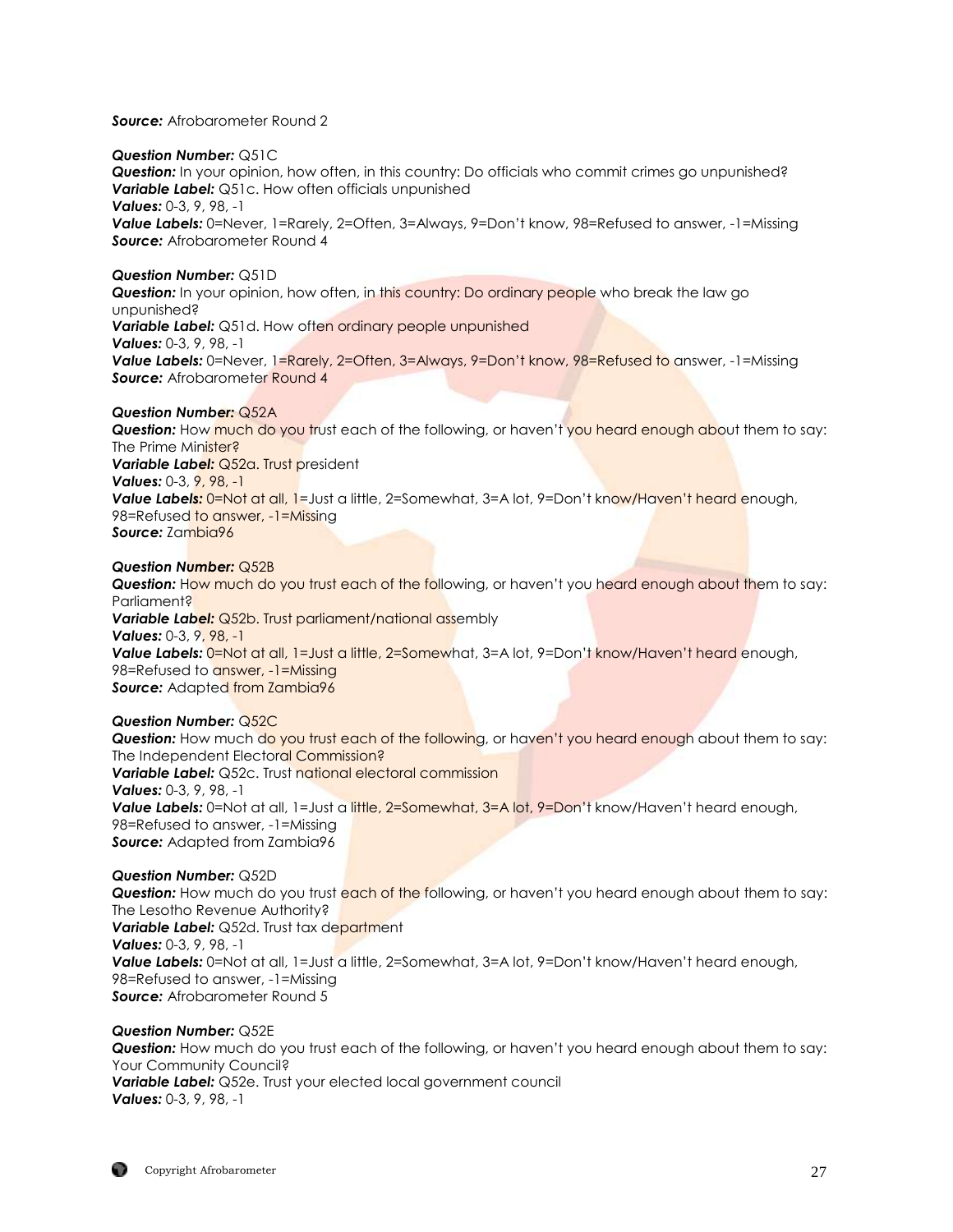***Source:*** Afrobarometer Round 2

***Question Number:*** Q51C
***Question:*** In your opinion, how often, in this country: Do officials who commit crimes go unpunished?
***Variable Label:*** Q51c. How often officials unpunished
***Values:*** 0-3, 9, 98, -1
***Value Labels:*** 0=Never, 1=Rarely, 2=Often, 3=Always, 9=Don't know, 98=Refused to answer, -1=Missing
***Source:*** Afrobarometer Round 4

***Question Number:*** Q51D
***Question:*** In your opinion, how often, in this country: Do ordinary people who break the law go unpunished?
***Variable Label:*** Q51d. How often ordinary people unpunished
***Values:*** 0-3, 9, 98, -1
***Value Labels:*** 0=Never, 1=Rarely, 2=Often, 3=Always, 9=Don't know, 98=Refused to answer, -1=Missing
***Source:*** Afrobarometer Round 4

***Question Number:*** Q52A
***Question:*** How much do you trust each of the following, or haven't you heard enough about them to say: The Prime Minister?
***Variable Label:*** Q52a. Trust president
***Values:*** 0-3, 9, 98, -1
***Value Labels:*** 0=Not at all, 1=Just a little, 2=Somewhat, 3=A lot, 9=Don't know/Haven't heard enough, 98=Refused to answer, -1=Missing
***Source:*** Zambia96

***Question Number:*** Q52B
***Question:*** How much do you trust each of the following, or haven't you heard enough about them to say: Parliament?
***Variable Label:*** Q52b. Trust parliament/national assembly
***Values:*** 0-3, 9, 98, -1
***Value Labels:*** 0=Not at all, 1=Just a little, 2=Somewhat, 3=A lot, 9=Don't know/Haven't heard enough, 98=Refused to answer, -1=Missing
***Source:*** Adapted from Zambia96

***Question Number:*** Q52C
***Question:*** How much do you trust each of the following, or haven't you heard enough about them to say: The Independent Electoral Commission?
***Variable Label:*** Q52c. Trust national electoral commission
***Values:*** 0-3, 9, 98, -1
***Value Labels:*** 0=Not at all, 1=Just a little, 2=Somewhat, 3=A lot, 9=Don't know/Haven't heard enough, 98=Refused to answer, -1=Missing
***Source:*** Adapted from Zambia96

***Question Number:*** Q52D
***Question:*** How much do you trust each of the following, or haven't you heard enough about them to say: The Lesotho Revenue Authority?
***Variable Label:*** Q52d. Trust tax department
***Values:*** 0-3, 9, 98, -1
***Value Labels:*** 0=Not at all, 1=Just a little, 2=Somewhat, 3=A lot, 9=Don't know/Haven't heard enough, 98=Refused to answer, -1=Missing
***Source:*** Afrobarometer Round 5

***Question Number:*** Q52E
***Question:*** How much do you trust each of the following, or haven't you heard enough about them to say: Your Community Council?
***Variable Label:*** Q52e. Trust your elected local government council
***Values:*** 0-3, 9, 98, -1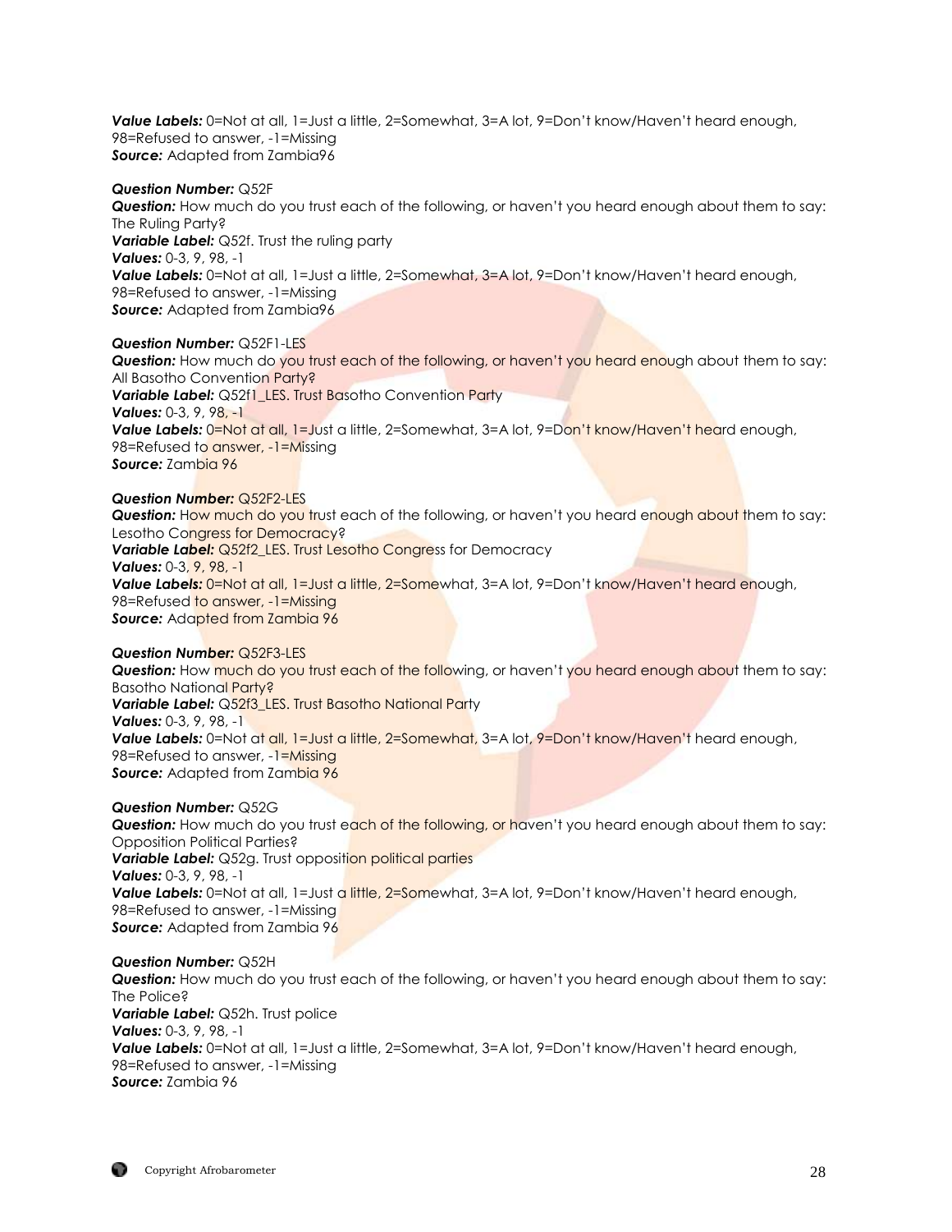***Value Labels:*** 0=Not at all, 1=Just a little, 2=Somewhat, 3=A lot, 9=Don't know/Haven't heard enough, 98=Refused to answer, -1=Missing
***Source:*** Adapted from Zambia96

***Question Number:*** Q52F
***Question:*** How much do you trust each of the following, or haven't you heard enough about them to say: The Ruling Party?
***Variable Label:*** Q52f. Trust the ruling party
***Values:*** 0-3, 9, 98, -1
***Value Labels:*** 0=Not at all, 1=Just a little, 2=Somewhat, 3=A lot, 9=Don't know/Haven't heard enough, 98=Refused to answer, -1=Missing
***Source:*** Adapted from Zambia96

***Question Number:*** Q52F1-LES
***Question:*** How much do you trust each of the following, or haven't you heard enough about them to say: All Basotho Convention Party?
***Variable Label:*** Q52f1_LES. Trust Basotho Convention Party
***Values:*** 0-3, 9, 98, -1
***Value Labels:*** 0=Not at all, 1=Just a little, 2=Somewhat, 3=A lot, 9=Don't know/Haven't heard enough, 98=Refused to answer, -1=Missing
***Source:*** Zambia 96

***Question Number:*** Q52F2-LES
***Question:*** How much do you trust each of the following, or haven't you heard enough about them to say: Lesotho Congress for Democracy?
***Variable Label:*** Q52f2_LES. Trust Lesotho Congress for Democracy
***Values:*** 0-3, 9, 98, -1
***Value Labels:*** 0=Not at all, 1=Just a little, 2=Somewhat, 3=A lot, 9=Don't know/Haven't heard enough, 98=Refused to answer, -1=Missing
***Source:*** Adapted from Zambia 96

***Question Number:*** Q52F3-LES
***Question:*** How much do you trust each of the following, or haven't you heard enough about them to say: Basotho National Party?
***Variable Label:*** Q52f3_LES. Trust Basotho National Party
***Values:*** 0-3, 9, 98, -1
***Value Labels:*** 0=Not at all, 1=Just a little, 2=Somewhat, 3=A lot, 9=Don't know/Haven't heard enough, 98=Refused to answer, -1=Missing
***Source:*** Adapted from Zambia 96

***Question Number:*** Q52G
***Question:*** How much do you trust each of the following, or haven't you heard enough about them to say: Opposition Political Parties?
***Variable Label:*** Q52g. Trust opposition political parties
***Values:*** 0-3, 9, 98, -1
***Value Labels:*** 0=Not at all, 1=Just a little, 2=Somewhat, 3=A lot, 9=Don't know/Haven't heard enough, 98=Refused to answer, -1=Missing
***Source:*** Adapted from Zambia 96

***Question Number:*** Q52H
***Question:*** How much do you trust each of the following, or haven't you heard enough about them to say: The Police?
***Variable Label:*** Q52h. Trust police
***Values:*** 0-3, 9, 98, -1
***Value Labels:*** 0=Not at all, 1=Just a little, 2=Somewhat, 3=A lot, 9=Don't know/Haven't heard enough, 98=Refused to answer, -1=Missing
***Source:*** Zambia 96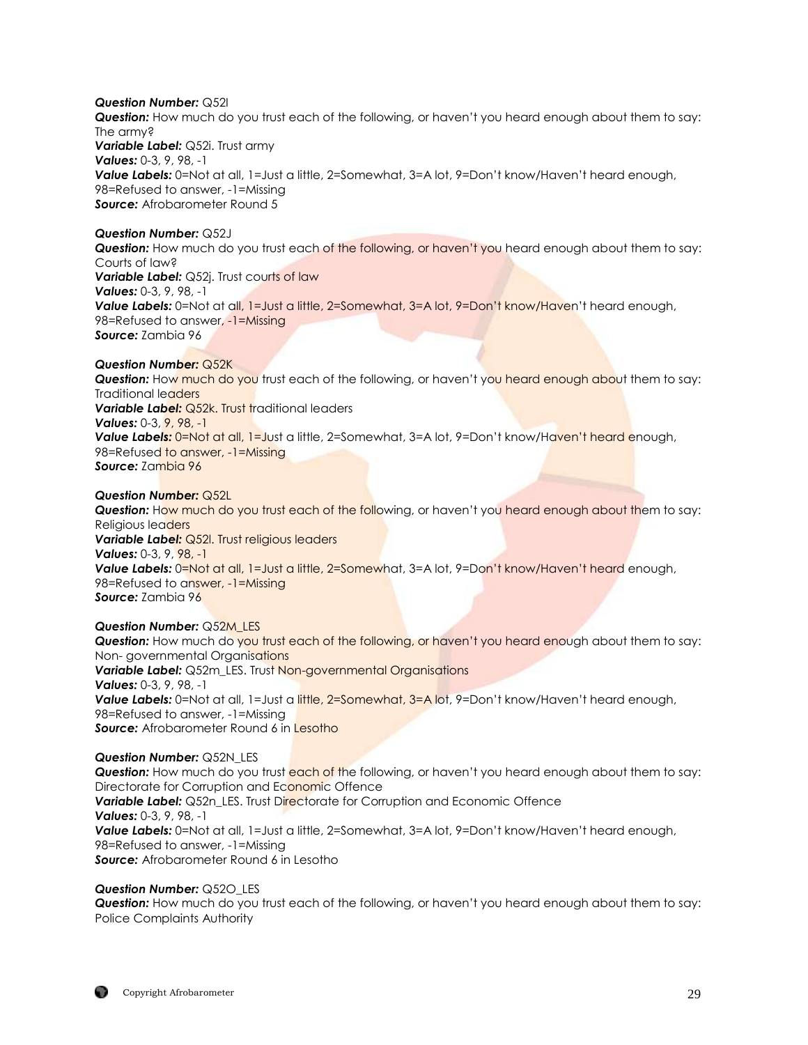***Question Number:*** Q52I
***Question:*** How much do you trust each of the following, or haven't you heard enough about them to say: The army?
***Variable Label:*** Q52i. Trust army
***Values:*** 0-3, 9, 98, -1
***Value Labels:*** 0=Not at all, 1=Just a little, 2=Somewhat, 3=A lot, 9=Don't know/Haven't heard enough, 98=Refused to answer, -1=Missing
***Source:*** Afrobarometer Round 5

***Question Number:*** Q52J
***Question:*** How much do you trust each of the following, or haven't you heard enough about them to say: Courts of law?
***Variable Label:*** Q52j. Trust courts of law
***Values:*** 0-3, 9, 98, -1
***Value Labels:*** 0=Not at all, 1=Just a little, 2=Somewhat, 3=A lot, 9=Don't know/Haven't heard enough, 98=Refused to answer, -1=Missing
***Source:*** Zambia 96

***Question Number:*** Q52K
***Question:*** How much do you trust each of the following, or haven't you heard enough about them to say: Traditional leaders
***Variable Label:*** Q52k. Trust traditional leaders
***Values:*** 0-3, 9, 98, -1
***Value Labels:*** 0=Not at all, 1=Just a little, 2=Somewhat, 3=A lot, 9=Don't know/Haven't heard enough, 98=Refused to answer, -1=Missing
***Source:*** Zambia 96

***Question Number:*** Q52L
***Question:*** How much do you trust each of the following, or haven't you heard enough about them to say: Religious leaders
***Variable Label:*** Q52l. Trust religious leaders
***Values:*** 0-3, 9, 98, -1
***Value Labels:*** 0=Not at all, 1=Just a little, 2=Somewhat, 3=A lot, 9=Don't know/Haven't heard enough, 98=Refused to answer, -1=Missing
***Source:*** Zambia 96

***Question Number:*** Q52M_LES
***Question:*** How much do you trust each of the following, or haven't you heard enough about them to say: Non- governmental Organisations
***Variable Label:*** Q52m_LES. Trust Non-governmental Organisations
***Values:*** 0-3, 9, 98, -1
***Value Labels:*** 0=Not at all, 1=Just a little, 2=Somewhat, 3=A lot, 9=Don't know/Haven't heard enough, 98=Refused to answer, -1=Missing
***Source:*** Afrobarometer Round 6 in Lesotho

***Question Number:*** Q52N_LES
***Question:*** How much do you trust each of the following, or haven't you heard enough about them to say: Directorate for Corruption and Economic Offence
***Variable Label:*** Q52n_LES. Trust Directorate for Corruption and Economic Offence
***Values:*** 0-3, 9, 98, -1
***Value Labels:*** 0=Not at all, 1=Just a little, 2=Somewhat, 3=A lot, 9=Don't know/Haven't heard enough, 98=Refused to answer, -1=Missing
***Source:*** Afrobarometer Round 6 in Lesotho

***Question Number:*** Q52O_LES
***Question:*** How much do you trust each of the following, or haven't you heard enough about them to say: Police Complaints Authority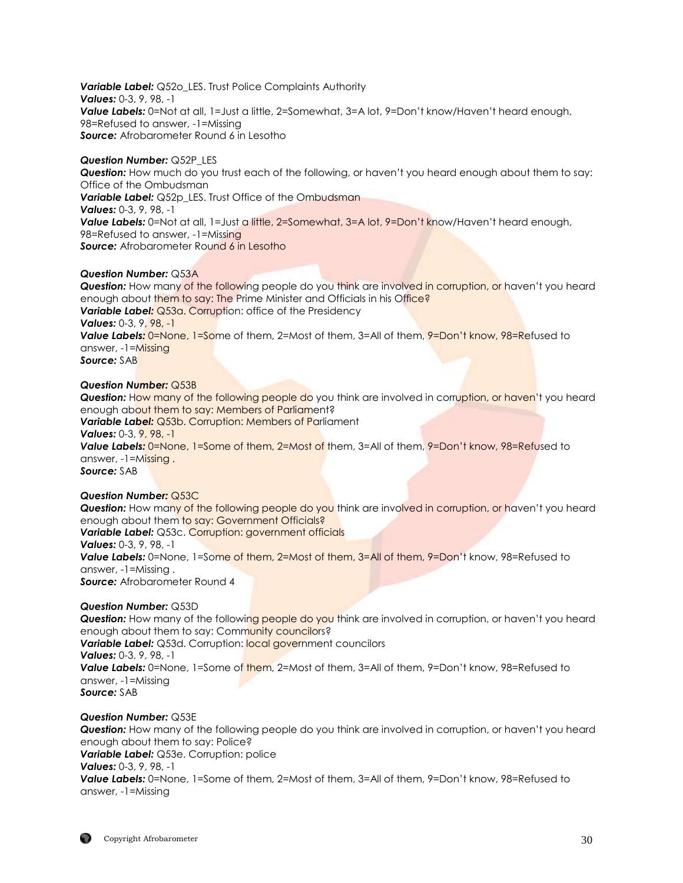***Variable Label:*** Q52o_LES. Trust Police Complaints Authority
***Values:*** 0-3, 9, 98, -1
***Value Labels:*** 0=Not at all, 1=Just a little, 2=Somewhat, 3=A lot, 9=Don't know/Haven't heard enough, 98=Refused to answer, -1=Missing
***Source:*** Afrobarometer Round 6 in Lesotho

***Question Number:*** Q52P_LES
***Question:*** How much do you trust each of the following, or haven't you heard enough about them to say: Office of the Ombudsman
***Variable Label:*** Q52p_LES. Trust Office of the Ombudsman
***Values:*** 0-3, 9, 98, -1
***Value Labels:*** 0=Not at all, 1=Just a little, 2=Somewhat, 3=A lot, 9=Don't know/Haven't heard enough, 98=Refused to answer, -1=Missing
***Source:*** Afrobarometer Round 6 in Lesotho

***Question Number:*** Q53A
***Question:*** How many of the following people do you think are involved in corruption, or haven't you heard enough about them to say: The Prime Minister and Officials in his Office?
***Variable Label:*** Q53a. Corruption: office of the Presidency
***Values:*** 0-3, 9, 98, -1
***Value Labels:*** 0=None, 1=Some of them, 2=Most of them, 3=All of them, 9=Don't know, 98=Refused to answer, -1=Missing
***Source:*** SAB

***Question Number:*** Q53B
***Question:*** How many of the following people do you think are involved in corruption, or haven't you heard enough about them to say: Members of Parliament?
***Variable Label:*** Q53b. Corruption: Members of Parliament
***Values:*** 0-3, 9, 98, -1
***Value Labels:*** 0=None, 1=Some of them, 2=Most of them, 3=All of them, 9=Don't know, 98=Refused to answer, -1=Missing .
***Source:*** SAB

***Question Number:*** Q53C
***Question:*** How many of the following people do you think are involved in corruption, or haven't you heard enough about them to say: Government Officials?
***Variable Label:*** Q53c. Corruption: government officials
***Values:*** 0-3, 9, 98, -1
***Value Labels:*** 0=None, 1=Some of them, 2=Most of them, 3=All of them, 9=Don't know, 98=Refused to answer, -1=Missing .
***Source:*** Afrobarometer Round 4

***Question Number:*** Q53D
***Question:*** How many of the following people do you think are involved in corruption, or haven't you heard enough about them to say: Community councilors?
***Variable Label:*** Q53d. Corruption: local government councilors
***Values:*** 0-3, 9, 98, -1
***Value Labels:*** 0=None, 1=Some of them, 2=Most of them, 3=All of them, 9=Don't know, 98=Refused to answer, -1=Missing
***Source:*** SAB

***Question Number:*** Q53E
***Question:*** How many of the following people do you think are involved in corruption, or haven't you heard enough about them to say: Police?
***Variable Label:*** Q53e. Corruption: police
***Values:*** 0-3, 9, 98, -1
***Value Labels:*** 0=None, 1=Some of them, 2=Most of them, 3=All of them, 9=Don't know, 98=Refused to answer, -1=Missing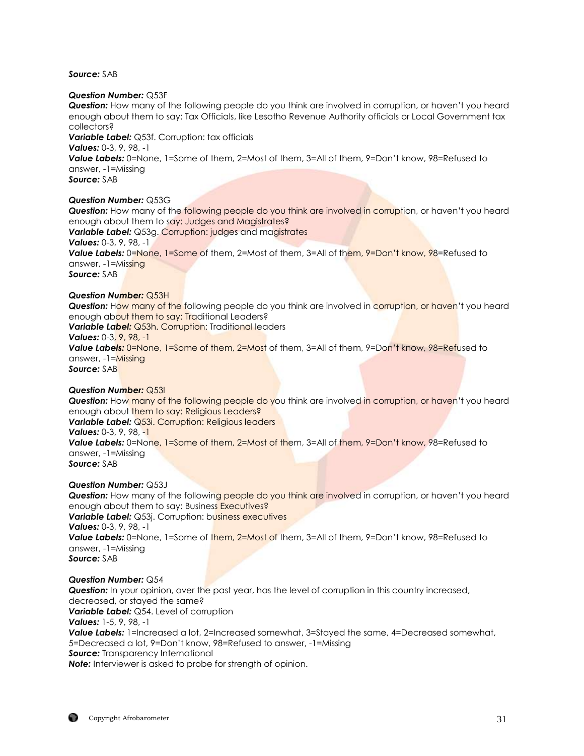***Source:*** SAB

***Question Number:*** Q53F
***Question:*** How many of the following people do you think are involved in corruption, or haven't you heard enough about them to say: Tax Officials, like Lesotho Revenue Authority officials or Local Government tax collectors?
***Variable Label:*** Q53f. Corruption: tax officials
***Values:*** 0-3, 9, 98, -1
***Value Labels:*** 0=None, 1=Some of them, 2=Most of them, 3=All of them, 9=Don't know, 98=Refused to answer, -1=Missing
***Source:*** SAB

***Question Number:*** Q53G
***Question:*** How many of the following people do you think are involved in corruption, or haven't you heard enough about them to say: Judges and Magistrates?
***Variable Label:*** Q53g. Corruption: judges and magistrates
***Values:*** 0-3, 9, 98, -1
***Value Labels:*** 0=None, 1=Some of them, 2=Most of them, 3=All of them, 9=Don't know, 98=Refused to answer, -1=Missing
***Source:*** SAB

***Question Number:*** Q53H
***Question:*** How many of the following people do you think are involved in corruption, or haven't you heard enough about them to say: Traditional Leaders?
***Variable Label:*** Q53h. Corruption: Traditional leaders
***Values:*** 0-3, 9, 98, -1
***Value Labels:*** 0=None, 1=Some of them, 2=Most of them, 3=All of them, 9=Don't know, 98=Refused to answer, -1=Missing
***Source:*** SAB

***Question Number:*** Q53I
***Question:*** How many of the following people do you think are involved in corruption, or haven't you heard enough about them to say: Religious Leaders?
***Variable Label:*** Q53i. Corruption: Religious leaders
***Values:*** 0-3, 9, 98, -1
***Value Labels:*** 0=None, 1=Some of them, 2=Most of them, 3=All of them, 9=Don't know, 98=Refused to answer, -1=Missing
***Source:*** SAB

***Question Number:*** Q53J
***Question:*** How many of the following people do you think are involved in corruption, or haven't you heard enough about them to say: Business Executives?
***Variable Label:*** Q53j. Corruption: business executives
***Values:*** 0-3, 9, 98, -1
***Value Labels:*** 0=None, 1=Some of them, 2=Most of them, 3=All of them, 9=Don't know, 98=Refused to answer, -1=Missing
***Source:*** SAB

***Question Number:*** Q54
***Question:*** In your opinion, over the past year, has the level of corruption in this country increased, decreased, or stayed the same?
***Variable Label:*** Q54. Level of corruption
***Values:*** 1-5, 9, 98, -1
***Value Labels:*** 1=Increased a lot, 2=Increased somewhat, 3=Stayed the same, 4=Decreased somewhat, 5=Decreased a lot, 9=Don't know, 98=Refused to answer, -1=Missing
***Source:*** Transparency International
***Note:*** Interviewer is asked to probe for strength of opinion.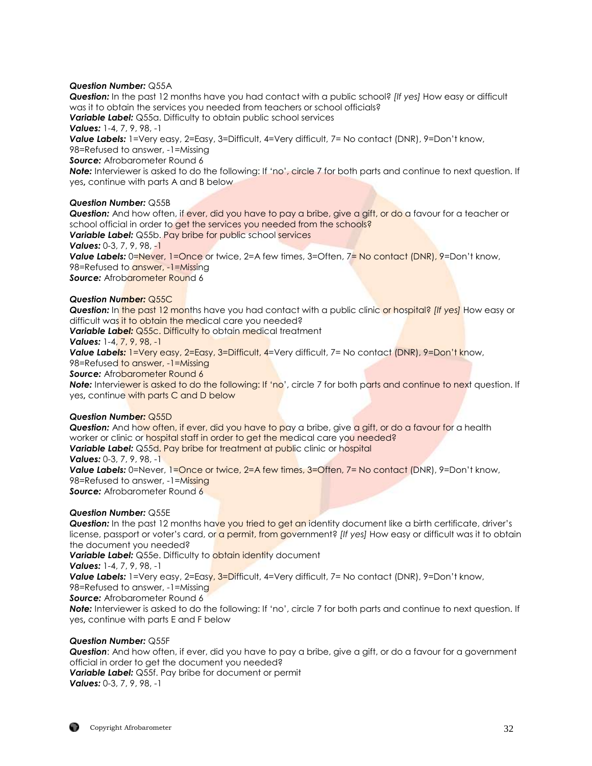***Question Number:*** Q55A
***Question:*** In the past 12 months have you had contact with a public school? *[If yes]* How easy or difficult was it to obtain the services you needed from teachers or school officials?
***Variable Label:*** Q55a. Difficulty to obtain public school services
***Values:*** 1-4, 7, 9, 98, -1
***Value Labels:*** 1=Very easy, 2=Easy, 3=Difficult, 4=Very difficult, 7= No contact (DNR), 9=Don't know, 98=Refused to answer, -1=Missing
***Source:*** Afrobarometer Round 6
***Note:*** Interviewer is asked to do the following: If 'no', circle 7 for both parts and continue to next question. If yes**,** continue with parts A and B below

***Question Number:*** Q55B
***Question:*** And how often, if ever, did you have to pay a bribe, give a gift, or do a favour for a teacher or school official in order to get the services you needed from the schools?
***Variable Label:*** Q55b. Pay bribe for public school services
***Values:*** 0-3, 7, 9, 98, -1
***Value Labels:*** 0=Never, 1=Once or twice, 2=A few times, 3=Often, 7= No contact (DNR), 9=Don't know, 98=Refused to answer, -1=Missing
***Source:*** Afrobarometer Round 6

***Question Number:*** Q55C
***Question:*** In the past 12 months have you had contact with a public clinic or hospital? *[If yes]* How easy or difficult was it to obtain the medical care you needed?
***Variable Label:*** Q55c. Difficulty to obtain medical treatment
***Values:*** 1-4, 7, 9, 98, -1
***Value Labels:*** 1=Very easy, 2=Easy, 3=Difficult, 4=Very difficult, 7= No contact (DNR), 9=Don't know, 98=Refused to answer, -1=Missing
***Source:*** Afrobarometer Round 6
***Note:*** Interviewer is asked to do the following: If 'no', circle 7 for both parts and continue to next question. If yes**,** continue with parts C and D below

***Question Number:*** Q55D
***Question:*** And how often, if ever, did you have to pay a bribe, give a gift, or do a favour for a health worker or clinic or hospital staff in order to get the medical care you needed?
***Variable Label:*** Q55d. Pay bribe for treatment at public clinic or hospital
***Values:*** 0-3, 7, 9, 98, -1
***Value Labels:*** 0=Never, 1=Once or twice, 2=A few times, 3=Often, 7= No contact (DNR), 9=Don't know, 98=Refused to answer, -1=Missing
***Source:*** Afrobarometer Round 6

***Question Number:*** Q55E
***Question:*** In the past 12 months have you tried to get an identity document like a birth certificate, driver's license, passport or voter's card, or a permit, from government? *[If yes]* How easy or difficult was it to obtain the document you needed?
***Variable Label:*** Q55e. Difficulty to obtain identity document
***Values:*** 1-4, 7, 9, 98, -1
***Value Labels:*** 1=Very easy, 2=Easy, 3=Difficult, 4=Very difficult, 7= No contact (DNR), 9=Don't know, 98=Refused to answer, -1=Missing
***Source:*** Afrobarometer Round 6
***Note:*** Interviewer is asked to do the following: If 'no', circle 7 for both parts and continue to next question. If yes**,** continue with parts E and F below

***Question Number:*** Q55F
***Question***: And how often, if ever, did you have to pay a bribe, give a gift, or do a favour for a government official in order to get the document you needed?
***Variable Label:*** Q55f. Pay bribe for document or permit
***Values:*** 0-3, 7, 9, 98, -1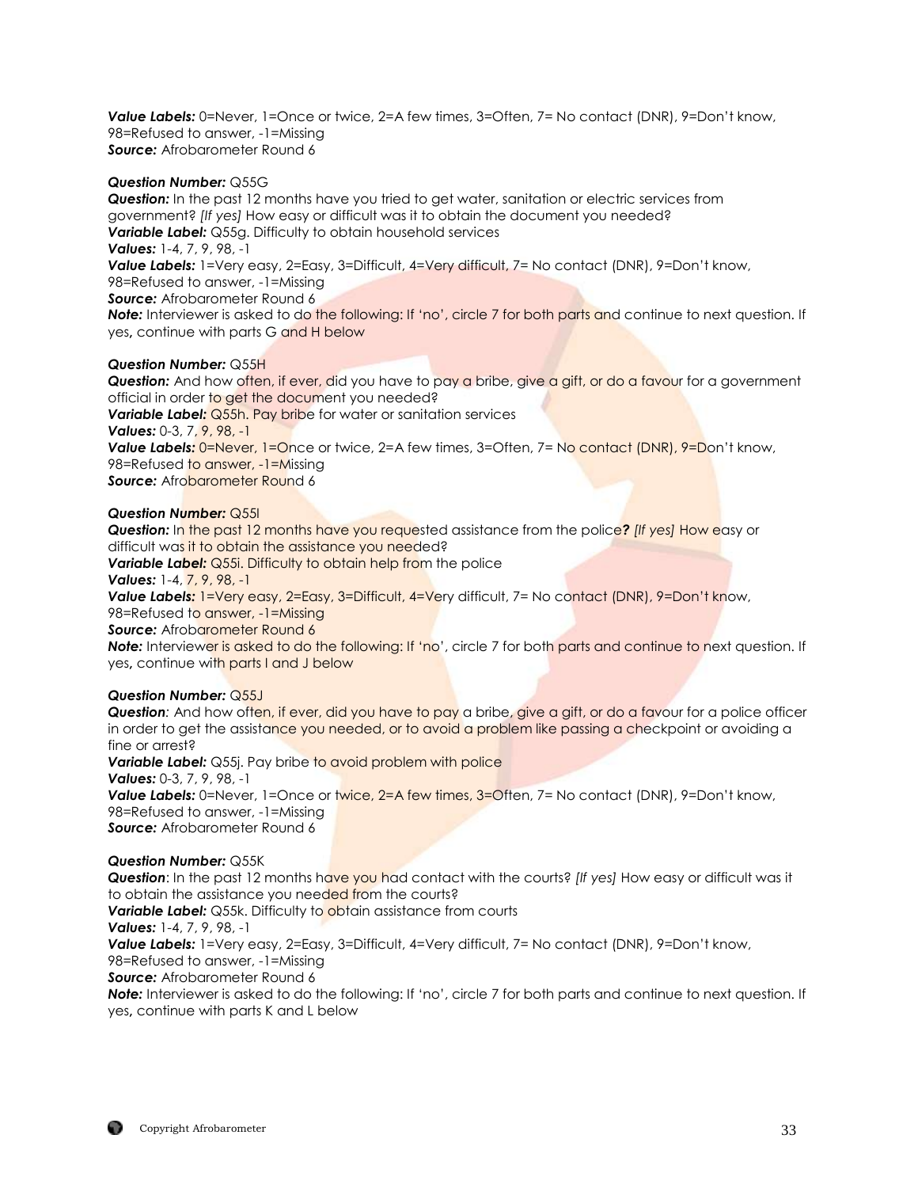***Value Labels:*** 0=Never, 1=Once or twice, 2=A few times, 3=Often, 7= No contact (DNR), 9=Don't know, 98=Refused to answer, -1=Missing
***Source:*** Afrobarometer Round 6

***Question Number:*** Q55G
***Question:*** In the past 12 months have you tried to get water, sanitation or electric services from government? *[If yes]* How easy or difficult was it to obtain the document you needed?
***Variable Label:*** Q55g. Difficulty to obtain household services
***Values:*** 1-4, 7, 9, 98, -1
***Value Labels:*** 1=Very easy, 2=Easy, 3=Difficult, 4=Very difficult, 7= No contact (DNR), 9=Don't know, 98=Refused to answer, -1=Missing
***Source:*** Afrobarometer Round 6
***Note:*** Interviewer is asked to do the following: If 'no', circle 7 for both parts and continue to next question. If yes**,** continue with parts G and H below

***Question Number:*** Q55H
***Question:*** And how often, if ever, did you have to pay a bribe, give a gift, or do a favour for a government official in order to get the document you needed?
***Variable Label:*** Q55h. Pay bribe for water or sanitation services
***Values:*** 0-3, 7, 9, 98, -1
***Value Labels:*** 0=Never, 1=Once or twice, 2=A few times, 3=Often, 7= No contact (DNR), 9=Don't know, 98=Refused to answer, -1=Missing
***Source:*** Afrobarometer Round 6

***Question Number:*** Q55I
***Question:*** In the past 12 months have you requested assistance from the police**?** *[If yes]* How easy or difficult was it to obtain the assistance you needed?
***Variable Label:*** Q55i. Difficulty to obtain help from the police
***Values:*** 1-4, 7, 9, 98, -1
***Value Labels:*** 1=Very easy, 2=Easy, 3=Difficult, 4=Very difficult, 7= No contact (DNR), 9=Don't know, 98=Refused to answer, -1=Missing
***Source:*** Afrobarometer Round 6
***Note:*** Interviewer is asked to do the following: If 'no', circle 7 for both parts and continue to next question. If yes**,** continue with parts I and J below

***Question Number:*** Q55J
***Question****:* And how often, if ever, did you have to pay a bribe, give a gift, or do a favour for a police officer in order to get the assistance you needed, or to avoid a problem like passing a checkpoint or avoiding a fine or arrest?
***Variable Label:*** Q55j. Pay bribe to avoid problem with police
***Values:*** 0-3, 7, 9, 98, -1
***Value Labels:*** 0=Never, 1=Once or twice, 2=A few times, 3=Often, 7= No contact (DNR), 9=Don't know, 98=Refused to answer, -1=Missing
***Source:*** Afrobarometer Round 6

***Question Number:*** Q55K
***Question***: In the past 12 months have you had contact with the courts? *[If yes]* How easy or difficult was it to obtain the assistance you needed from the courts?
***Variable Label:*** Q55k. Difficulty to obtain assistance from courts
***Values:*** 1-4, 7, 9, 98, -1
***Value Labels:*** 1=Very easy, 2=Easy, 3=Difficult, 4=Very difficult, 7= No contact (DNR), 9=Don't know, 98=Refused to answer, -1=Missing
***Source:*** Afrobarometer Round 6
***Note:*** Interviewer is asked to do the following: If 'no', circle 7 for both parts and continue to next question. If yes**,** continue with parts K and L below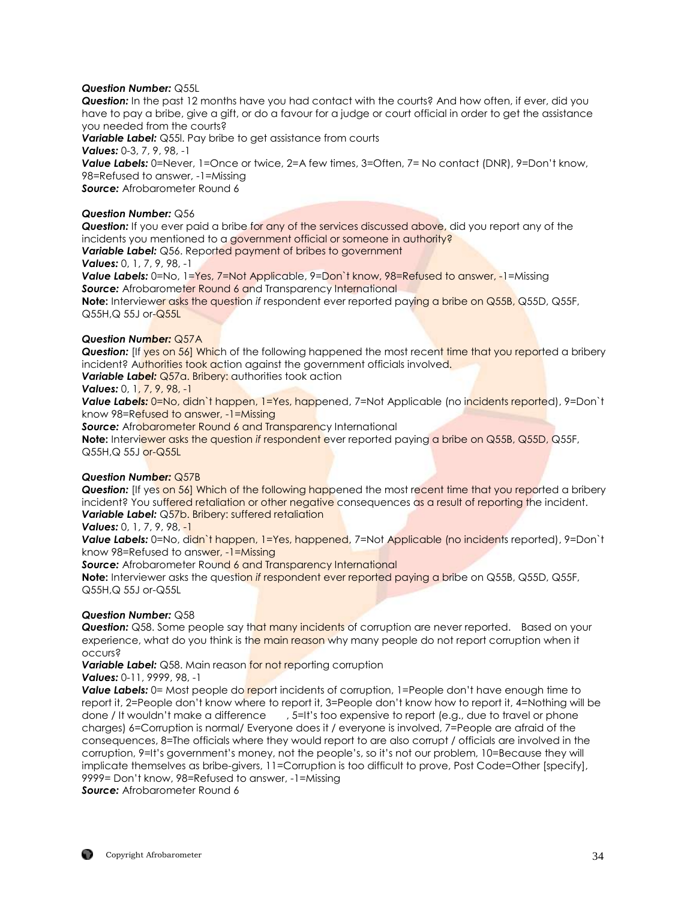***Question Number:*** Q55L
***Question:*** In the past 12 months have you had contact with the courts? And how often, if ever, did you have to pay a bribe, give a gift, or do a favour for a judge or court official in order to get the assistance you needed from the courts?
***Variable Label:*** Q55l. Pay bribe to get assistance from courts
***Values:*** 0-3, 7, 9, 98, -1
***Value Labels:*** 0=Never, 1=Once or twice, 2=A few times, 3=Often, 7= No contact (DNR), 9=Don't know, 98=Refused to answer, -1=Missing
***Source:*** Afrobarometer Round 6

***Question Number:*** Q56
***Question:*** If you ever paid a bribe for any of the services discussed above, did you report any of the incidents you mentioned to a government official or someone in authority?
***Variable Label:*** Q56. Reported payment of bribes to government
***Values:*** 0, 1, 7, 9, 98, -1
***Value Labels:*** 0=No, 1=Yes, 7=Not Applicable, 9=Don`t know, 98=Refused to answer, -1=Missing
***Source:*** Afrobarometer Round 6 and Transparency International
**Note:** Interviewer asks the question *if* respondent ever reported paying a bribe on Q55B, Q55D, Q55F, Q55H,Q 55J or-Q55L

***Question Number:*** Q57A
***Question:*** [If yes on 56] Which of the following happened the most recent time that you reported a bribery incident? Authorities took action against the government officials involved.
***Variable Label:*** Q57a. Bribery: authorities took action
***Values:*** 0, 1, 7, 9, 98, -1
***Value Labels:*** 0=No, didn`t happen, 1=Yes, happened, 7=Not Applicable (no incidents reported), 9=Don`t know 98=Refused to answer, -1=Missing
***Source:*** Afrobarometer Round 6 and Transparency International
**Note:** Interviewer asks the question *if* respondent ever reported paying a bribe on Q55B, Q55D, Q55F, Q55H,Q 55J or-Q55L

***Question Number:*** Q57B
***Question:*** [If yes on 56] Which of the following happened the most recent time that you reported a bribery incident? You suffered retaliation or other negative consequences as a result of reporting the incident.
***Variable Label:*** Q57b. Bribery: suffered retaliation
***Values:*** 0, 1, 7, 9, 98, -1
***Value Labels:*** 0=No, didn`t happen, 1=Yes, happened, 7=Not Applicable (no incidents reported), 9=Don`t know 98=Refused to answer, -1=Missing
***Source:*** Afrobarometer Round 6 and Transparency International
**Note:** Interviewer asks the question *if* respondent ever reported paying a bribe on Q55B, Q55D, Q55F, Q55H,Q 55J or-Q55L

***Question Number:*** Q58
***Question:*** Q58. Some people say that many incidents of corruption are never reported. Based on your experience, what do you think is the main reason why many people do not report corruption when it occurs?
***Variable Label:*** Q58. Main reason for not reporting corruption
***Values:*** 0-11, 9999, 98, -1
***Value Labels:*** 0= Most people do report incidents of corruption, 1=People don't have enough time to report it, 2=People don't know where to report it, 3=People don't know how to report it, 4=Nothing will be done / It wouldn't make a difference , 5=It's too expensive to report (e.g., due to travel or phone charges) 6=Corruption is normal/ Everyone does it / everyone is involved, 7=People are afraid of the consequences, 8=The officials where they would report to are also corrupt / officials are involved in the corruption, 9=It's government's money, not the people's, so it's not our problem, 10=Because they will implicate themselves as bribe-givers, 11=Corruption is too difficult to prove, Post Code=Other [specify], 9999= Don't know, 98=Refused to answer, -1=Missing
***Source:*** Afrobarometer Round 6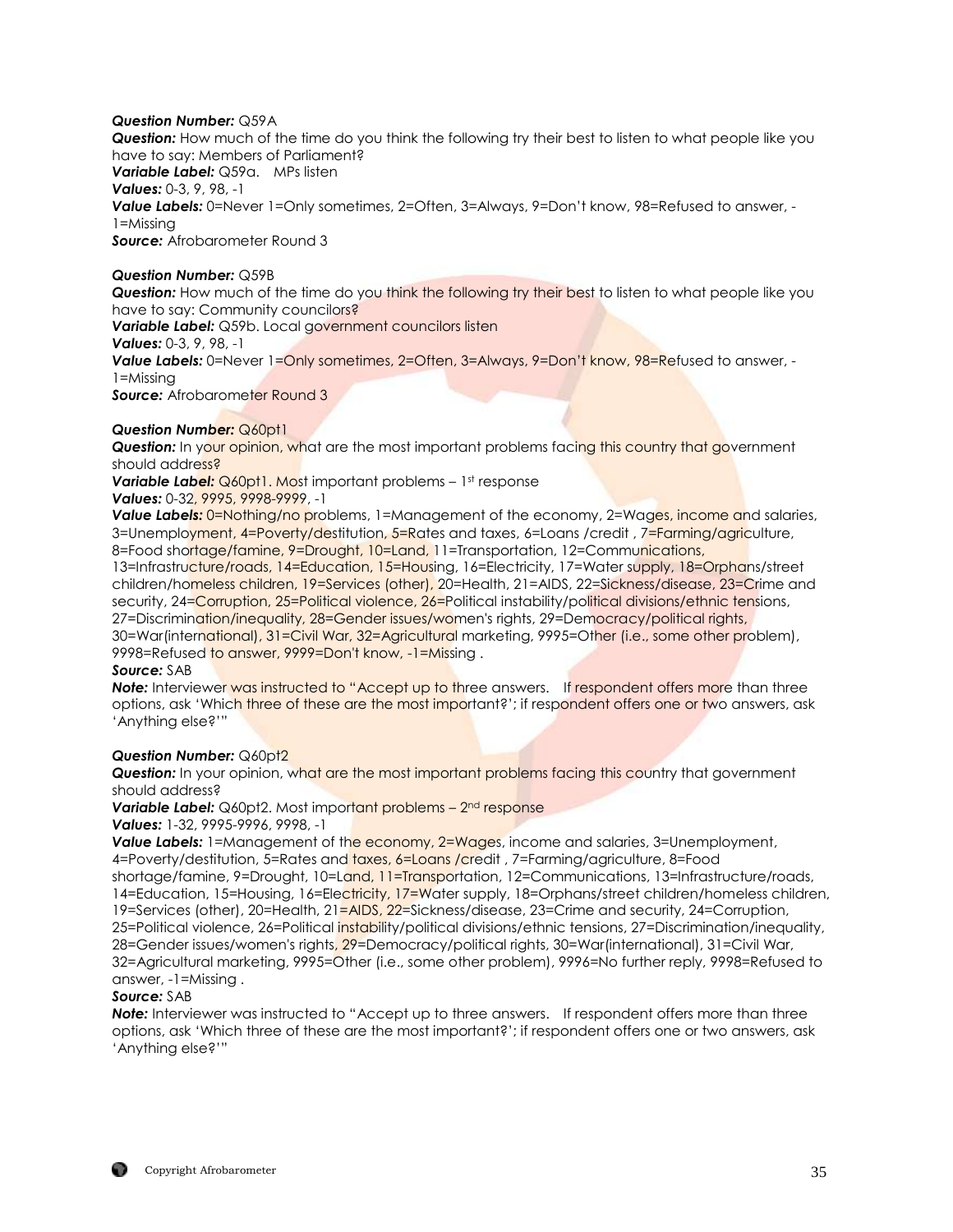***Question Number:*** Q59A
***Question:*** How much of the time do you think the following try their best to listen to what people like you have to say: Members of Parliament?
***Variable Label:*** Q59a. MPs listen
***Values:*** 0-3, 9, 98, -1
***Value Labels:*** 0=Never 1=Only sometimes, 2=Often, 3=Always, 9=Don't know, 98=Refused to answer, -1=Missing
***Source:*** Afrobarometer Round 3

***Question Number:*** Q59B
***Question:*** How much of the time do you think the following try their best to listen to what people like you have to say: Community councilors?
***Variable Label:*** Q59b. Local government councilors listen
***Values:*** 0-3, 9, 98, -1
***Value Labels:*** 0=Never 1=Only sometimes, 2=Often, 3=Always, 9=Don't know, 98=Refused to answer, -1=Missing
***Source:*** Afrobarometer Round 3

***Question Number:*** Q60pt1
***Question:*** In your opinion, what are the most important problems facing this country that government should address?
***Variable Label:*** Q60pt1. Most important problems – 1st response
***Values:*** 0-32, 9995, 9998-9999, -1
***Value Labels:*** 0=Nothing/no problems, 1=Management of the economy, 2=Wages, income and salaries, 3=Unemployment, 4=Poverty/destitution, 5=Rates and taxes, 6=Loans /credit , 7=Farming/agriculture, 8=Food shortage/famine, 9=Drought, 10=Land, 11=Transportation, 12=Communications, 13=Infrastructure/roads, 14=Education, 15=Housing, 16=Electricity, 17=Water supply, 18=Orphans/street children/homeless children, 19=Services (other), 20=Health, 21=AIDS, 22=Sickness/disease, 23=Crime and security, 24=Corruption, 25=Political violence, 26=Political instability/political divisions/ethnic tensions, 27=Discrimination/inequality, 28=Gender issues/women's rights, 29=Democracy/political rights, 30=War(international), 31=Civil War, 32=Agricultural marketing, 9995=Other (i.e., some other problem), 9998=Refused to answer, 9999=Don't know, -1=Missing .
***Source:*** SAB
***Note:*** Interviewer was instructed to "Accept up to three answers. If respondent offers more than three options, ask 'Which three of these are the most important?'; if respondent offers one or two answers, ask 'Anything else?'"

***Question Number:*** Q60pt2
***Question:*** In your opinion, what are the most important problems facing this country that government should address?
***Variable Label:*** Q60pt2. Most important problems – 2nd response
***Values:*** 1-32, 9995-9996, 9998, -1
***Value Labels:*** 1=Management of the economy, 2=Wages, income and salaries, 3=Unemployment, 4=Poverty/destitution, 5=Rates and taxes, 6=Loans /credit , 7=Farming/agriculture, 8=Food shortage/famine, 9=Drought, 10=Land, 11=Transportation, 12=Communications, 13=Infrastructure/roads, 14=Education, 15=Housing, 16=Electricity, 17=Water supply, 18=Orphans/street children/homeless children, 19=Services (other), 20=Health, 21=AIDS, 22=Sickness/disease, 23=Crime and security, 24=Corruption, 25=Political violence, 26=Political instability/political divisions/ethnic tensions, 27=Discrimination/inequality, 28=Gender issues/women's rights, 29=Democracy/political rights, 30=War(international), 31=Civil War, 32=Agricultural marketing, 9995=Other (i.e., some other problem), 9996=No further reply, 9998=Refused to answer, -1=Missing .
***Source:*** SAB
***Note:*** Interviewer was instructed to "Accept up to three answers. If respondent offers more than three options, ask 'Which three of these are the most important?'; if respondent offers one or two answers, ask 'Anything else?'"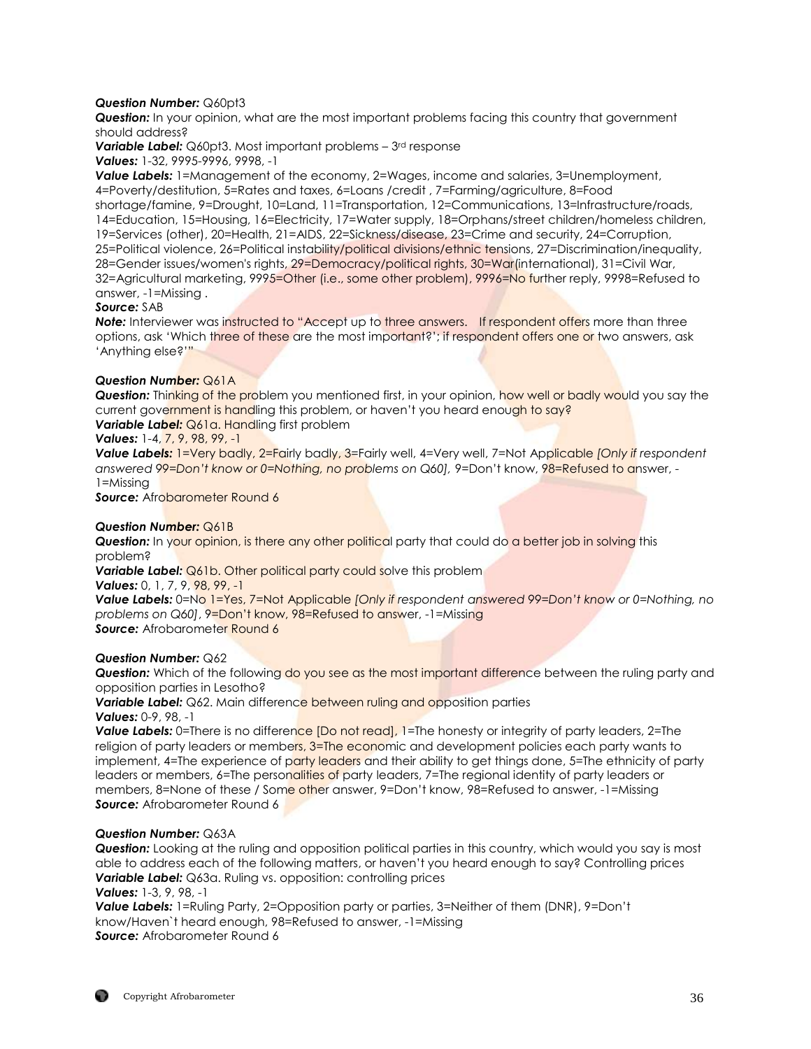***Question Number:*** Q60pt3
***Question:*** In your opinion, what are the most important problems facing this country that government should address?
***Variable Label:*** Q60pt3. Most important problems – 3rd response
***Values:*** 1-32, 9995-9996, 9998, -1
***Value Labels:*** 1=Management of the economy, 2=Wages, income and salaries, 3=Unemployment, 4=Poverty/destitution, 5=Rates and taxes, 6=Loans /credit , 7=Farming/agriculture, 8=Food shortage/famine, 9=Drought, 10=Land, 11=Transportation, 12=Communications, 13=Infrastructure/roads, 14=Education, 15=Housing, 16=Electricity, 17=Water supply, 18=Orphans/street children/homeless children, 19=Services (other), 20=Health, 21=AIDS, 22=Sickness/disease, 23=Crime and security, 24=Corruption, 25=Political violence, 26=Political instability/political divisions/ethnic tensions, 27=Discrimination/inequality, 28=Gender issues/women's rights, 29=Democracy/political rights, 30=War(international), 31=Civil War, 32=Agricultural marketing, 9995=Other (i.e., some other problem), 9996=No further reply, 9998=Refused to answer, -1=Missing .
***Source:*** SAB
***Note:*** Interviewer was instructed to "Accept up to three answers. If respondent offers more than three options, ask 'Which three of these are the most important?'; if respondent offers one or two answers, ask 'Anything else?'"

***Question Number:*** Q61A
***Question:*** Thinking of the problem you mentioned first, in your opinion, how well or badly would you say the current government is handling this problem, or haven't you heard enough to say?
***Variable Label:*** Q61a. Handling first problem
***Values:*** 1-4, 7, 9, 98, 99, -1
***Value Labels:*** 1=Very badly, 2=Fairly badly, 3=Fairly well, 4=Very well, 7=Not Applicable *[Only if respondent answered 99=Don't know or 0=Nothing, no problems on Q60]*, 9=Don't know, 98=Refused to answer, -1=Missing
***Source:*** Afrobarometer Round 6

***Question Number:*** Q61B
***Question:*** In your opinion, is there any other political party that could do a better job in solving this problem?
***Variable Label:*** Q61b. Other political party could solve this problem
***Values:*** 0, 1, 7, 9, 98, 99, -1
***Value Labels:*** 0=No 1=Yes, 7=Not Applicable *[Only if respondent answered 99=Don't know or 0=Nothing, no problems on Q60]*, 9=Don't know, 98=Refused to answer, -1=Missing
***Source:*** Afrobarometer Round 6

***Question Number:*** Q62
***Question:*** Which of the following do you see as the most important difference between the ruling party and opposition parties in Lesotho?
***Variable Label:*** Q62. Main difference between ruling and opposition parties
***Values:*** 0-9, 98, -1
***Value Labels:*** 0=There is no difference [Do not read], 1=The honesty or integrity of party leaders, 2=The religion of party leaders or members, 3=The economic and development policies each party wants to implement, 4=The experience of party leaders and their ability to get things done, 5=The ethnicity of party leaders or members, 6=The personalities of party leaders, 7=The regional identity of party leaders or members, 8=None of these / Some other answer, 9=Don't know, 98=Refused to answer, -1=Missing
***Source:*** Afrobarometer Round 6

***Question Number:*** Q63A
***Question:*** Looking at the ruling and opposition political parties in this country, which would you say is most able to address each of the following matters, or haven't you heard enough to say? Controlling prices
***Variable Label:*** Q63a. Ruling vs. opposition: controlling prices
***Values:*** 1-3, 9, 98, -1
***Value Labels:*** 1=Ruling Party, 2=Opposition party or parties, 3=Neither of them (DNR), 9=Don't know/Haven`t heard enough, 98=Refused to answer, -1=Missing
***Source:*** Afrobarometer Round 6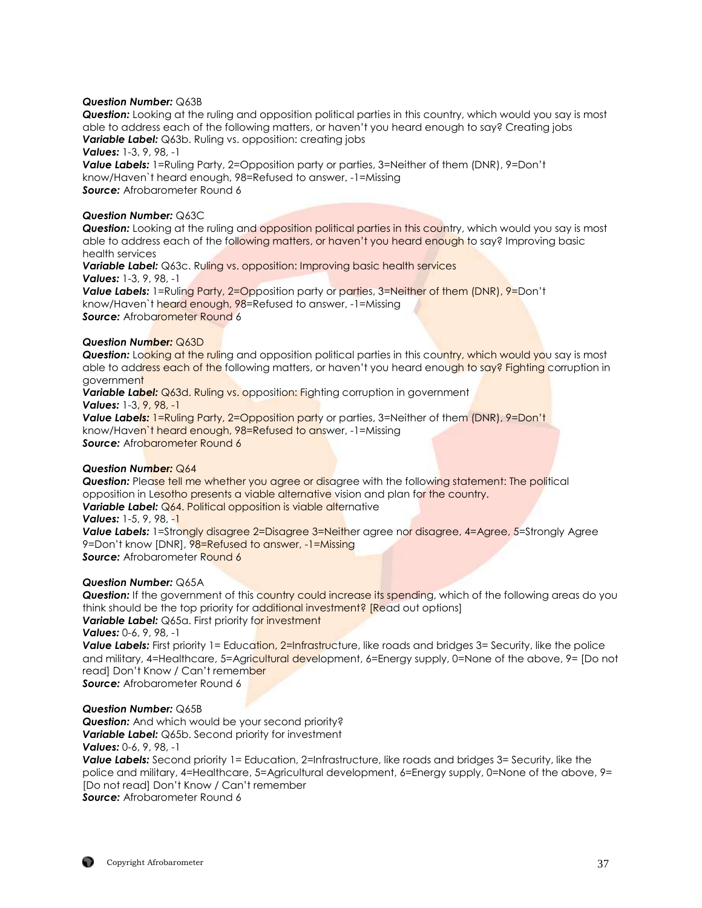***Question Number:*** Q63B
***Question:*** Looking at the ruling and opposition political parties in this country, which would you say is most able to address each of the following matters, or haven't you heard enough to say? Creating jobs
***Variable Label:*** Q63b. Ruling vs. opposition: creating jobs
***Values:*** 1-3, 9, 98, -1
***Value Labels:*** 1=Ruling Party, 2=Opposition party or parties, 3=Neither of them (DNR), 9=Don't know/Haven`t heard enough, 98=Refused to answer, -1=Missing
***Source:*** Afrobarometer Round 6

***Question Number:*** Q63C
***Question:*** Looking at the ruling and opposition political parties in this country, which would you say is most able to address each of the following matters, or haven't you heard enough to say? Improving basic health services
***Variable Label:*** Q63c. Ruling vs. opposition: Improving basic health services
***Values:*** 1-3, 9, 98, -1
***Value Labels:*** 1=Ruling Party, 2=Opposition party or parties, 3=Neither of them (DNR), 9=Don't know/Haven`t heard enough, 98=Refused to answer, -1=Missing
***Source:*** Afrobarometer Round 6

***Question Number:*** Q63D
***Question:*** Looking at the ruling and opposition political parties in this country, which would you say is most able to address each of the following matters, or haven't you heard enough to say? Fighting corruption in government
***Variable Label:*** Q63d. Ruling vs. opposition: Fighting corruption in government
***Values:*** 1-3, 9, 98, -1
***Value Labels:*** 1=Ruling Party, 2=Opposition party or parties, 3=Neither of them (DNR), 9=Don't know/Haven`t heard enough, 98=Refused to answer, -1=Missing
***Source:*** Afrobarometer Round 6

***Question Number:*** Q64
***Question:*** Please tell me whether you agree or disagree with the following statement: The political opposition in Lesotho presents a viable alternative vision and plan for the country.
***Variable Label:*** Q64. Political opposition is viable alternative
***Values:*** 1-5, 9, 98, -1
***Value Labels:*** 1=Strongly disagree 2=Disagree 3=Neither agree nor disagree, 4=Agree, 5=Strongly Agree 9=Don't know [DNR], 98=Refused to answer, -1=Missing
***Source:*** Afrobarometer Round 6

***Question Number:*** Q65A
***Question:*** If the government of this country could increase its spending, which of the following areas do you think should be the top priority for additional investment? [Read out options]
***Variable Label:*** Q65a. First priority for investment
***Values:*** 0-6, 9, 98, -1
***Value Labels:*** First priority 1= Education, 2=Infrastructure, like roads and bridges 3= Security, like the police and military, 4=Healthcare, 5=Agricultural development, 6=Energy supply, 0=None of the above, 9= [Do not read] Don't Know / Can't remember
***Source:*** Afrobarometer Round 6

***Question Number:*** Q65B
***Question:*** And which would be your second priority?
***Variable Label:*** Q65b. Second priority for investment
***Values:*** 0-6, 9, 98, -1
***Value Labels:*** Second priority 1= Education, 2=Infrastructure, like roads and bridges 3= Security, like the police and military, 4=Healthcare, 5=Agricultural development, 6=Energy supply, 0=None of the above, 9= [Do not read] Don't Know / Can't remember
***Source:*** Afrobarometer Round 6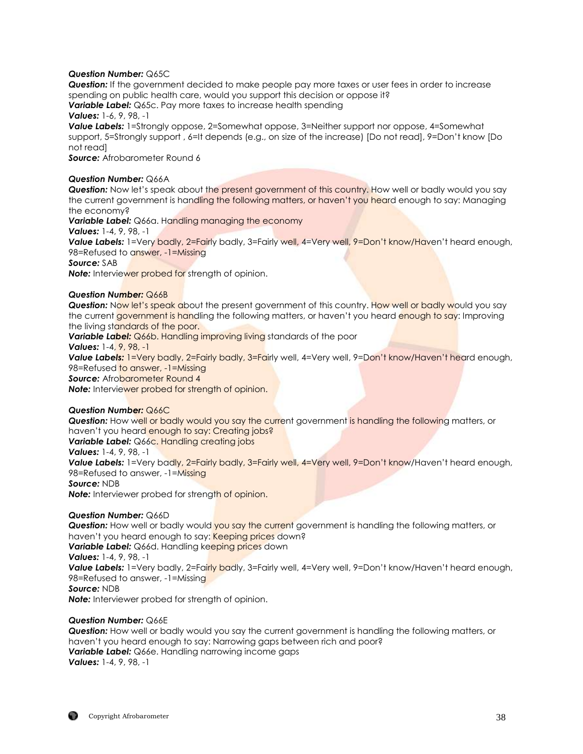***Question Number:*** Q65C
***Question:*** If the government decided to make people pay more taxes or user fees in order to increase spending on public health care, would you support this decision or oppose it?
***Variable Label:*** Q65c. Pay more taxes to increase health spending
***Values:*** 1-6, 9, 98, -1
***Value Labels:*** 1=Strongly oppose, 2=Somewhat oppose, 3=Neither support nor oppose, 4=Somewhat support, 5=Strongly support , 6=It depends (e.g., on size of the increase) [Do not read], 9=Don't know [Do not read]
***Source:*** Afrobarometer Round 6

***Question Number:*** Q66A
***Question:*** Now let's speak about the present government of this country. How well or badly would you say the current government is handling the following matters, or haven't you heard enough to say: Managing the economy?
***Variable Label:*** Q66a. Handling managing the economy
***Values:*** 1-4, 9, 98, -1
***Value Labels:*** 1=Very badly, 2=Fairly badly, 3=Fairly well, 4=Very well, 9=Don't know/Haven't heard enough, 98=Refused to answer, -1=Missing
***Source:*** SAB
***Note:*** Interviewer probed for strength of opinion.

***Question Number:*** Q66B
***Question:*** Now let's speak about the present government of this country. How well or badly would you say the current government is handling the following matters, or haven't you heard enough to say: Improving the living standards of the poor.
***Variable Label:*** Q66b. Handling improving living standards of the poor
***Values:*** 1-4, 9, 98, -1
***Value Labels:*** 1=Very badly, 2=Fairly badly, 3=Fairly well, 4=Very well, 9=Don't know/Haven't heard enough, 98=Refused to answer, -1=Missing
***Source:*** Afrobarometer Round 4
***Note:*** Interviewer probed for strength of opinion.

***Question Number:*** Q66C
***Question:*** How well or badly would you say the current government is handling the following matters, or haven't you heard enough to say: Creating jobs?
***Variable Label:*** Q66c. Handling creating jobs
***Values:*** 1-4, 9, 98, -1
***Value Labels:*** 1=Very badly, 2=Fairly badly, 3=Fairly well, 4=Very well, 9=Don't know/Haven't heard enough, 98=Refused to answer, -1=Missing
***Source:*** NDB
***Note:*** Interviewer probed for strength of opinion.

***Question Number:*** Q66D
***Question:*** How well or badly would you say the current government is handling the following matters, or haven't you heard enough to say: Keeping prices down?
***Variable Label:*** Q66d. Handling keeping prices down
***Values:*** 1-4, 9, 98, -1
***Value Labels:*** 1=Very badly, 2=Fairly badly, 3=Fairly well, 4=Very well, 9=Don't know/Haven't heard enough, 98=Refused to answer, -1=Missing
***Source:*** NDB
***Note:*** Interviewer probed for strength of opinion.

***Question Number:*** Q66E
***Question:*** How well or badly would you say the current government is handling the following matters, or haven't you heard enough to say: Narrowing gaps between rich and poor?
***Variable Label:*** Q66e. Handling narrowing income gaps
***Values:*** 1-4, 9, 98, -1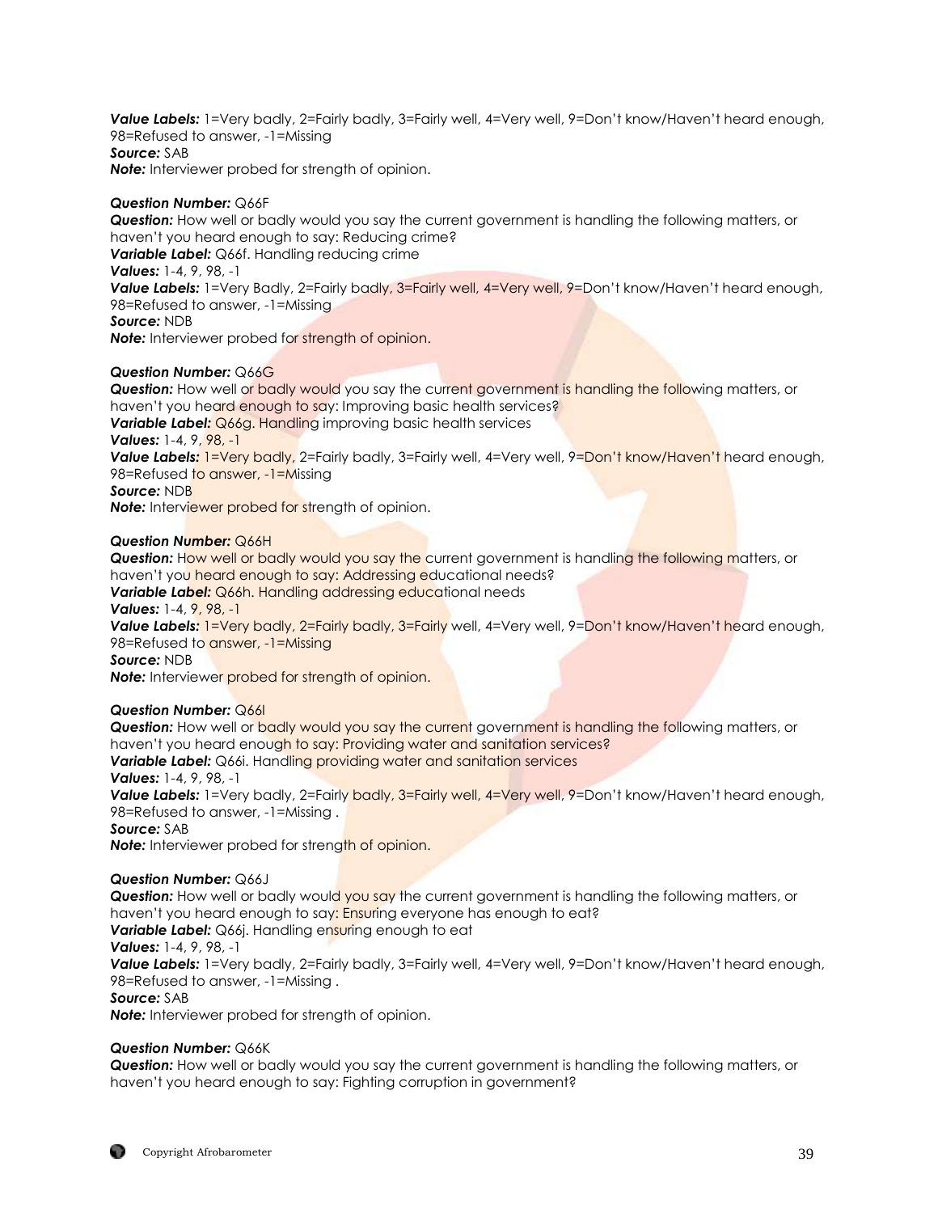***Value Labels:*** 1=Very badly, 2=Fairly badly, 3=Fairly well, 4=Very well, 9=Don't know/Haven't heard enough, 98=Refused to answer, -1=Missing
***Source:*** SAB
***Note:*** Interviewer probed for strength of opinion.

***Question Number:*** Q66F
***Question:*** How well or badly would you say the current government is handling the following matters, or haven't you heard enough to say: Reducing crime?
***Variable Label:*** Q66f. Handling reducing crime
***Values:*** 1-4, 9, 98, -1
***Value Labels:*** 1=Very Badly, 2=Fairly badly, 3=Fairly well, 4=Very well, 9=Don't know/Haven't heard enough, 98=Refused to answer, -1=Missing
***Source:*** NDB
***Note:*** Interviewer probed for strength of opinion.

***Question Number:*** Q66G
***Question:*** How well or badly would you say the current government is handling the following matters, or haven't you heard enough to say: Improving basic health services?
***Variable Label:*** Q66g. Handling improving basic health services
***Values:*** 1-4, 9, 98, -1
***Value Labels:*** 1=Very badly, 2=Fairly badly, 3=Fairly well, 4=Very well, 9=Don't know/Haven't heard enough, 98=Refused to answer, -1=Missing
***Source:*** NDB
***Note:*** Interviewer probed for strength of opinion.

***Question Number:*** Q66H
***Question:*** How well or badly would you say the current government is handling the following matters, or haven't you heard enough to say: Addressing educational needs?
***Variable Label:*** Q66h. Handling addressing educational needs
***Values:*** 1-4, 9, 98, -1
***Value Labels:*** 1=Very badly, 2=Fairly badly, 3=Fairly well, 4=Very well, 9=Don't know/Haven't heard enough, 98=Refused to answer, -1=Missing
***Source:*** NDB
***Note:*** Interviewer probed for strength of opinion.

***Question Number:*** Q66I
***Question:*** How well or badly would you say the current government is handling the following matters, or haven't you heard enough to say: Providing water and sanitation services?
***Variable Label:*** Q66i. Handling providing water and sanitation services
***Values:*** 1-4, 9, 98, -1
***Value Labels:*** 1=Very badly, 2=Fairly badly, 3=Fairly well, 4=Very well, 9=Don't know/Haven't heard enough, 98=Refused to answer, -1=Missing .
***Source:*** SAB
***Note:*** Interviewer probed for strength of opinion.

***Question Number:*** Q66J
***Question:*** How well or badly would you say the current government is handling the following matters, or haven't you heard enough to say: Ensuring everyone has enough to eat?
***Variable Label:*** Q66j. Handling ensuring enough to eat
***Values:*** 1-4, 9, 98, -1
***Value Labels:*** 1=Very badly, 2=Fairly badly, 3=Fairly well, 4=Very well, 9=Don't know/Haven't heard enough, 98=Refused to answer, -1=Missing .
***Source:*** SAB
***Note:*** Interviewer probed for strength of opinion.

***Question Number:*** Q66K
***Question:*** How well or badly would you say the current government is handling the following matters, or haven't you heard enough to say: Fighting corruption in government?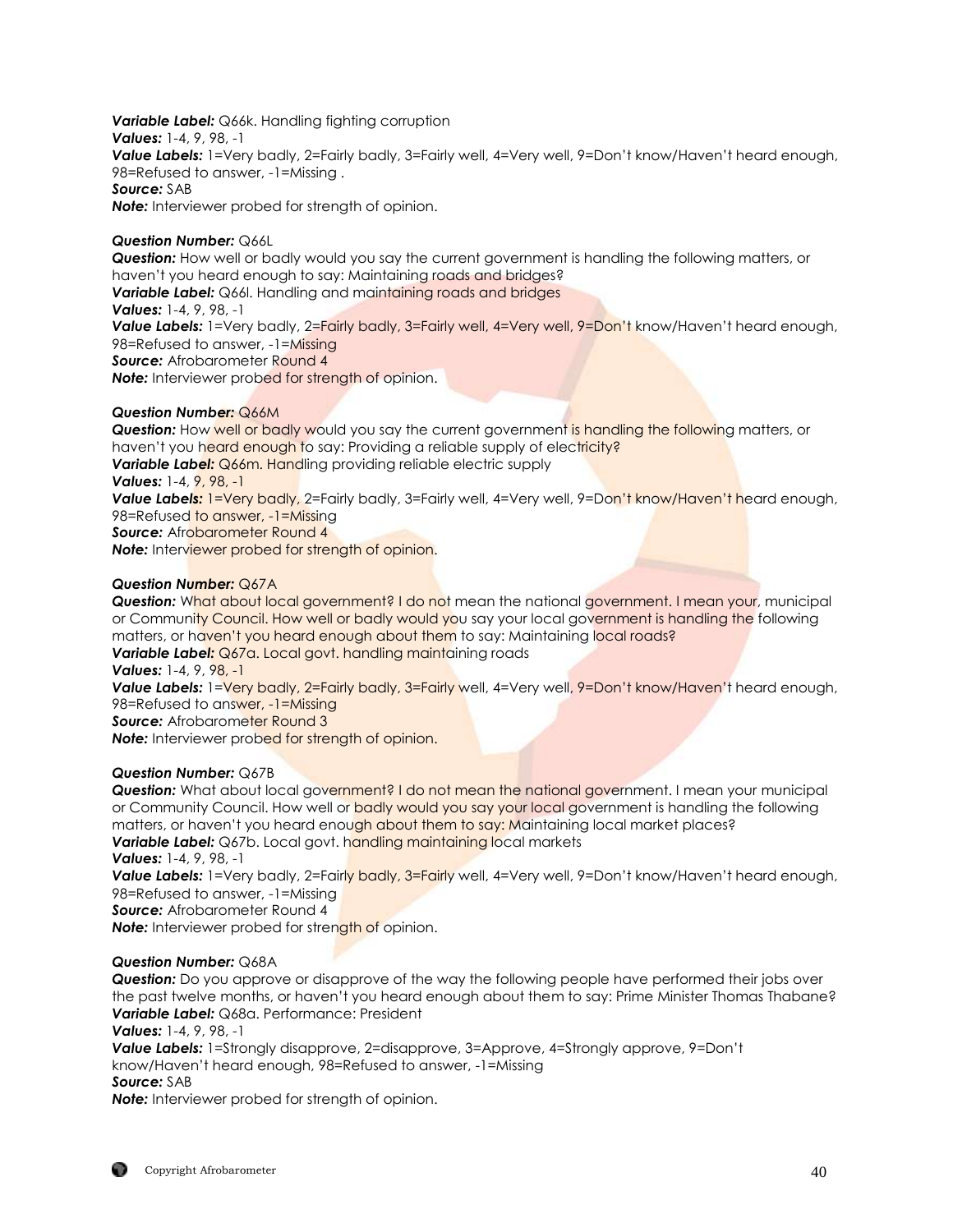***Variable Label:*** Q66k. Handling fighting corruption
***Values:*** 1-4, 9, 98, -1
***Value Labels:*** 1=Very badly, 2=Fairly badly, 3=Fairly well, 4=Very well, 9=Don't know/Haven't heard enough, 98=Refused to answer, -1=Missing .
***Source:*** SAB
***Note:*** Interviewer probed for strength of opinion.

***Question Number:*** Q66L
***Question:*** How well or badly would you say the current government is handling the following matters, or haven't you heard enough to say: Maintaining roads and bridges?
***Variable Label:*** Q66l. Handling and maintaining roads and bridges
***Values:*** 1-4, 9, 98, -1
***Value Labels:*** 1=Very badly, 2=Fairly badly, 3=Fairly well, 4=Very well, 9=Don't know/Haven't heard enough, 98=Refused to answer, -1=Missing
***Source:*** Afrobarometer Round 4
***Note:*** Interviewer probed for strength of opinion.

***Question Number:*** Q66M
***Question:*** How well or badly would you say the current government is handling the following matters, or haven't you heard enough to say: Providing a reliable supply of electricity?
***Variable Label:*** Q66m. Handling providing reliable electric supply
***Values:*** 1-4, 9, 98, -1
***Value Labels:*** 1=Very badly, 2=Fairly badly, 3=Fairly well, 4=Very well, 9=Don't know/Haven't heard enough, 98=Refused to answer, -1=Missing
***Source:*** Afrobarometer Round 4
***Note:*** Interviewer probed for strength of opinion.

***Question Number:*** Q67A
***Question:*** What about local government? I do not mean the national government. I mean your, municipal or Community Council. How well or badly would you say your local government is handling the following matters, or haven't you heard enough about them to say: Maintaining local roads?
***Variable Label:*** Q67a. Local govt. handling maintaining roads
***Values:*** 1-4, 9, 98, -1
***Value Labels:*** 1=Very badly, 2=Fairly badly, 3=Fairly well, 4=Very well, 9=Don't know/Haven't heard enough, 98=Refused to answer, -1=Missing
***Source:*** Afrobarometer Round 3
***Note:*** Interviewer probed for strength of opinion.

***Question Number:*** Q67B
***Question:*** What about local government? I do not mean the national government. I mean your municipal or Community Council. How well or badly would you say your local government is handling the following matters, or haven't you heard enough about them to say: Maintaining local market places?
***Variable Label:*** Q67b. Local govt. handling maintaining local markets
***Values:*** 1-4, 9, 98, -1
***Value Labels:*** 1=Very badly, 2=Fairly badly, 3=Fairly well, 4=Very well, 9=Don't know/Haven't heard enough, 98=Refused to answer, -1=Missing
***Source:*** Afrobarometer Round 4
***Note:*** Interviewer probed for strength of opinion.

***Question Number:*** Q68A
***Question:*** Do you approve or disapprove of the way the following people have performed their jobs over the past twelve months, or haven't you heard enough about them to say: Prime Minister Thomas Thabane?
***Variable Label:*** Q68a. Performance: President
***Values:*** 1-4, 9, 98, -1
***Value Labels:*** 1=Strongly disapprove, 2=disapprove, 3=Approve, 4=Strongly approve, 9=Don't know/Haven't heard enough, 98=Refused to answer, -1=Missing
***Source:*** SAB
***Note:*** Interviewer probed for strength of opinion.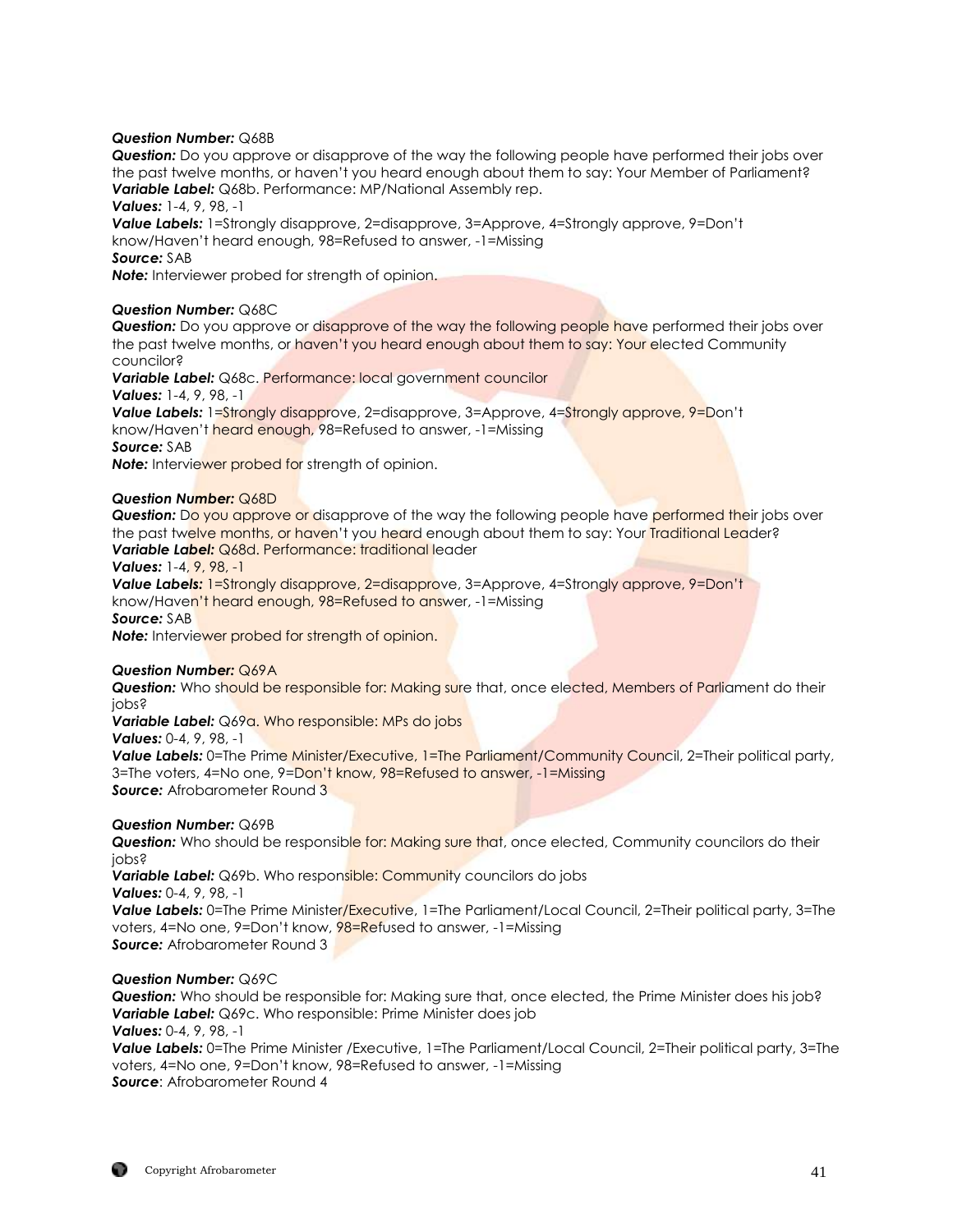***Question Number:*** Q68B
***Question:*** Do you approve or disapprove of the way the following people have performed their jobs over the past twelve months, or haven't you heard enough about them to say: Your Member of Parliament?
***Variable Label:*** Q68b. Performance: MP/National Assembly rep.
***Values:*** 1-4, 9, 98, -1
***Value Labels:*** 1=Strongly disapprove, 2=disapprove, 3=Approve, 4=Strongly approve, 9=Don't know/Haven't heard enough, 98=Refused to answer, -1=Missing
***Source:*** SAB
***Note:*** Interviewer probed for strength of opinion.

***Question Number:*** Q68C
***Question:*** Do you approve or disapprove of the way the following people have performed their jobs over the past twelve months, or haven't you heard enough about them to say: Your elected Community councilor?
***Variable Label:*** Q68c. Performance: local government councilor
***Values:*** 1-4, 9, 98, -1
***Value Labels:*** 1=Strongly disapprove, 2=disapprove, 3=Approve, 4=Strongly approve, 9=Don't know/Haven't heard enough, 98=Refused to answer, -1=Missing
***Source:*** SAB
***Note:*** Interviewer probed for strength of opinion.

***Question Number:*** Q68D
***Question:*** Do you approve or disapprove of the way the following people have performed their jobs over the past twelve months, or haven't you heard enough about them to say: Your Traditional Leader?
***Variable Label:*** Q68d. Performance: traditional leader
***Values:*** 1-4, 9, 98, -1
***Value Labels:*** 1=Strongly disapprove, 2=disapprove, 3=Approve, 4=Strongly approve, 9=Don't know/Haven't heard enough, 98=Refused to answer, -1=Missing
***Source:*** SAB
***Note:*** Interviewer probed for strength of opinion.

***Question Number:*** Q69A
***Question:*** Who should be responsible for: Making sure that, once elected, Members of Parliament do their jobs?
***Variable Label:*** Q69a. Who responsible: MPs do jobs
***Values:*** 0-4, 9, 98, -1
***Value Labels:*** 0=The Prime Minister/Executive, 1=The Parliament/Community Council, 2=Their political party, 3=The voters, 4=No one, 9=Don't know, 98=Refused to answer, -1=Missing
***Source:*** Afrobarometer Round 3

***Question Number:*** Q69B
***Question:*** Who should be responsible for: Making sure that, once elected, Community councilors do their jobs?
***Variable Label:*** Q69b. Who responsible: Community councilors do jobs
***Values:*** 0-4, 9, 98, -1
***Value Labels:*** 0=The Prime Minister/Executive, 1=The Parliament/Local Council, 2=Their political party, 3=The voters, 4=No one, 9=Don't know, 98=Refused to answer, -1=Missing
***Source:*** Afrobarometer Round 3

***Question Number:*** Q69C
***Question:*** Who should be responsible for: Making sure that, once elected, the Prime Minister does his job?
***Variable Label:*** Q69c. Who responsible: Prime Minister does job
***Values:*** 0-4, 9, 98, -1
***Value Labels:*** 0=The Prime Minister /Executive, 1=The Parliament/Local Council, 2=Their political party, 3=The voters, 4=No one, 9=Don't know, 98=Refused to answer, -1=Missing
***Source***: Afrobarometer Round 4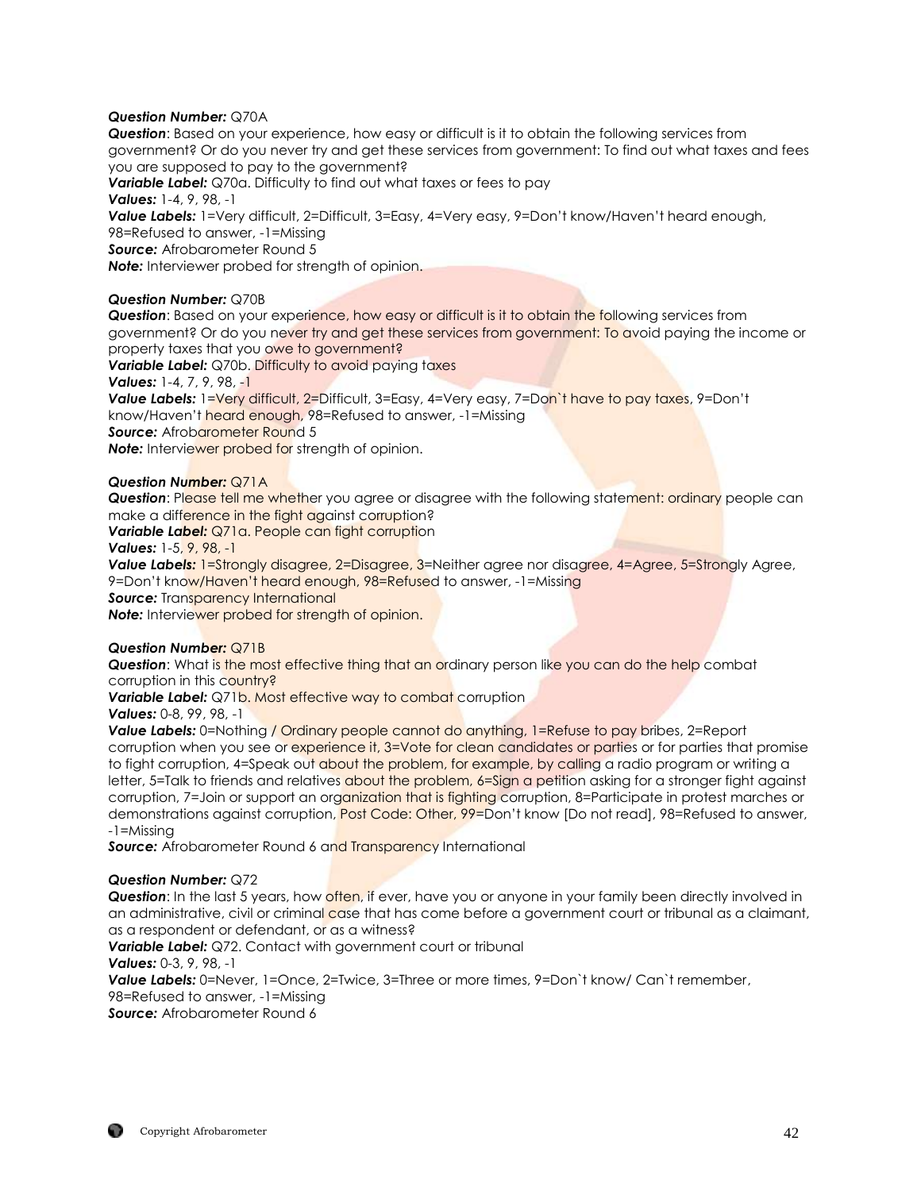***Question Number:*** Q70A
***Question***: Based on your experience, how easy or difficult is it to obtain the following services from government? Or do you never try and get these services from government: To find out what taxes and fees you are supposed to pay to the government?
***Variable Label:*** Q70a. Difficulty to find out what taxes or fees to pay
***Values:*** 1-4, 9, 98, -1
***Value Labels:*** 1=Very difficult, 2=Difficult, 3=Easy, 4=Very easy, 9=Don't know/Haven't heard enough, 98=Refused to answer, -1=Missing
***Source:*** Afrobarometer Round 5
***Note:*** Interviewer probed for strength of opinion.

***Question Number:*** Q70B
***Question***: Based on your experience, how easy or difficult is it to obtain the following services from government? Or do you never try and get these services from government: To avoid paying the income or property taxes that you owe to government?
***Variable Label:*** Q70b. Difficulty to avoid paying taxes
***Values:*** 1-4, 7, 9, 98, -1
***Value Labels:*** 1=Very difficult, 2=Difficult, 3=Easy, 4=Very easy, 7=Don`t have to pay taxes, 9=Don't know/Haven't heard enough, 98=Refused to answer, -1=Missing
***Source:*** Afrobarometer Round 5
***Note:*** Interviewer probed for strength of opinion.

***Question Number:*** Q71A
***Question***: Please tell me whether you agree or disagree with the following statement: ordinary people can make a difference in the fight against corruption?
***Variable Label:*** Q71a. People can fight corruption
***Values:*** 1-5, 9, 98, -1
***Value Labels:*** 1=Strongly disagree, 2=Disagree, 3=Neither agree nor disagree, 4=Agree, 5=Strongly Agree, 9=Don't know/Haven't heard enough, 98=Refused to answer, -1=Missing
***Source:*** Transparency International
***Note:*** Interviewer probed for strength of opinion.

***Question Number:*** Q71B
***Question***: What is the most effective thing that an ordinary person like you can do the help combat corruption in this country?
***Variable Label:*** Q71b. Most effective way to combat corruption
***Values:*** 0-8, 99, 98, -1
***Value Labels:*** 0=Nothing / Ordinary people cannot do anything, 1=Refuse to pay bribes, 2=Report corruption when you see or experience it, 3=Vote for clean candidates or parties or for parties that promise to fight corruption, 4=Speak out about the problem, for example, by calling a radio program or writing a letter, 5=Talk to friends and relatives about the problem, 6=Sign a petition asking for a stronger fight against corruption, 7=Join or support an organization that is fighting corruption, 8=Participate in protest marches or demonstrations against corruption, Post Code: Other, 99=Don't know [Do not read], 98=Refused to answer, -1=Missing
***Source:*** Afrobarometer Round 6 and Transparency International

***Question Number:*** Q72
***Question***: In the last 5 years, how often, if ever, have you or anyone in your family been directly involved in an administrative, civil or criminal case that has come before a government court or tribunal as a claimant, as a respondent or defendant, or as a witness?
***Variable Label:*** Q72. Contact with government court or tribunal
***Values:*** 0-3, 9, 98, -1
***Value Labels:*** 0=Never, 1=Once, 2=Twice, 3=Three or more times, 9=Don`t know/ Can`t remember, 98=Refused to answer, -1=Missing
***Source:*** Afrobarometer Round 6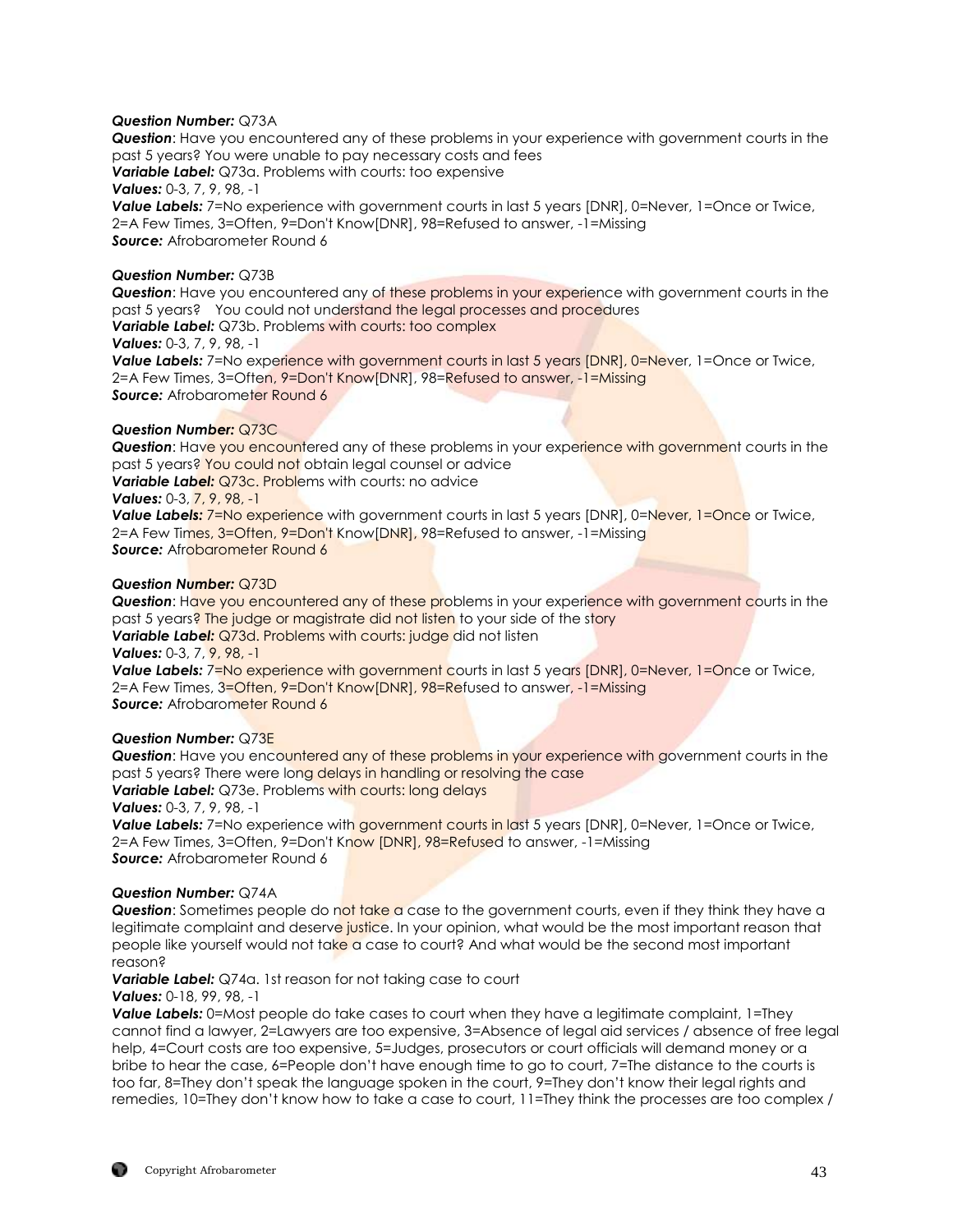***Question Number:*** Q73A
***Question***: Have you encountered any of these problems in your experience with government courts in the past 5 years? You were unable to pay necessary costs and fees
***Variable Label:*** Q73a. Problems with courts: too expensive
***Values:*** 0-3, 7, 9, 98, -1
***Value Labels:*** 7=No experience with government courts in last 5 years [DNR], 0=Never, 1=Once or Twice, 2=A Few Times, 3=Often, 9=Don't Know[DNR], 98=Refused to answer, -1=Missing
***Source:*** Afrobarometer Round 6

***Question Number:*** Q73B
***Question***: Have you encountered any of these problems in your experience with government courts in the past 5 years? You could not understand the legal processes and procedures
***Variable Label:*** Q73b. Problems with courts: too complex
***Values:*** 0-3, 7, 9, 98, -1
***Value Labels:*** 7=No experience with government courts in last 5 years [DNR], 0=Never, 1=Once or Twice, 2=A Few Times, 3=Often, 9=Don't Know[DNR], 98=Refused to answer, -1=Missing
***Source:*** Afrobarometer Round 6

***Question Number:*** Q73C
***Question***: Have you encountered any of these problems in your experience with government courts in the past 5 years? You could not obtain legal counsel or advice
***Variable Label:*** Q73c. Problems with courts: no advice
***Values:*** 0-3, 7, 9, 98, -1
***Value Labels:*** 7=No experience with government courts in last 5 years [DNR], 0=Never, 1=Once or Twice, 2=A Few Times, 3=Often, 9=Don't Know[DNR], 98=Refused to answer, -1=Missing
***Source:*** Afrobarometer Round 6

***Question Number:*** Q73D
***Question***: Have you encountered any of these problems in your experience with government courts in the past 5 years? The judge or magistrate did not listen to your side of the story
***Variable Label:*** Q73d. Problems with courts: judge did not listen
***Values:*** 0-3, 7, 9, 98, -1
***Value Labels:*** 7=No experience with government courts in last 5 years [DNR], 0=Never, 1=Once or Twice, 2=A Few Times, 3=Often, 9=Don't Know[DNR], 98=Refused to answer, -1=Missing
***Source:*** Afrobarometer Round 6

***Question Number:*** Q73E
***Question***: Have you encountered any of these problems in your experience with government courts in the past 5 years? There were long delays in handling or resolving the case
***Variable Label:*** Q73e. Problems with courts: long delays
***Values:*** 0-3, 7, 9, 98, -1
***Value Labels:*** 7=No experience with government courts in last 5 years [DNR], 0=Never, 1=Once or Twice, 2=A Few Times, 3=Often, 9=Don't Know [DNR], 98=Refused to answer, -1=Missing
***Source:*** Afrobarometer Round 6

***Question Number:*** Q74A
***Question***: Sometimes people do not take a case to the government courts, even if they think they have a legitimate complaint and deserve justice. In your opinion, what would be the most important reason that people like yourself would not take a case to court? And what would be the second most important reason?
***Variable Label:*** Q74a. 1st reason for not taking case to court
***Values:*** 0-18, 99, 98, -1
***Value Labels:*** 0=Most people do take cases to court when they have a legitimate complaint, 1=They cannot find a lawyer, 2=Lawyers are too expensive, 3=Absence of legal aid services / absence of free legal help, 4=Court costs are too expensive, 5=Judges, prosecutors or court officials will demand money or a bribe to hear the case, 6=People don't have enough time to go to court, 7=The distance to the courts is too far, 8=They don't speak the language spoken in the court, 9=They don't know their legal rights and remedies, 10=They don't know how to take a case to court, 11=They think the processes are too complex /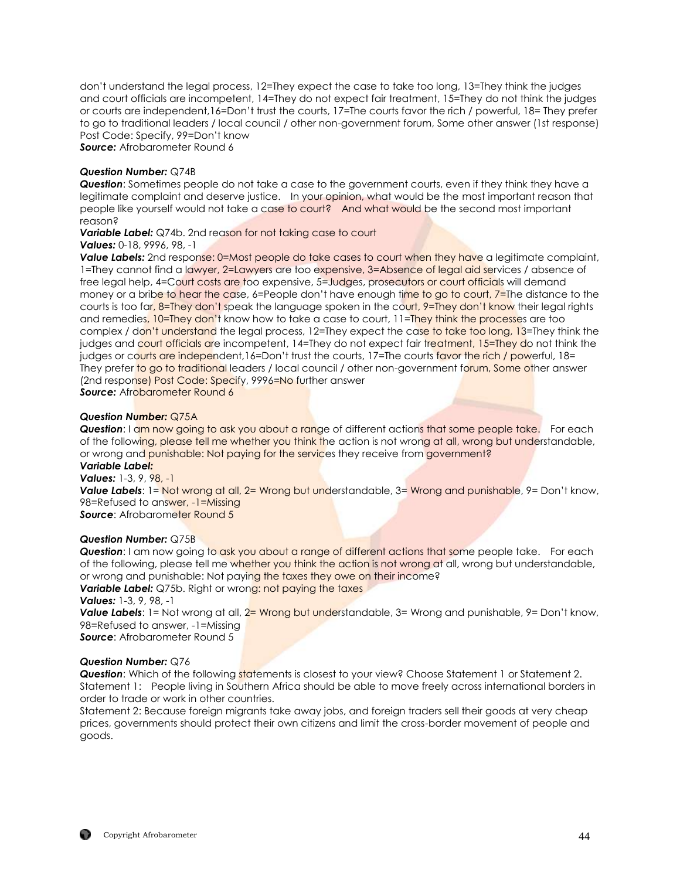don't understand the legal process, 12=They expect the case to take too long, 13=They think the judges and court officials are incompetent, 14=They do not expect fair treatment, 15=They do not think the judges or courts are independent,16=Don't trust the courts, 17=The courts favor the rich / powerful, 18= They prefer to go to traditional leaders / local council / other non-government forum, Some other answer (1st response) Post Code: Specify, 99=Don't know
***Source:*** Afrobarometer Round 6

***Question Number:*** Q74B
***Question***: Sometimes people do not take a case to the government courts, even if they think they have a legitimate complaint and deserve justice. In your opinion, what would be the most important reason that people like yourself would not take a case to court? And what would be the second most important reason?
***Variable Label:*** Q74b. 2nd reason for not taking case to court
***Values:*** 0-18, 9996, 98, -1
***Value Labels:*** 2nd response: 0=Most people do take cases to court when they have a legitimate complaint, 1=They cannot find a lawyer, 2=Lawyers are too expensive, 3=Absence of legal aid services / absence of free legal help, 4=Court costs are too expensive, 5=Judges, prosecutors or court officials will demand money or a bribe to hear the case, 6=People don't have enough time to go to court, 7=The distance to the courts is too far, 8=They don't speak the language spoken in the court, 9=They don't know their legal rights and remedies, 10=They don't know how to take a case to court, 11=They think the processes are too complex / don't understand the legal process, 12=They expect the case to take too long, 13=They think the judges and court officials are incompetent, 14=They do not expect fair treatment, 15=They do not think the judges or courts are independent,16=Don't trust the courts, 17=The courts favor the rich / powerful, 18= They prefer to go to traditional leaders / local council / other non-government forum, Some other answer (2nd response) Post Code: Specify, 9996=No further answer
***Source:*** Afrobarometer Round 6

***Question Number:*** Q75A
***Question***: I am now going to ask you about a range of different actions that some people take. For each of the following, please tell me whether you think the action is not wrong at all, wrong but understandable, or wrong and punishable: Not paying for the services they receive from government?
***Variable Label:***
***Values:*** 1-3, 9, 98, -1
***Value Labels***: 1= Not wrong at all, 2= Wrong but understandable, 3= Wrong and punishable, 9= Don't know, 98=Refused to answer, -1=Missing
***Source***: Afrobarometer Round 5

***Question Number:*** Q75B
***Question***: I am now going to ask you about a range of different actions that some people take. For each of the following, please tell me whether you think the action is not wrong at all, wrong but understandable, or wrong and punishable: Not paying the taxes they owe on their income?
***Variable Label:*** Q75b. Right or wrong: not paying the taxes
***Values:*** 1-3, 9, 98, -1
***Value Labels***: 1= Not wrong at all, 2= Wrong but understandable, 3= Wrong and punishable, 9= Don't know, 98=Refused to answer, -1=Missing
***Source***: Afrobarometer Round 5

***Question Number:*** Q76
***Question***: Which of the following statements is closest to your view? Choose Statement 1 or Statement 2.
Statement 1: People living in Southern Africa should be able to move freely across international borders in order to trade or work in other countries.
Statement 2: Because foreign migrants take away jobs, and foreign traders sell their goods at very cheap prices, governments should protect their own citizens and limit the cross-border movement of people and goods.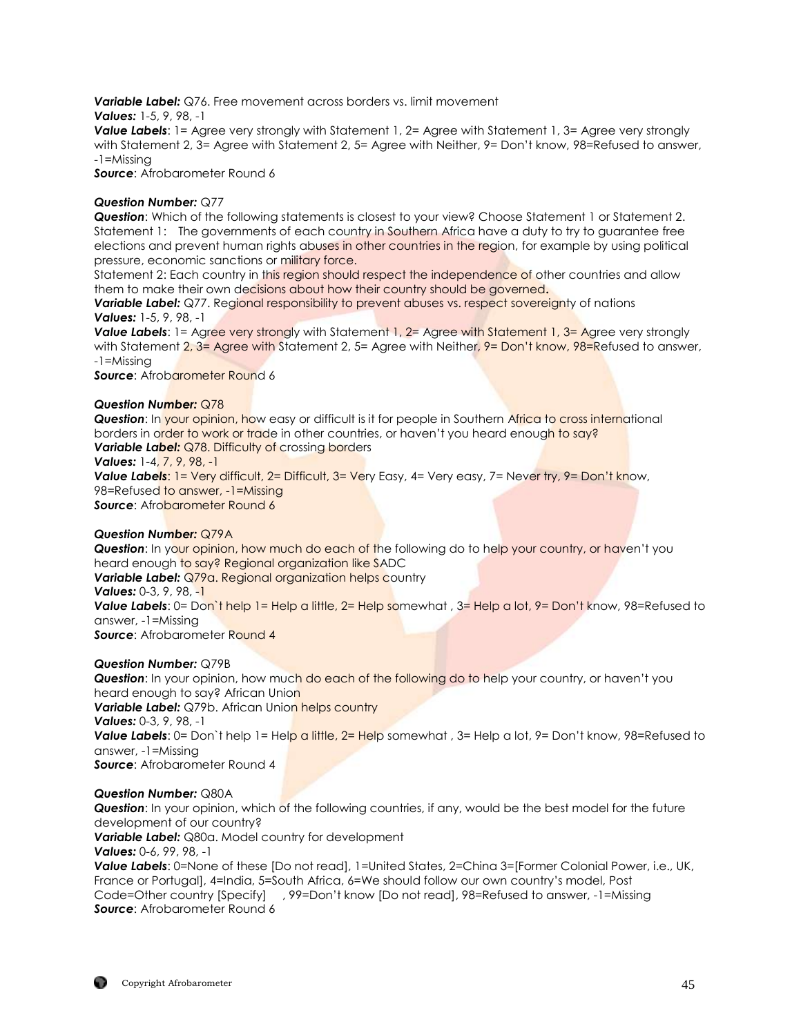***Variable Label:*** Q76. Free movement across borders vs. limit movement
***Values:*** 1-5, 9, 98, -1
***Value Labels***: 1= Agree very strongly with Statement 1, 2= Agree with Statement 1, 3= Agree very strongly with Statement 2, 3= Agree with Statement 2, 5= Agree with Neither, 9= Don't know, 98=Refused to answer, -1=Missing
***Source***: Afrobarometer Round 6

***Question Number:*** Q77
***Question***: Which of the following statements is closest to your view? Choose Statement 1 or Statement 2.
Statement 1: The governments of each country in Southern Africa have a duty to try to guarantee free elections and prevent human rights abuses in other countries in the region, for example by using political pressure, economic sanctions or military force.
Statement 2: Each country in this region should respect the independence of other countries and allow them to make their own decisions about how their country should be governed**.**
***Variable Label:*** Q77. Regional responsibility to prevent abuses vs. respect sovereignty of nations
***Values:*** 1-5, 9, 98, -1
***Value Labels***: 1= Agree very strongly with Statement 1, 2= Agree with Statement 1, 3= Agree very strongly with Statement 2, 3= Agree with Statement 2, 5= Agree with Neither, 9= Don't know, 98=Refused to answer, -1=Missing
***Source***: Afrobarometer Round 6

***Question Number:*** Q78
***Question***: In your opinion, how easy or difficult is it for people in Southern Africa to cross international borders in order to work or trade in other countries, or haven't you heard enough to say?
***Variable Label:*** Q78. Difficulty of crossing borders
***Values:*** 1-4, 7, 9, 98, -1
***Value Labels***: 1= Very difficult, 2= Difficult, 3= Very Easy, 4= Very easy, 7= Never try, 9= Don't know, 98=Refused to answer, -1=Missing
***Source***: Afrobarometer Round 6

***Question Number:*** Q79A
***Question***: In your opinion, how much do each of the following do to help your country, or haven't you heard enough to say? Regional organization like SADC
***Variable Label:*** Q79a. Regional organization helps country
***Values:*** 0-3, 9, 98, -1
***Value Labels***: 0= Don`t help 1= Help a little, 2= Help somewhat , 3= Help a lot, 9= Don't know, 98=Refused to answer, -1=Missing
***Source***: Afrobarometer Round 4

***Question Number:*** Q79B
***Question***: In your opinion, how much do each of the following do to help your country, or haven't you heard enough to say? African Union
***Variable Label:*** Q79b. African Union helps country
***Values:*** 0-3, 9, 98, -1
***Value Labels***: 0= Don`t help 1= Help a little, 2= Help somewhat , 3= Help a lot, 9= Don't know, 98=Refused to answer, -1=Missing
***Source***: Afrobarometer Round 4

***Question Number:*** Q80A
***Question***: In your opinion, which of the following countries, if any, would be the best model for the future development of our country?
***Variable Label:*** Q80a. Model country for development
***Values:*** 0-6, 99, 98, -1
***Value Labels***: 0=None of these [Do not read], 1=United States, 2=China 3=[Former Colonial Power, i.e., UK, France or Portugal], 4=India, 5=South Africa, 6=We should follow our own country's model, Post Code=Other country [Specify] , 99=Don't know [Do not read], 98=Refused to answer, -1=Missing
***Source***: Afrobarometer Round 6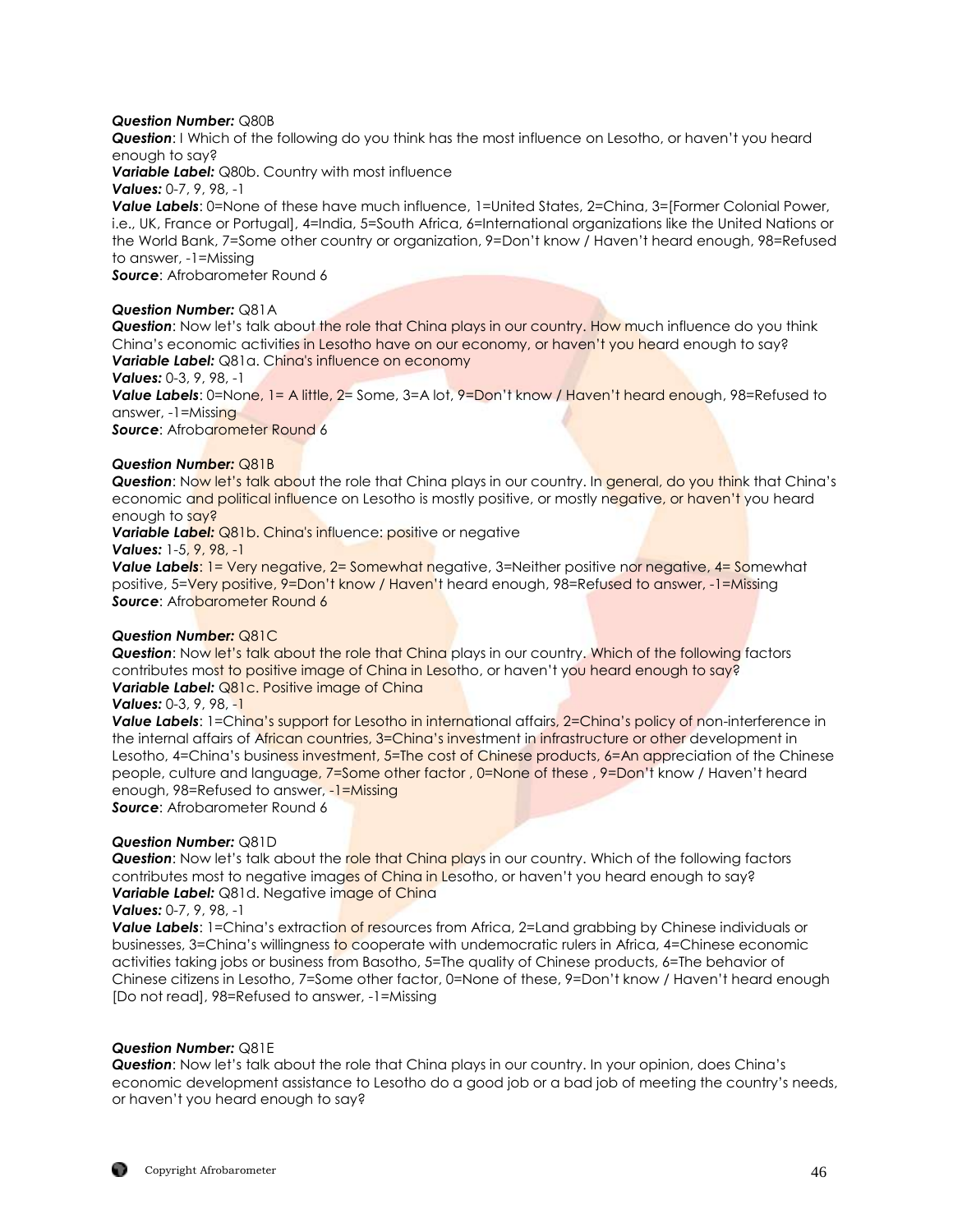***Question Number:*** Q80B
***Question***: I Which of the following do you think has the most influence on Lesotho, or haven't you heard enough to say?
***Variable Label:*** Q80b. Country with most influence
***Values:*** 0-7, 9, 98, -1
***Value Labels***: 0=None of these have much influence, 1=United States, 2=China, 3=[Former Colonial Power, i.e., UK, France or Portugal], 4=India, 5=South Africa, 6=International organizations like the United Nations or the World Bank, 7=Some other country or organization, 9=Don't know / Haven't heard enough, 98=Refused to answer, -1=Missing
***Source***: Afrobarometer Round 6

***Question Number:*** Q81A
***Question***: Now let's talk about the role that China plays in our country. How much influence do you think China's economic activities in Lesotho have on our economy, or haven't you heard enough to say?
***Variable Label:*** Q81a. China's influence on economy
***Values:*** 0-3, 9, 98, -1
***Value Labels***: 0=None, 1= A little, 2= Some, 3=A lot, 9=Don't know / Haven't heard enough, 98=Refused to answer, -1=Missing
***Source***: Afrobarometer Round 6

***Question Number:*** Q81B
***Question***: Now let's talk about the role that China plays in our country. In general, do you think that China's economic and political influence on Lesotho is mostly positive, or mostly negative, or haven't you heard enough to say?
***Variable Label:*** Q81b. China's influence: positive or negative
***Values:*** 1-5, 9, 98, -1
***Value Labels***: 1= Very negative, 2= Somewhat negative, 3=Neither positive nor negative, 4= Somewhat positive, 5=Very positive, 9=Don't know / Haven't heard enough, 98=Refused to answer, -1=Missing
***Source***: Afrobarometer Round 6

***Question Number:*** Q81C
***Question***: Now let's talk about the role that China plays in our country. Which of the following factors contributes most to positive image of China in Lesotho, or haven't you heard enough to say?
***Variable Label:*** Q81c. Positive image of China
***Values:*** 0-3, 9, 98, -1
***Value Labels***: 1=China's support for Lesotho in international affairs, 2=China's policy of non-interference in the internal affairs of African countries, 3=China's investment in infrastructure or other development in Lesotho, 4=China's business investment, 5=The cost of Chinese products, 6=An appreciation of the Chinese people, culture and language, 7=Some other factor , 0=None of these , 9=Don't know / Haven't heard enough, 98=Refused to answer, -1=Missing
***Source***: Afrobarometer Round 6

***Question Number:*** Q81D
***Question***: Now let's talk about the role that China plays in our country. Which of the following factors contributes most to negative images of China in Lesotho, or haven't you heard enough to say?
***Variable Label:*** Q81d. Negative image of China
***Values:*** 0-7, 9, 98, -1
***Value Labels***: 1=China's extraction of resources from Africa, 2=Land grabbing by Chinese individuals or businesses, 3=China's willingness to cooperate with undemocratic rulers in Africa, 4=Chinese economic activities taking jobs or business from Basotho, 5=The quality of Chinese products, 6=The behavior of Chinese citizens in Lesotho, 7=Some other factor, 0=None of these, 9=Don't know / Haven't heard enough [Do not read], 98=Refused to answer, -1=Missing

***Question Number:*** Q81E
***Question***: Now let's talk about the role that China plays in our country. In your opinion, does China's economic development assistance to Lesotho do a good job or a bad job of meeting the country's needs, or haven't you heard enough to say?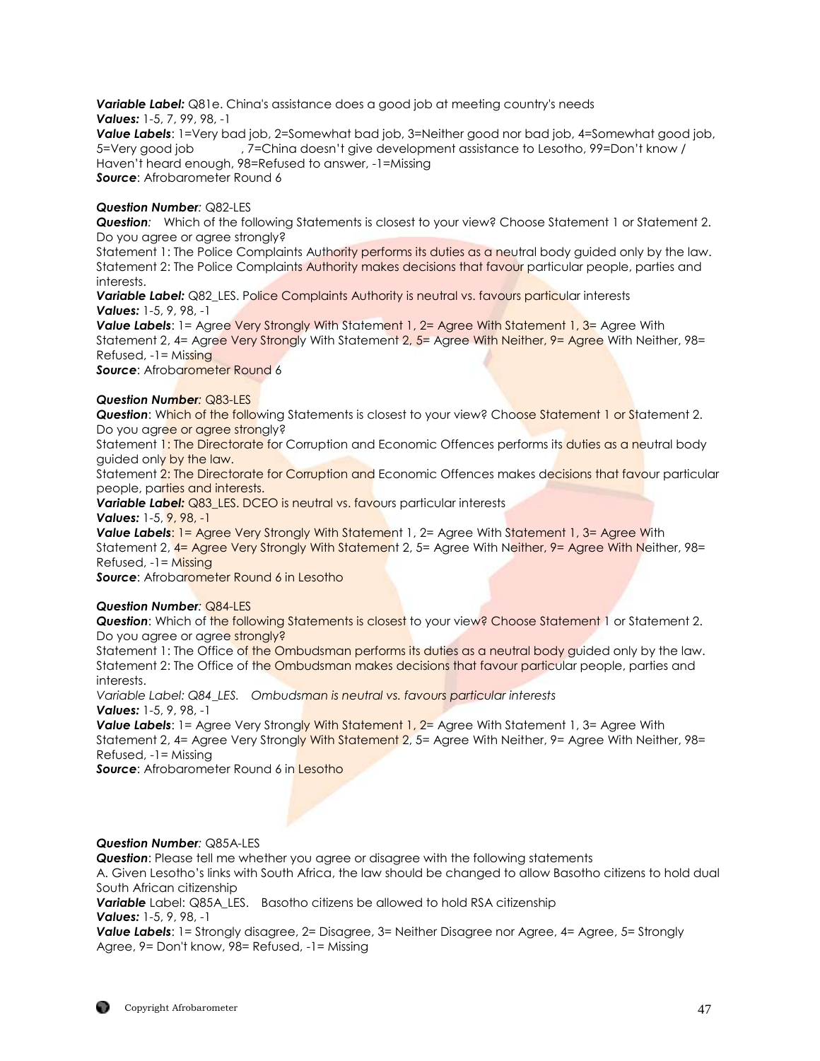***Variable Label:*** Q81e. China's assistance does a good job at meeting country's needs
***Values:*** 1-5, 7, 99, 98, -1
***Value Labels***: 1=Very bad job, 2=Somewhat bad job, 3=Neither good nor bad job, 4=Somewhat good job, 5=Very good job , 7=China doesn't give development assistance to Lesotho, 99=Don't know / Haven't heard enough, 98=Refused to answer, -1=Missing
***Source***: Afrobarometer Round 6

***Question Number****:* Q82-LES
***Question****:* Which of the following Statements is closest to your view? Choose Statement 1 or Statement 2. Do you agree or agree strongly?
Statement 1: The Police Complaints Authority performs its duties as a neutral body guided only by the law.
Statement 2: The Police Complaints Authority makes decisions that favour particular people, parties and interests.
***Variable Label:*** Q82_LES. Police Complaints Authority is neutral vs. favours particular interests
***Values:*** 1-5, 9, 98, -1
***Value Labels***: 1= Agree Very Strongly With Statement 1, 2= Agree With Statement 1, 3= Agree With Statement 2, 4= Agree Very Strongly With Statement 2, 5= Agree With Neither, 9= Agree With Neither, 98= Refused, -1= Missing
***Source***: Afrobarometer Round 6

***Question Number****:* Q83-LES
***Question***: Which of the following Statements is closest to your view? Choose Statement 1 or Statement 2. Do you agree or agree strongly?
Statement 1: The Directorate for Corruption and Economic Offences performs its duties as a neutral body guided only by the law.
Statement 2: The Directorate for Corruption and Economic Offences makes decisions that favour particular people, parties and interests.
***Variable Label:*** Q83_LES. DCEO is neutral vs. favours particular interests
***Values:*** 1-5, 9, 98, -1
***Value Labels***: 1= Agree Very Strongly With Statement 1, 2= Agree With Statement 1, 3= Agree With Statement 2, 4= Agree Very Strongly With Statement 2, 5= Agree With Neither, 9= Agree With Neither, 98= Refused, -1= Missing
***Source***: Afrobarometer Round 6 in Lesotho

***Question Number****:* Q84-LES
***Question***: Which of the following Statements is closest to your view? Choose Statement 1 or Statement 2. Do you agree or agree strongly?
Statement 1: The Office of the Ombudsman performs its duties as a neutral body guided only by the law.
Statement 2: The Office of the Ombudsman makes decisions that favour particular people, parties and interests.
*Variable Label: Q84_LES. Ombudsman is neutral vs. favours particular interests*
***Values:*** 1-5, 9, 98, -1
***Value Labels***: 1= Agree Very Strongly With Statement 1, 2= Agree With Statement 1, 3= Agree With Statement 2, 4= Agree Very Strongly With Statement 2, 5= Agree With Neither, 9= Agree With Neither, 98= Refused, -1= Missing
***Source***: Afrobarometer Round 6 in Lesotho

***Question Number****:* Q85A-LES
***Question***: Please tell me whether you agree or disagree with the following statements
A. Given Lesotho's links with South Africa, the law should be changed to allow Basotho citizens to hold dual South African citizenship
***Variable*** Label: Q85A_LES. Basotho citizens be allowed to hold RSA citizenship
***Values:*** 1-5, 9, 98, -1
***Value Labels***: 1= Strongly disagree, 2= Disagree, 3= Neither Disagree nor Agree, 4= Agree, 5= Strongly Agree, 9= Don't know, 98= Refused, -1= Missing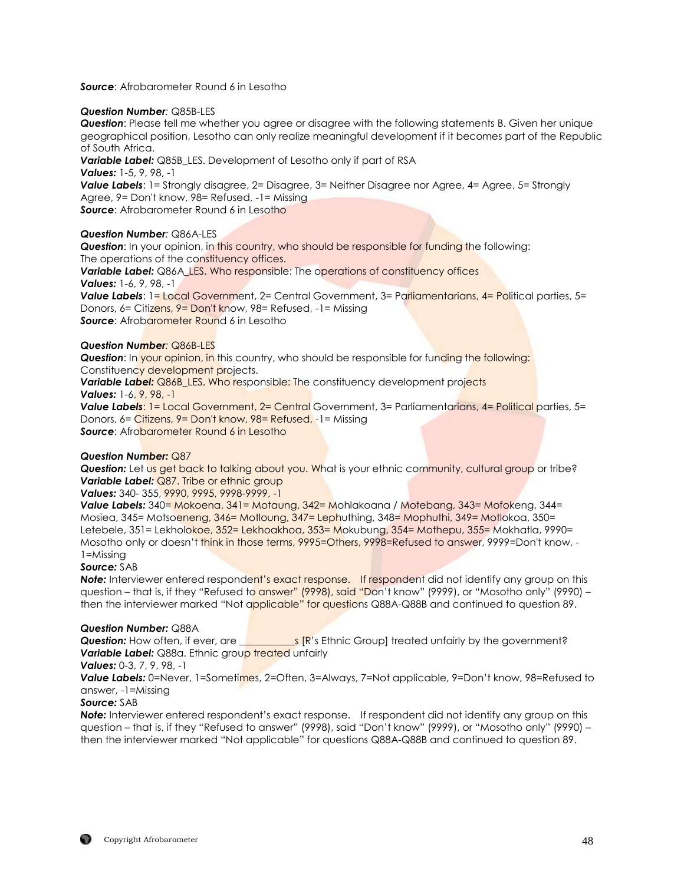***Source***: Afrobarometer Round 6 in Lesotho

***Question Number****:* Q85B-LES
***Question***: Please tell me whether you agree or disagree with the following statements B. Given her unique geographical position, Lesotho can only realize meaningful development if it becomes part of the Republic of South Africa.
***Variable Label:*** Q85B_LES. Development of Lesotho only if part of RSA
***Values:*** 1-5, 9, 98, -1
***Value Labels***: 1= Strongly disagree, 2= Disagree, 3= Neither Disagree nor Agree, 4= Agree, 5= Strongly Agree, 9= Don't know, 98= Refused, -1= Missing
***Source***: Afrobarometer Round 6 in Lesotho

***Question Number****:* Q86A-LES
***Question***: In your opinion, in this country, who should be responsible for funding the following: The operations of the constituency offices.
***Variable Label:*** Q86A_LES. Who responsible: The operations of constituency offices
***Values:*** 1-6, 9, 98, -1
***Value Labels***: 1= Local Government, 2= Central Government, 3= Parliamentarians, 4= Political parties, 5= Donors, 6= Citizens, 9= Don't know, 98= Refused, -1= Missing
***Source***: Afrobarometer Round 6 in Lesotho

***Question Number****:* Q86B-LES
***Question***: In your opinion, in this country, who should be responsible for funding the following: Constituency development projects.
***Variable Label:*** Q86B_LES. Who responsible: The constituency development projects
***Values:*** 1-6, 9, 98, -1
***Value Labels***: 1= Local Government, 2= Central Government, 3= Parliamentarians, 4= Political parties, 5= Donors, 6= Citizens, 9= Don't know, 98= Refused, -1= Missing
***Source***: Afrobarometer Round 6 in Lesotho

***Question Number:*** Q87
***Question:*** Let us get back to talking about you. What is your ethnic community, cultural group or tribe?
***Variable Label:*** Q87. Tribe or ethnic group
***Values:*** 340- 355, 9990, 9995, 9998-9999, -1
***Value Labels:*** 340= Mokoena, 341= Motaung, 342= Mohlakoana / Motebang, 343= Mofokeng, 344= Mosiea, 345= Motsoeneng, 346= Motloung, 347= Lephuthing, 348= Mophuthi, 349= Motlokoa, 350= Letebele, 351= Lekholokoe, 352= Lekhoakhoa, 353= Mokubung, 354= Mothepu, 355= Mokhatla, 9990= Mosotho only or doesn't think in those terms, 9995=Others, 9998=Refused to answer, 9999=Don't know, -1=Missing
***Source:*** SAB
***Note:*** Interviewer entered respondent's exact response. If respondent did not identify any group on this question – that is, if they "Refused to answer" (9998), said "Don't know" (9999), or "Mosotho only" (9990) – then the interviewer marked "Not applicable" for questions Q88A-Q88B and continued to question 89.

***Question Number:*** Q88A
***Question:*** How often, if ever, are __________s [R's Ethnic Group] treated unfairly by the government?
***Variable Label:*** Q88a. Ethnic group treated unfairly
***Values:*** 0-3, 7, 9, 98, -1
***Value Labels:*** 0=Never, 1=Sometimes, 2=Often, 3=Always, 7=Not applicable, 9=Don't know, 98=Refused to answer, -1=Missing
***Source:*** SAB
***Note:*** Interviewer entered respondent's exact response. If respondent did not identify any group on this question – that is, if they "Refused to answer" (9998), said "Don't know" (9999), or "Mosotho only" (9990) – then the interviewer marked "Not applicable" for questions Q88A-Q88B and continued to question 89.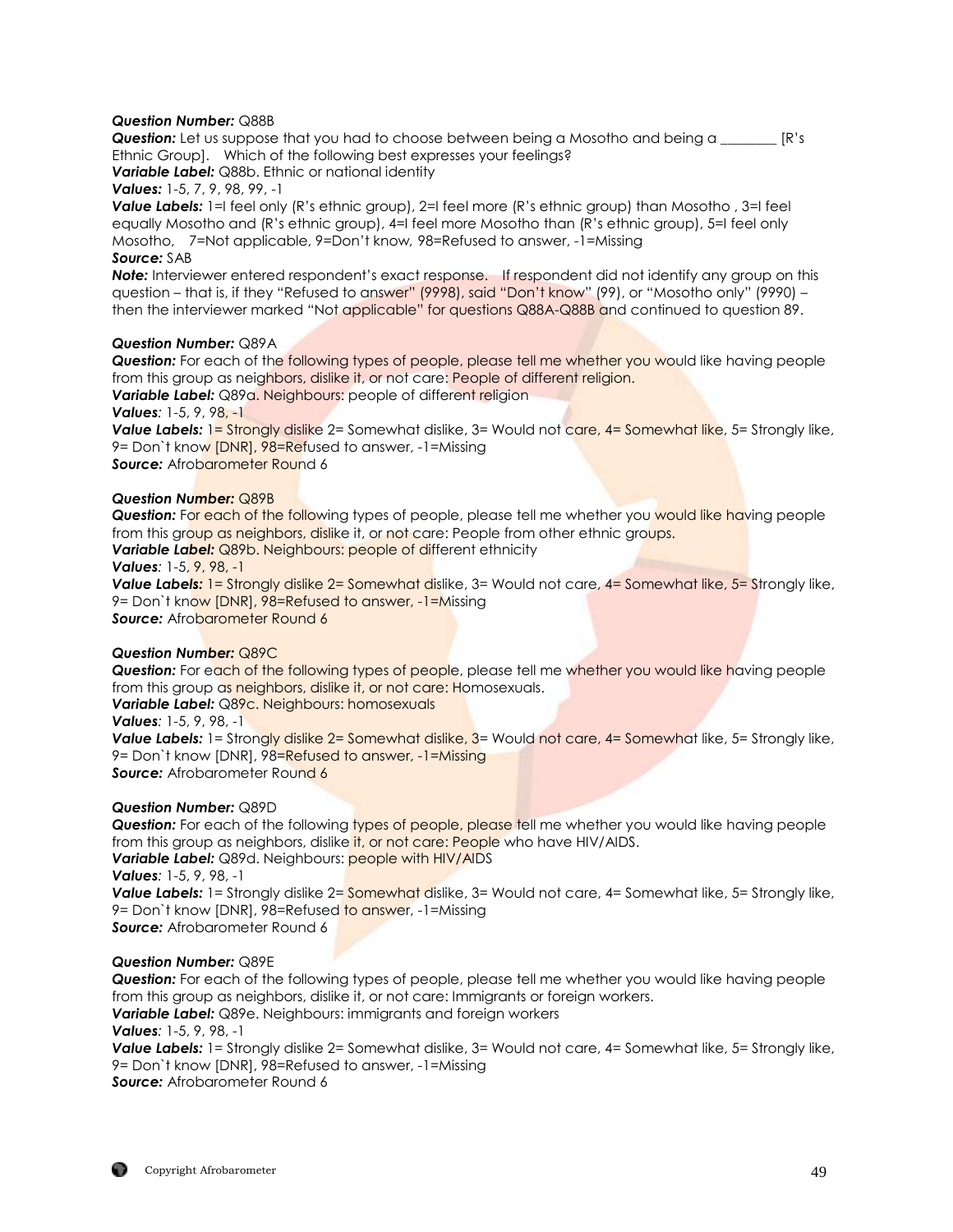***Question Number:*** Q88B
***Question:*** Let us suppose that you had to choose between being a Mosotho and being a ________ [R's Ethnic Group]. Which of the following best expresses your feelings?
***Variable Label:*** Q88b. Ethnic or national identity
***Values:*** 1-5, 7, 9, 98, 99, -1
***Value Labels:*** 1=I feel only (R's ethnic group), 2=I feel more (R's ethnic group) than Mosotho , 3=I feel equally Mosotho and (R's ethnic group), 4=I feel more Mosotho than (R's ethnic group), 5=I feel only Mosotho, 7=Not applicable, 9=Don't know, 98=Refused to answer, -1=Missing
***Source:*** SAB
***Note:*** Interviewer entered respondent's exact response. If respondent did not identify any group on this question – that is, if they "Refused to answer" (9998), said "Don't know" (99), or "Mosotho only" (9990) – then the interviewer marked "Not applicable" for questions Q88A-Q88B and continued to question 89.

***Question Number:*** Q89A
***Question:*** For each of the following types of people, please tell me whether you would like having people from this group as neighbors, dislike it, or not care: People of different religion.
***Variable Label:*** Q89a. Neighbours: people of different religion
***Values***: 1-5, 9, 98, -1
***Value Labels:*** 1= Strongly dislike 2= Somewhat dislike, 3= Would not care, 4= Somewhat like, 5= Strongly like, 9= Don`t know [DNR], 98=Refused to answer, -1=Missing
***Source:*** Afrobarometer Round 6

***Question Number:*** Q89B
***Question:*** For each of the following types of people, please tell me whether you would like having people from this group as neighbors, dislike it, or not care: People from other ethnic groups.
***Variable Label:*** Q89b. Neighbours: people of different ethnicity
***Values***: 1-5, 9, 98, -1
***Value Labels:*** 1= Strongly dislike 2= Somewhat dislike, 3= Would not care, 4= Somewhat like, 5= Strongly like, 9= Don`t know [DNR], 98=Refused to answer, -1=Missing
***Source:*** Afrobarometer Round 6

***Question Number:*** Q89C
***Question:*** For each of the following types of people, please tell me whether you would like having people from this group as neighbors, dislike it, or not care: Homosexuals.
***Variable Label:*** Q89c. Neighbours: homosexuals
***Values***: 1-5, 9, 98, -1
***Value Labels:*** 1= Strongly dislike 2= Somewhat dislike, 3= Would not care, 4= Somewhat like, 5= Strongly like, 9= Don`t know [DNR], 98=Refused to answer, -1=Missing
***Source:*** Afrobarometer Round 6

***Question Number:*** Q89D
***Question:*** For each of the following types of people, please tell me whether you would like having people from this group as neighbors, dislike it, or not care: People who have HIV/AIDS.
***Variable Label:*** Q89d. Neighbours: people with HIV/AIDS
***Values***: 1-5, 9, 98, -1
***Value Labels:*** 1= Strongly dislike 2= Somewhat dislike, 3= Would not care, 4= Somewhat like, 5= Strongly like, 9= Don`t know [DNR], 98=Refused to answer, -1=Missing
***Source:*** Afrobarometer Round 6

***Question Number:*** Q89E
***Question:*** For each of the following types of people, please tell me whether you would like having people from this group as neighbors, dislike it, or not care: Immigrants or foreign workers.
***Variable Label:*** Q89e. Neighbours: immigrants and foreign workers
***Values***: 1-5, 9, 98, -1
***Value Labels:*** 1= Strongly dislike 2= Somewhat dislike, 3= Would not care, 4= Somewhat like, 5= Strongly like, 9= Don`t know [DNR], 98=Refused to answer, -1=Missing
***Source:*** Afrobarometer Round 6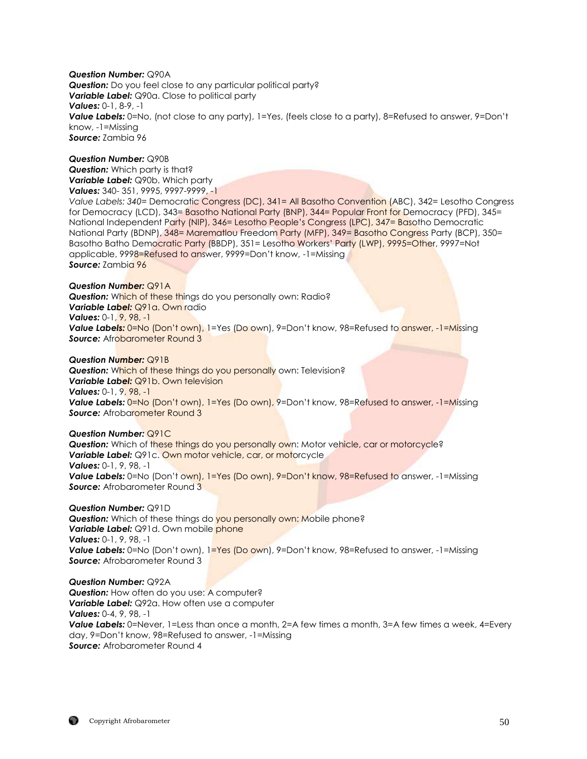***Question Number:*** Q90A
***Question:*** Do you feel close to any particular political party?
***Variable Label:*** Q90a. Close to political party
***Values:*** 0-1, 8-9, -1
***Value Labels:*** 0=No, (not close to any party), 1=Yes, (feels close to a party), 8=Refused to answer, 9=Don't know, -1=Missing
***Source:*** Zambia 96

***Question Number:*** Q90B
***Question:*** Which party is that?
***Variable Label:*** Q90b. Which party
***Values:*** 340- 351, 9995, 9997-9999, -1
*Value Labels: 340*= Democratic Congress (DC), 341= All Basotho Convention (ABC), 342= Lesotho Congress for Democracy (LCD), 343= Basotho National Party (BNP), 344= Popular Front for Democracy (PFD), 345= National Independent Party (NIP), 346= Lesotho People's Congress (LPC), 347= Basotho Democratic National Party (BDNP), 348= Marematlou Freedom Party (MFP), 349= Basotho Congress Party (BCP), 350= Basotho Batho Democratic Party (BBDP), 351= Lesotho Workers' Party (LWP), 9995=Other, 9997=Not applicable, 9998=Refused to answer, 9999=Don't know, -1=Missing
***Source:*** Zambia 96

***Question Number:*** Q91A
***Question:*** Which of these things do you personally own: Radio?
***Variable Label:*** Q91a. Own radio
***Values:*** 0-1, 9, 98, -1
***Value Labels:*** 0=No (Don't own), 1=Yes (Do own), 9=Don't know, 98=Refused to answer, -1=Missing
***Source:*** Afrobarometer Round 3

***Question Number:*** Q91B
***Question:*** Which of these things do you personally own: Television?
***Variable Label:*** Q91b. Own television
***Values:*** 0-1, 9, 98, -1
***Value Labels:*** 0=No (Don't own), 1=Yes (Do own), 9=Don't know, 98=Refused to answer, -1=Missing
***Source:*** Afrobarometer Round 3

***Question Number:*** Q91C
***Question:*** Which of these things do you personally own: Motor vehicle, car or motorcycle?
***Variable Label:*** Q91c. Own motor vehicle, car, or motorcycle
***Values:*** 0-1, 9, 98, -1
***Value Labels:*** 0=No (Don't own), 1=Yes (Do own), 9=Don't know, 98=Refused to answer, -1=Missing
***Source:*** Afrobarometer Round 3

***Question Number:*** Q91D
***Question:*** Which of these things do you personally own: Mobile phone?
***Variable Label:*** Q91d. Own mobile phone
***Values:*** 0-1, 9, 98, -1
***Value Labels:*** 0=No (Don't own), 1=Yes (Do own), 9=Don't know, 98=Refused to answer, -1=Missing
***Source:*** Afrobarometer Round 3

***Question Number:*** Q92A
***Question:*** How often do you use: A computer?
***Variable Label:*** Q92a. How often use a computer
***Values:*** 0-4, 9, 98, -1
***Value Labels:*** 0=Never, 1=Less than once a month, 2=A few times a month, 3=A few times a week, 4=Every day, 9=Don't know, 98=Refused to answer, -1=Missing
***Source:*** Afrobarometer Round 4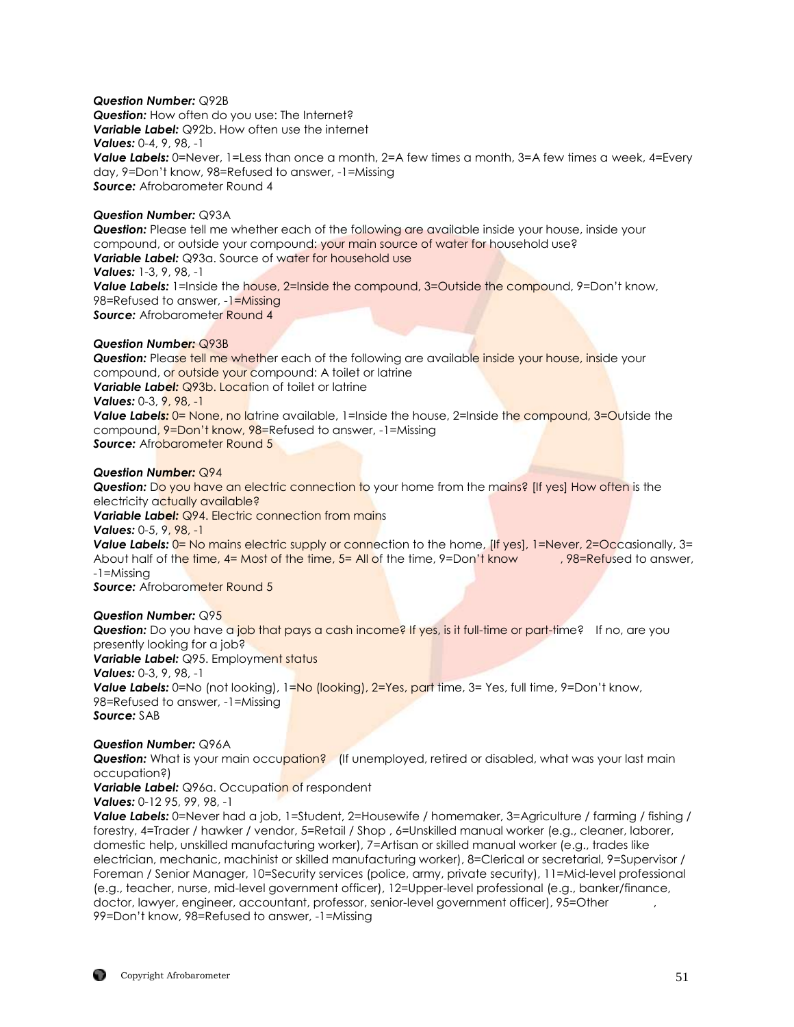***Question Number:*** Q92B
***Question:*** How often do you use: The Internet?
***Variable Label:*** Q92b. How often use the internet
***Values:*** 0-4, 9, 98, -1
***Value Labels:*** 0=Never, 1=Less than once a month, 2=A few times a month, 3=A few times a week, 4=Every day, 9=Don't know, 98=Refused to answer, -1=Missing
***Source:*** Afrobarometer Round 4

***Question Number:*** Q93A
***Question:*** Please tell me whether each of the following are available inside your house, inside your compound, or outside your compound: your main source of water for household use?
***Variable Label:*** Q93a. Source of water for household use
***Values:*** 1-3, 9, 98, -1
***Value Labels:*** 1=Inside the house, 2=Inside the compound, 3=Outside the compound, 9=Don't know, 98=Refused to answer, -1=Missing
***Source:*** Afrobarometer Round 4

***Question Number:*** Q93B
***Question:*** Please tell me whether each of the following are available inside your house, inside your compound, or outside your compound: A toilet or latrine
***Variable Label:*** Q93b. Location of toilet or latrine
***Values:*** 0-3, 9, 98, -1
***Value Labels:*** 0= None, no latrine available, 1=Inside the house, 2=Inside the compound, 3=Outside the compound, 9=Don't know, 98=Refused to answer, -1=Missing
***Source:*** Afrobarometer Round 5

***Question Number:*** Q94
***Question:*** Do you have an electric connection to your home from the mains? [If yes] How often is the electricity actually available?
***Variable Label:*** Q94. Electric connection from mains
***Values:*** 0-5, 9, 98, -1
***Value Labels:*** 0= No mains electric supply or connection to the home, [If yes], 1=Never, 2=Occasionally, 3= About half of the time, 4= Most of the time, 5= All of the time, 9=Don't know , 98=Refused to answer, -1=Missing
***Source:*** Afrobarometer Round 5

***Question Number:*** Q95
***Question:*** Do you have a job that pays a cash income? If yes, is it full-time or part-time? If no, are you presently looking for a job?
***Variable Label:*** Q95. Employment status
***Values:*** 0-3, 9, 98, -1
***Value Labels:*** 0=No (not looking), 1=No (looking), 2=Yes, part time, 3= Yes, full time, 9=Don't know, 98=Refused to answer, -1=Missing
***Source:*** SAB

***Question Number:*** Q96A
***Question:*** What is your main occupation? (If unemployed, retired or disabled, what was your last main occupation?)
***Variable Label:*** Q96a. Occupation of respondent
***Values:*** 0-12 95, 99, 98, -1
***Value Labels:*** 0=Never had a job, 1=Student, 2=Housewife / homemaker, 3=Agriculture / farming / fishing / forestry, 4=Trader / hawker / vendor, 5=Retail / Shop , 6=Unskilled manual worker (e.g., cleaner, laborer, domestic help, unskilled manufacturing worker), 7=Artisan or skilled manual worker (e.g., trades like electrician, mechanic, machinist or skilled manufacturing worker), 8=Clerical or secretarial, 9=Supervisor / Foreman / Senior Manager, 10=Security services (police, army, private security), 11=Mid-level professional (e.g., teacher, nurse, mid-level government officer), 12=Upper-level professional (e.g., banker/finance, doctor, lawyer, engineer, accountant, professor, senior-level government officer), 95=Other , 99=Don't know, 98=Refused to answer, -1=Missing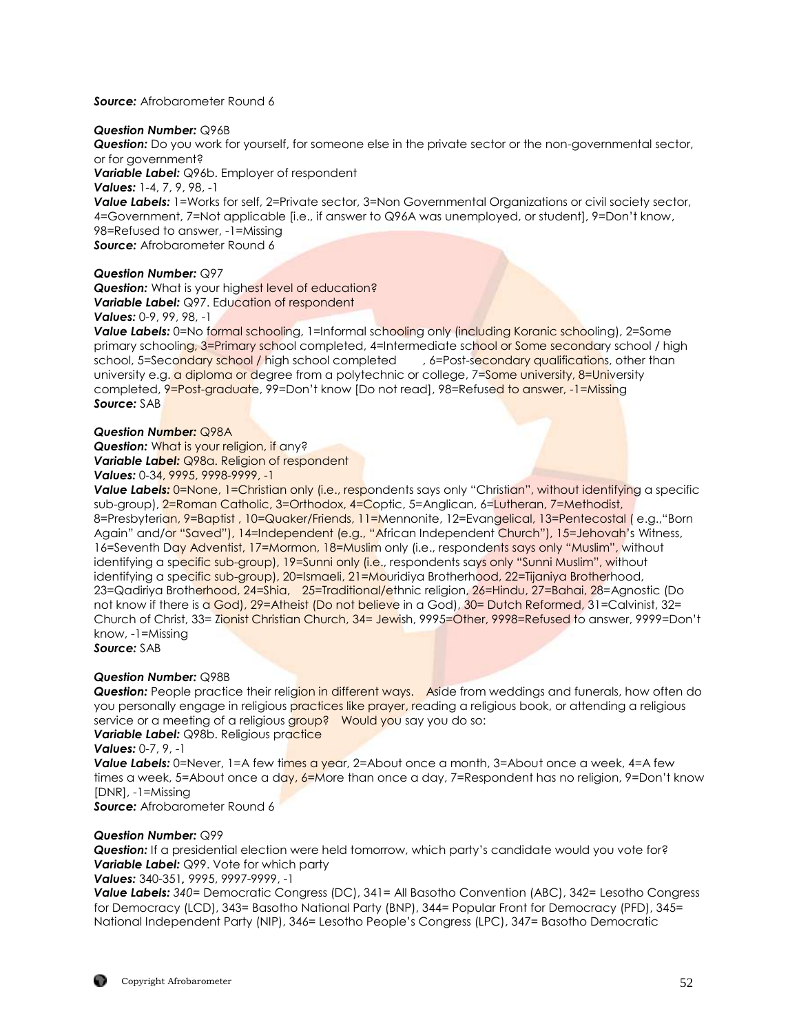***Source:*** Afrobarometer Round 6

***Question Number:*** Q96B
***Question:*** Do you work for yourself, for someone else in the private sector or the non-governmental sector, or for government?
***Variable Label:*** Q96b. Employer of respondent
***Values:*** 1-4, 7, 9, 98, -1
***Value Labels:*** 1=Works for self, 2=Private sector, 3=Non Governmental Organizations or civil society sector, 4=Government, 7=Not applicable [i.e., if answer to Q96A was unemployed, or student], 9=Don't know, 98=Refused to answer, -1=Missing
***Source:*** Afrobarometer Round 6

***Question Number:*** Q97
***Question:*** What is your highest level of education?
***Variable Label:*** Q97. Education of respondent
***Values:*** 0-9, 99, 98, -1
***Value Labels:*** 0=No formal schooling, 1=Informal schooling only (including Koranic schooling), 2=Some primary schooling, 3=Primary school completed, 4=Intermediate school or Some secondary school / high school, 5=Secondary school / high school completed , 6=Post-secondary qualifications, other than university e.g. a diploma or degree from a polytechnic or college, 7=Some university, 8=University completed, 9=Post-graduate, 99=Don't know [Do not read], 98=Refused to answer, -1=Missing
***Source:*** SAB

***Question Number:*** Q98A
***Question:*** What is your religion, if any?
***Variable Label:*** Q98a. Religion of respondent
***Values:*** 0-34, 9995, 9998-9999, -1
***Value Labels:*** 0=None, 1=Christian only (i.e., respondents says only "Christian", without identifying a specific sub-group), 2=Roman Catholic, 3=Orthodox, 4=Coptic, 5=Anglican, 6=Lutheran, 7=Methodist, 8=Presbyterian, 9=Baptist , 10=Quaker/Friends, 11=Mennonite, 12=Evangelical, 13=Pentecostal ( e.g.,"Born Again" and/or "Saved"), 14=Independent (e.g., "African Independent Church"), 15=Jehovah's Witness, 16=Seventh Day Adventist, 17=Mormon, 18=Muslim only (i.e., respondents says only "Muslim", without identifying a specific sub-group), 19=Sunni only (i.e., respondents says only "Sunni Muslim", without identifying a specific sub-group), 20=Ismaeli, 21=Mouridiya Brotherhood, 22=Tijaniya Brotherhood, 23=Qadiriya Brotherhood, 24=Shia, 25=Traditional/ethnic religion, 26=Hindu, 27=Bahai, 28=Agnostic (Do not know if there is a God), 29=Atheist (Do not believe in a God), 30= Dutch Reformed, 31=Calvinist, 32= Church of Christ, 33= Zionist Christian Church, 34= Jewish, 9995=Other, 9998=Refused to answer, 9999=Don't know, -1=Missing
***Source:*** SAB

***Question Number:*** Q98B
***Question:*** People practice their religion in different ways. Aside from weddings and funerals, how often do you personally engage in religious practices like prayer, reading a religious book, or attending a religious service or a meeting of a religious group? Would you say you do so:
***Variable Label:*** Q98b. Religious practice
***Values:*** 0-7, 9, -1
***Value Labels:*** 0=Never, 1=A few times a year, 2=About once a month, 3=About once a week, 4=A few times a week, 5=About once a day, 6=More than once a day, 7=Respondent has no religion, 9=Don't know [DNR], -1=Missing
***Source:*** Afrobarometer Round 6

***Question Number:*** Q99
***Question:*** If a presidential election were held tomorrow, which party's candidate would you vote for?
***Variable Label:*** Q99. Vote for which party
***Values:*** 340-351, 9995, 9997-9999, -1
***Value Labels:*** *340*= Democratic Congress (DC), 341= All Basotho Convention (ABC), 342= Lesotho Congress for Democracy (LCD), 343= Basotho National Party (BNP), 344= Popular Front for Democracy (PFD), 345= National Independent Party (NIP), 346= Lesotho People's Congress (LPC), 347= Basotho Democratic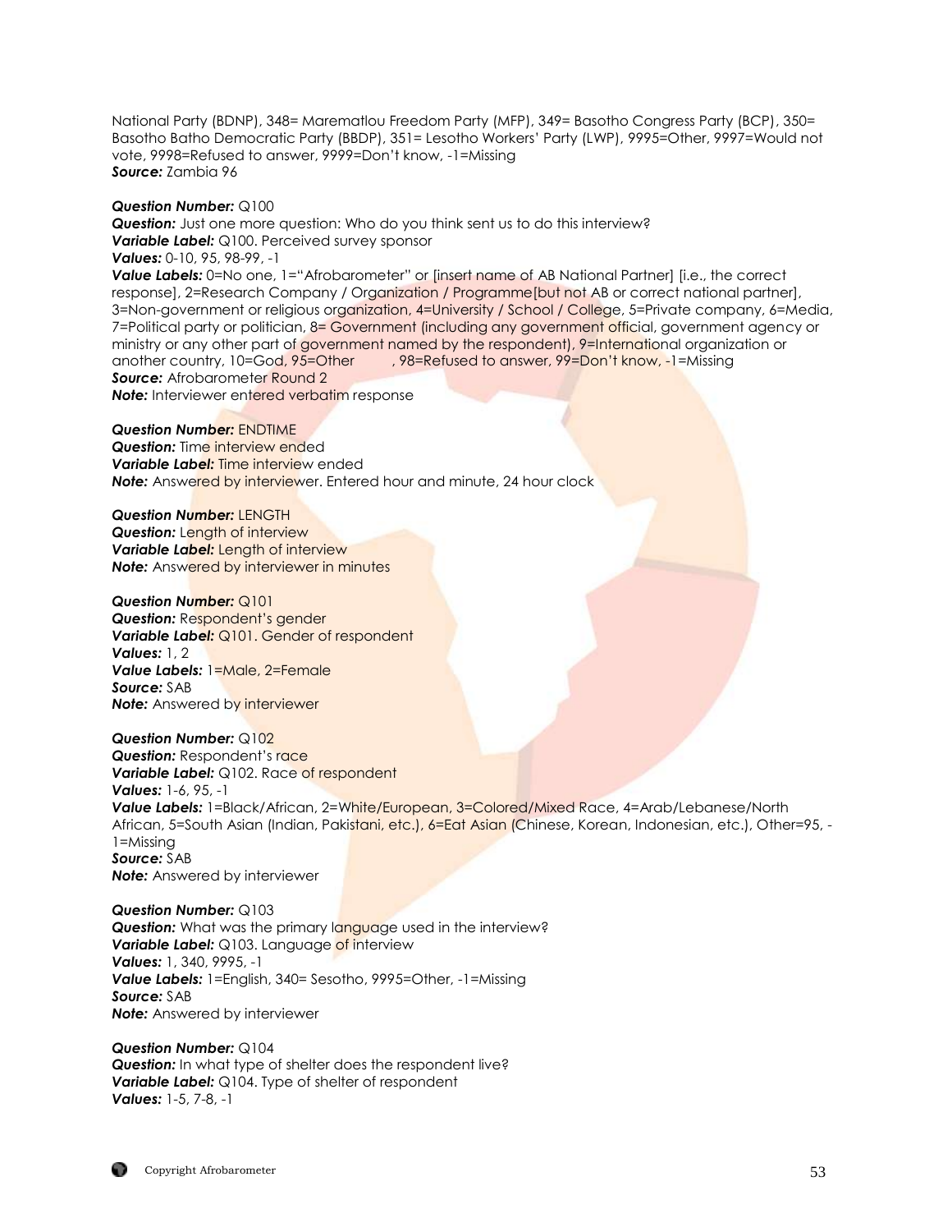National Party (BDNP), 348= Marematlou Freedom Party (MFP), 349= Basotho Congress Party (BCP), 350= Basotho Batho Democratic Party (BBDP), 351= Lesotho Workers' Party (LWP), 9995=Other, 9997=Would not vote, 9998=Refused to answer, 9999=Don't know, -1=Missing
***Source:*** Zambia 96

***Question Number:*** Q100
***Question:*** Just one more question: Who do you think sent us to do this interview?
***Variable Label:*** Q100. Perceived survey sponsor
***Values:*** 0-10, 95, 98-99, -1
***Value Labels:*** 0=No one, 1="Afrobarometer" or [insert name of AB National Partner] [i.e., the correct response], 2=Research Company / Organization / Programme[but not AB or correct national partner], 3=Non-government or religious organization, 4=University / School / College, 5=Private company, 6=Media, 7=Political party or politician, 8= Government (including any government official, government agency or ministry or any other part of government named by the respondent), 9=International organization or another country, 10=God, 95=Other , 98=Refused to answer, 99=Don't know, -1=Missing
***Source:*** Afrobarometer Round 2
***Note:*** Interviewer entered verbatim response

***Question Number:*** ENDTIME
***Question:*** Time interview ended
***Variable Label:*** Time interview ended
***Note:*** Answered by interviewer. Entered hour and minute, 24 hour clock

***Question Number:*** LENGTH
***Question:*** Length of interview
***Variable Label:*** Length of interview
***Note:*** Answered by interviewer in minutes

***Question Number:*** Q101
***Question:*** Respondent's gender
***Variable Label:*** Q101. Gender of respondent
***Values:*** 1, 2
***Value Labels:*** 1=Male, 2=Female
***Source:*** SAB
***Note:*** Answered by interviewer

***Question Number:*** Q102
***Question:*** Respondent's race
***Variable Label:*** Q102. Race of respondent
***Values:*** 1-6, 95, -1
***Value Labels:*** 1=Black/African, 2=White/European, 3=Colored/Mixed Race, 4=Arab/Lebanese/North African, 5=South Asian (Indian, Pakistani, etc.), 6=Eat Asian (Chinese, Korean, Indonesian, etc.), Other=95, -1=Missing
***Source:*** SAB
***Note:*** Answered by interviewer

***Question Number:*** Q103
***Question:*** What was the primary language used in the interview?
***Variable Label:*** Q103. Language of interview
***Values:*** 1, 340, 9995, -1
***Value Labels:*** 1=English, 340= Sesotho, 9995=Other, -1=Missing
***Source:*** SAB
***Note:*** Answered by interviewer

***Question Number:*** Q104
***Question:*** In what type of shelter does the respondent live?
***Variable Label:*** Q104. Type of shelter of respondent
***Values:*** 1-5, 7-8, -1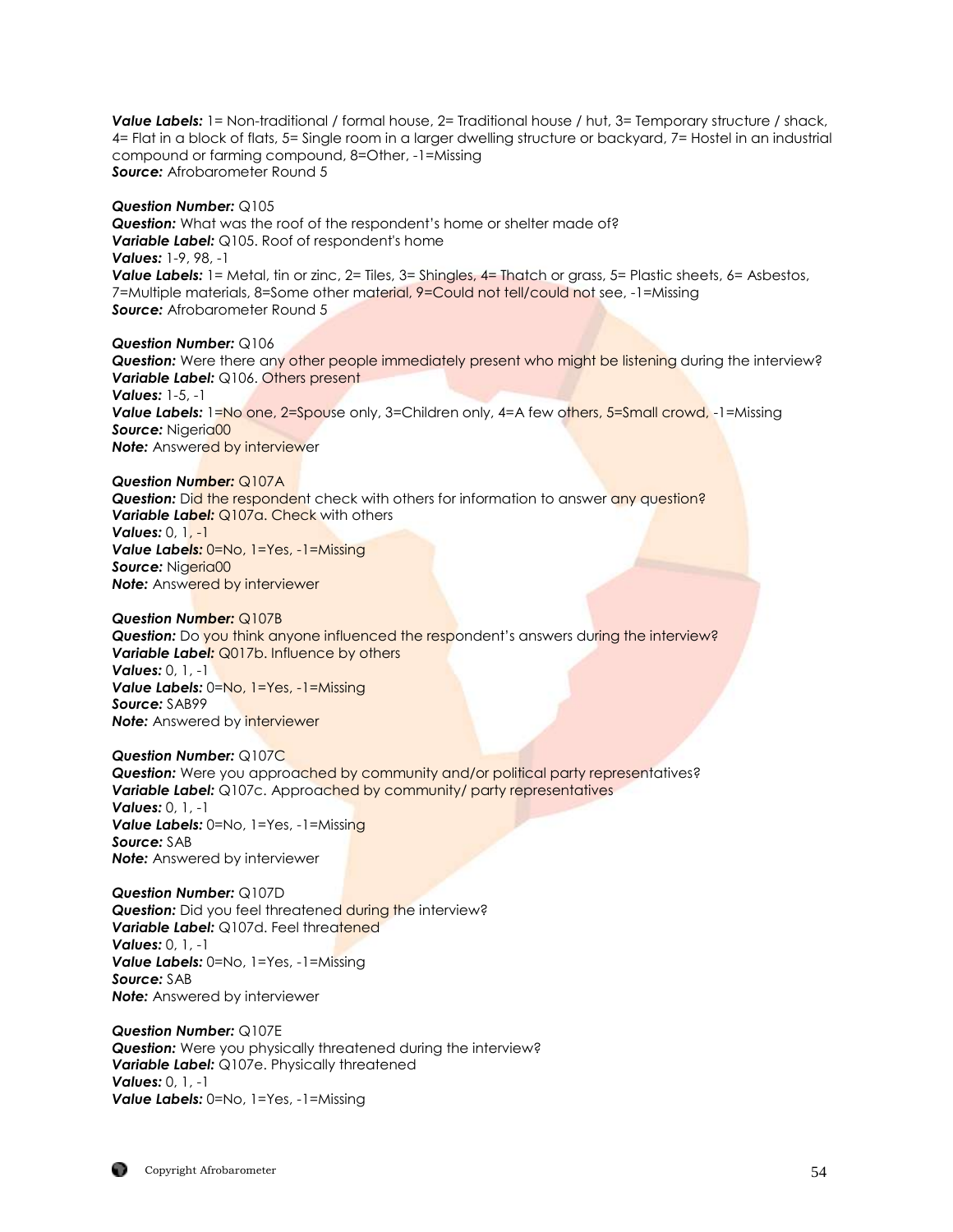***Value Labels:*** 1= Non-traditional / formal house, 2= Traditional house / hut, 3= Temporary structure / shack, 4= Flat in a block of flats, 5= Single room in a larger dwelling structure or backyard, 7= Hostel in an industrial compound or farming compound, 8=Other, -1=Missing
***Source:*** Afrobarometer Round 5

***Question Number:*** Q105
***Question:*** What was the roof of the respondent's home or shelter made of?
***Variable Label:*** Q105. Roof of respondent's home
***Values:*** 1-9, 98, -1
***Value Labels:*** 1= Metal, tin or zinc, 2= Tiles, 3= Shingles, 4= Thatch or grass, 5= Plastic sheets, 6= Asbestos, 7=Multiple materials, 8=Some other material, 9=Could not tell/could not see, -1=Missing
***Source:*** Afrobarometer Round 5

***Question Number:*** Q106
***Question:*** Were there any other people immediately present who might be listening during the interview?
***Variable Label:*** Q106. Others present
***Values:*** 1-5, -1
***Value Labels:*** 1=No one, 2=Spouse only, 3=Children only, 4=A few others, 5=Small crowd, -1=Missing
***Source:*** Nigeria00
***Note:*** Answered by interviewer

***Question Number:*** Q107A
***Question:*** Did the respondent check with others for information to answer any question?
***Variable Label:*** Q107a. Check with others
***Values:*** 0, 1, -1
***Value Labels:*** 0=No, 1=Yes, -1=Missing
***Source:*** Nigeria00
***Note:*** Answered by interviewer

***Question Number:*** Q107B
***Question:*** Do you think anyone influenced the respondent's answers during the interview?
***Variable Label:*** Q017b. Influence by others
***Values:*** 0, 1, -1
***Value Labels:*** 0=No, 1=Yes, -1=Missing
***Source:*** SAB99
***Note:*** Answered by interviewer

***Question Number:*** Q107C
***Question:*** Were you approached by community and/or political party representatives?
***Variable Label:*** Q107c. Approached by community/ party representatives
***Values:*** 0, 1, -1
***Value Labels:*** 0=No, 1=Yes, -1=Missing
***Source:*** SAB
***Note:*** Answered by interviewer

***Question Number:*** Q107D
***Question:*** Did you feel threatened during the interview?
***Variable Label:*** Q107d. Feel threatened
***Values:*** 0, 1, -1
***Value Labels:*** 0=No, 1=Yes, -1=Missing
***Source:*** SAB
***Note:*** Answered by interviewer

***Question Number:*** Q107E
***Question:*** Were you physically threatened during the interview?
***Variable Label:*** Q107e. Physically threatened
***Values:*** 0, 1, -1
***Value Labels:*** 0=No, 1=Yes, -1=Missing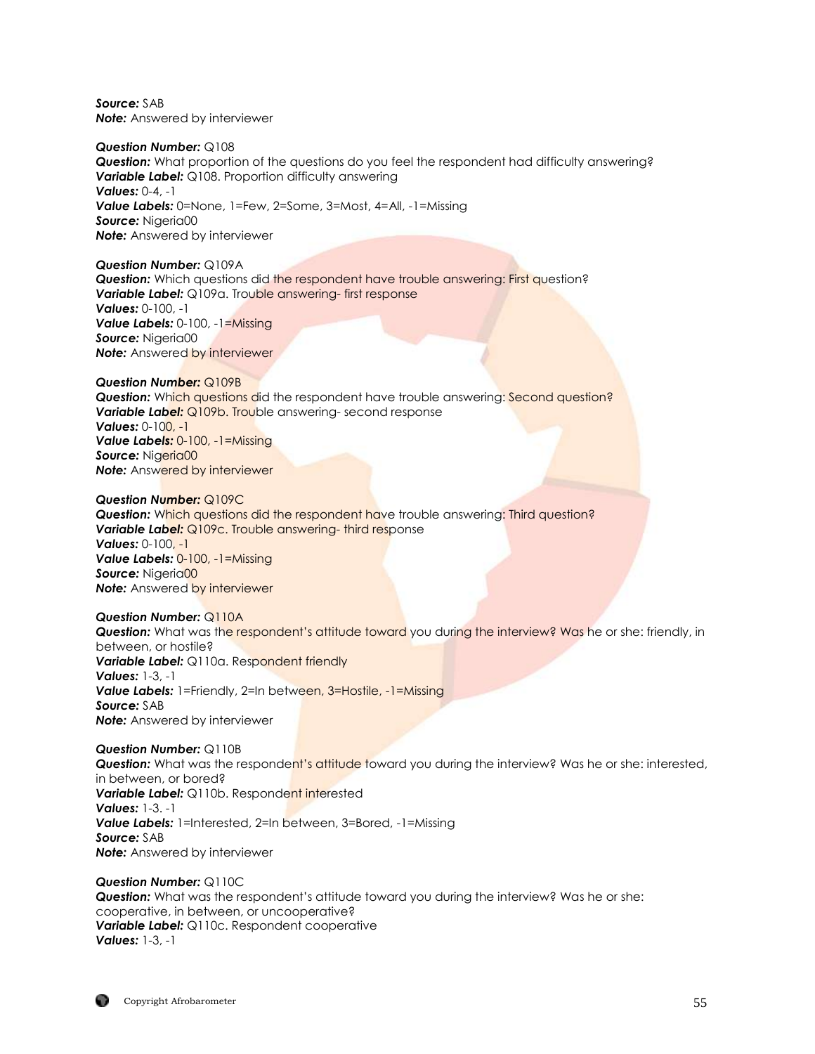***Source:*** SAB
***Note:*** Answered by interviewer

***Question Number:*** Q108
***Question:*** What proportion of the questions do you feel the respondent had difficulty answering?
***Variable Label:*** Q108. Proportion difficulty answering
***Values:*** 0-4, -1
***Value Labels:*** 0=None, 1=Few, 2=Some, 3=Most, 4=All, -1=Missing
***Source:*** Nigeria00
***Note:*** Answered by interviewer

***Question Number:*** Q109A
***Question:*** Which questions did the respondent have trouble answering: First question?
***Variable Label:*** Q109a. Trouble answering- first response
***Values:*** 0-100, -1
***Value Labels:*** 0-100, -1=Missing
***Source:*** Nigeria00
***Note:*** Answered by interviewer

***Question Number:*** Q109B
***Question:*** Which questions did the respondent have trouble answering: Second question?
***Variable Label:*** Q109b. Trouble answering- second response
***Values:*** 0-100, -1
***Value Labels:*** 0-100, -1=Missing
***Source:*** Nigeria00
***Note:*** Answered by interviewer

***Question Number:*** Q109C
***Question:*** Which questions did the respondent have trouble answering: Third question?
***Variable Label:*** Q109c. Trouble answering- third response
***Values:*** 0-100, -1
***Value Labels:*** 0-100, -1=Missing
***Source:*** Nigeria00
***Note:*** Answered by interviewer

***Question Number:*** Q110A
***Question:*** What was the respondent's attitude toward you during the interview? Was he or she: friendly, in between, or hostile?
***Variable Label:*** Q110a. Respondent friendly
***Values:*** 1-3, -1
***Value Labels:*** 1=Friendly, 2=In between, 3=Hostile, -1=Missing
***Source:*** SAB
***Note:*** Answered by interviewer

***Question Number:*** Q110B
***Question:*** What was the respondent's attitude toward you during the interview? Was he or she: interested, in between, or bored?
***Variable Label:*** Q110b. Respondent interested
***Values:*** 1-3. -1
***Value Labels:*** 1=Interested, 2=In between, 3=Bored, -1=Missing
***Source:*** SAB
***Note:*** Answered by interviewer

***Question Number:*** Q110C
***Question:*** What was the respondent's attitude toward you during the interview? Was he or she: cooperative, in between, or uncooperative?
***Variable Label:*** Q110c. Respondent cooperative
***Values:*** 1-3, -1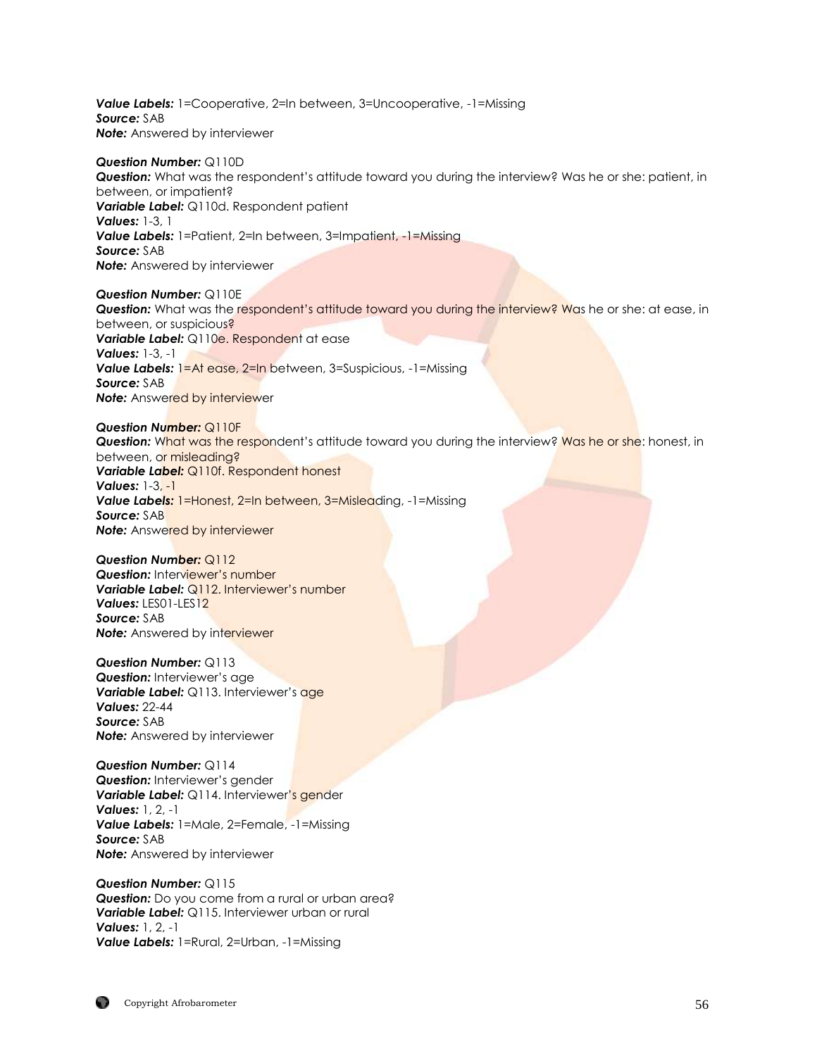***Value Labels:*** 1=Cooperative, 2=In between, 3=Uncooperative, -1=Missing
***Source:*** SAB
***Note:*** Answered by interviewer

***Question Number:*** Q110D
***Question:*** What was the respondent's attitude toward you during the interview? Was he or she: patient, in between, or impatient?
***Variable Label:*** Q110d. Respondent patient
***Values:*** 1-3, 1
***Value Labels:*** 1=Patient, 2=In between, 3=Impatient, -1=Missing
***Source:*** SAB
***Note:*** Answered by interviewer

***Question Number:*** Q110E
***Question:*** What was the respondent's attitude toward you during the interview? Was he or she: at ease, in between, or suspicious?
***Variable Label:*** Q110e. Respondent at ease
***Values:*** 1-3, -1
***Value Labels:*** 1=At ease, 2=In between, 3=Suspicious, -1=Missing
***Source:*** SAB
***Note:*** Answered by interviewer

***Question Number:*** Q110F
***Question:*** What was the respondent's attitude toward you during the interview? Was he or she: honest, in between, or misleading?
***Variable Label:*** Q110f. Respondent honest
***Values:*** 1-3, -1
***Value Labels:*** 1=Honest, 2=In between, 3=Misleading, -1=Missing
***Source:*** SAB
***Note:*** Answered by interviewer

***Question Number:*** Q112
***Question:*** Interviewer's number
***Variable Label:*** Q112. Interviewer's number
***Values:*** LES01-LES12
***Source:*** SAB
***Note:*** Answered by interviewer

***Question Number:*** Q113
***Question:*** Interviewer's age
***Variable Label:*** Q113. Interviewer's age
***Values:*** 22-44
***Source:*** SAB
***Note:*** Answered by interviewer

***Question Number:*** Q114
***Question:*** Interviewer's gender
***Variable Label:*** Q114. Interviewer's gender
***Values:*** 1, 2, -1
***Value Labels:*** 1=Male, 2=Female, -1=Missing
***Source:*** SAB
***Note:*** Answered by interviewer

***Question Number:*** Q115
***Question:*** Do you come from a rural or urban area?
***Variable Label:*** Q115. Interviewer urban or rural
***Values:*** 1, 2, -1
***Value Labels:*** 1=Rural, 2=Urban, -1=Missing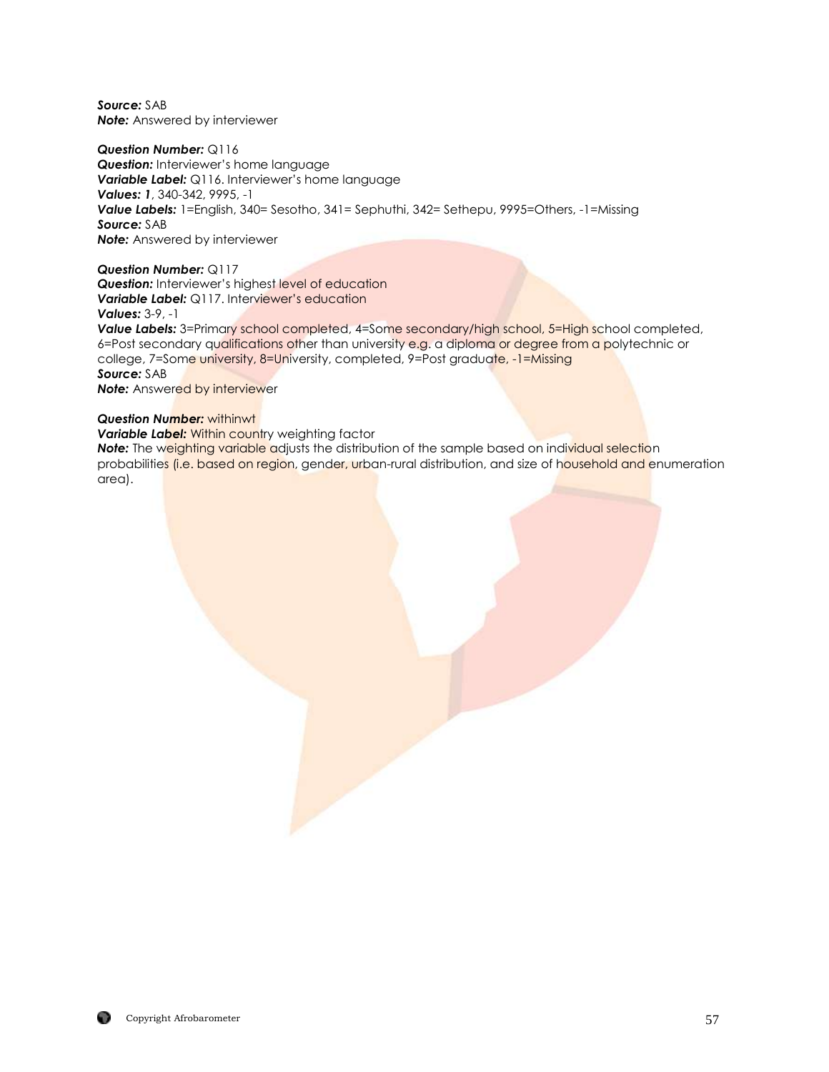***Source:*** SAB
***Note:*** Answered by interviewer

***Question Number:*** Q116
***Question:*** Interviewer's home language
***Variable Label:*** Q116. Interviewer's home language
***Values: 1***, 340-342, 9995, -1
***Value Labels:*** 1=English, 340= Sesotho, 341= Sephuthi, 342= Sethepu, 9995=Others, -1=Missing
***Source:*** SAB
***Note:*** Answered by interviewer

***Question Number:*** Q117
***Question:*** Interviewer's highest level of education
***Variable Label:*** Q117. Interviewer's education
***Values:*** 3-9, -1
***Value Labels:*** 3=Primary school completed, 4=Some secondary/high school, 5=High school completed, 6=Post secondary qualifications other than university e.g. a diploma or degree from a polytechnic or college, 7=Some university, 8=University, completed, 9=Post graduate, -1=Missing
***Source:*** SAB
***Note:*** Answered by interviewer

***Question Number:*** withinwt
***Variable Label:*** Within country weighting factor
***Note:*** The weighting variable adjusts the distribution of the sample based on individual selection probabilities (i.e. based on region, gender, urban-rural distribution, and size of household and enumeration area).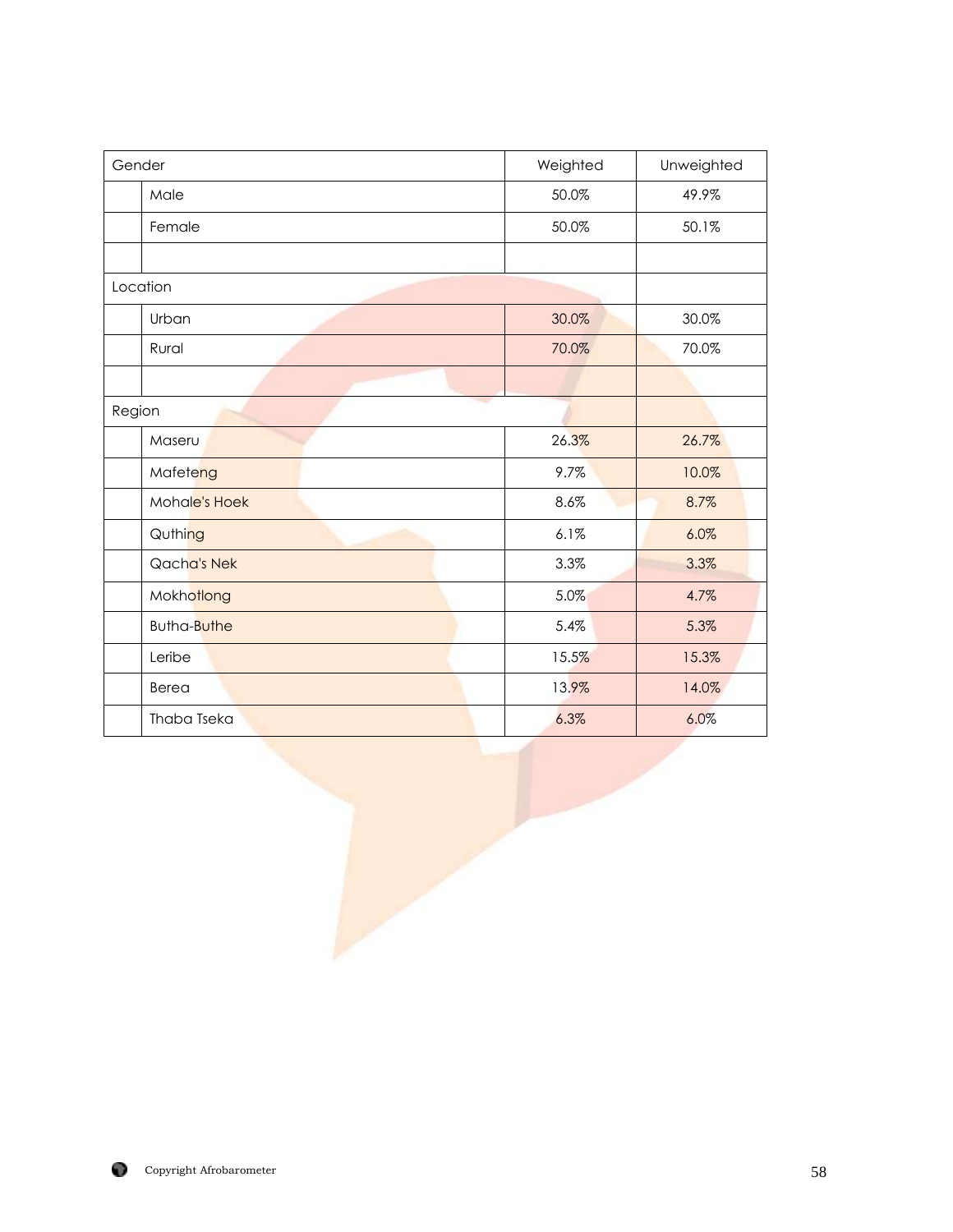| Gender | | Weighted | Unweighted |
|---|---|---|---|
| | Male | 50.0% | 49.9% |
| | Female | 50.0% | 50.1% |
| | | | |
| Location | | | |
| | Urban | 30.0% | 30.0% |
| | Rural | 70.0% | 70.0% |
| | | | |
| Region | | | |
| | Maseru | 26.3% | 26.7% |
| | Mafeteng | 9.7% | 10.0% |
| | Mohale's Hoek | 8.6% | 8.7% |
| | Quthing | 6.1% | 6.0% |
| | Qacha's Nek | 3.3% | 3.3% |
| | Mokhotlong | 5.0% | 4.7% |
| | Butha-Buthe | 5.4% | 5.3% |
| | Leribe | 15.5% | 15.3% |
| | Berea | 13.9% | 14.0% |
| | Thaba Tseka | 6.3% | 6.0% |

Copyright Afrobarometer